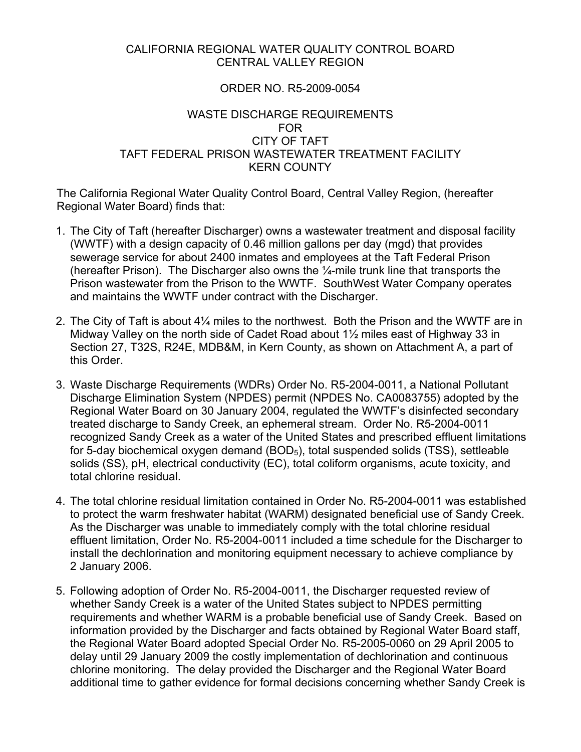CALIFORNIA REGIONAL WATER QUALITY CONTROL BOARD
CENTRAL VALLEY REGION

ORDER NO. R5-2009-0054

WASTE DISCHARGE REQUIREMENTS
FOR
CITY OF TAFT
TAFT FEDERAL PRISON WASTEWATER TREATMENT FACILITY
KERN COUNTY

The California Regional Water Quality Control Board, Central Valley Region, (hereafter Regional Water Board) finds that:

1. The City of Taft (hereafter Discharger) owns a wastewater treatment and disposal facility (WWTF) with a design capacity of 0.46 million gallons per day (mgd) that provides sewerage service for about 2400 inmates and employees at the Taft Federal Prison (hereafter Prison). The Discharger also owns the ¼-mile trunk line that transports the Prison wastewater from the Prison to the WWTF. SouthWest Water Company operates and maintains the WWTF under contract with the Discharger.

2. The City of Taft is about 4¼ miles to the northwest. Both the Prison and the WWTF are in Midway Valley on the north side of Cadet Road about 1½ miles east of Highway 33 in Section 27, T32S, R24E, MDB&M, in Kern County, as shown on Attachment A, a part of this Order.

3. Waste Discharge Requirements (WDRs) Order No. R5-2004-0011, a National Pollutant Discharge Elimination System (NPDES) permit (NPDES No. CA0083755) adopted by the Regional Water Board on 30 January 2004, regulated the WWTF's disinfected secondary treated discharge to Sandy Creek, an ephemeral stream. Order No. R5-2004-0011 recognized Sandy Creek as a water of the United States and prescribed effluent limitations for 5-day biochemical oxygen demand ($BOD_5$), total suspended solids (TSS), settleable solids (SS), pH, electrical conductivity (EC), total coliform organisms, acute toxicity, and total chlorine residual.

4. The total chlorine residual limitation contained in Order No. R5-2004-0011 was established to protect the warm freshwater habitat (WARM) designated beneficial use of Sandy Creek. As the Discharger was unable to immediately comply with the total chlorine residual effluent limitation, Order No. R5-2004-0011 included a time schedule for the Discharger to install the dechlorination and monitoring equipment necessary to achieve compliance by 2 January 2006.

5. Following adoption of Order No. R5-2004-0011, the Discharger requested review of whether Sandy Creek is a water of the United States subject to NPDES permitting requirements and whether WARM is a probable beneficial use of Sandy Creek. Based on information provided by the Discharger and facts obtained by Regional Water Board staff, the Regional Water Board adopted Special Order No. R5-2005-0060 on 29 April 2005 to delay until 29 January 2009 the costly implementation of dechlorination and continuous chlorine monitoring. The delay provided the Discharger and the Regional Water Board additional time to gather evidence for formal decisions concerning whether Sandy Creek is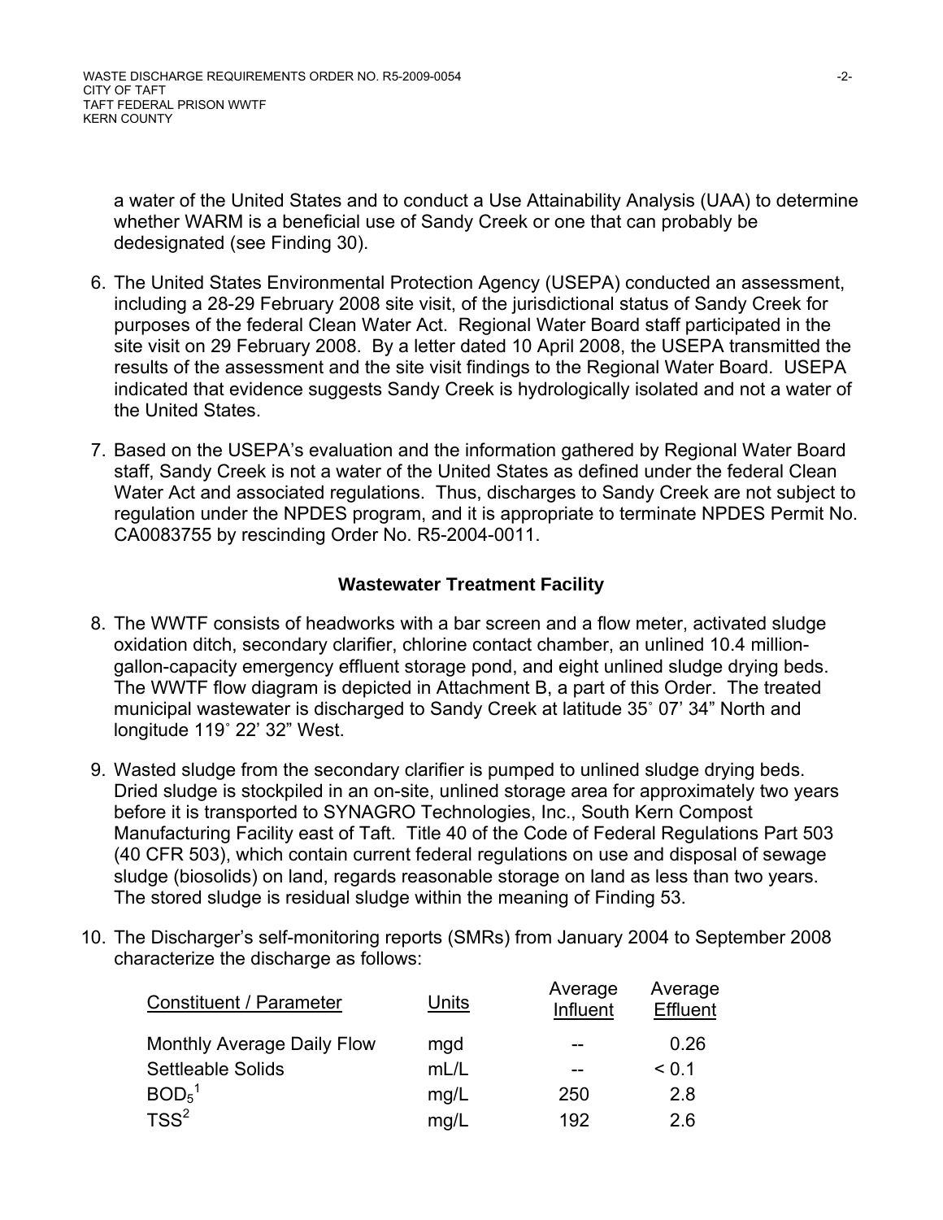a water of the United States and to conduct a Use Attainability Analysis (UAA) to determine whether WARM is a beneficial use of Sandy Creek or one that can probably be dedesignated (see Finding 30).

6. The United States Environmental Protection Agency (USEPA) conducted an assessment, including a 28-29 February 2008 site visit, of the jurisdictional status of Sandy Creek for purposes of the federal Clean Water Act. Regional Water Board staff participated in the site visit on 29 February 2008. By a letter dated 10 April 2008, the USEPA transmitted the results of the assessment and the site visit findings to the Regional Water Board. USEPA indicated that evidence suggests Sandy Creek is hydrologically isolated and not a water of the United States.

7. Based on the USEPA's evaluation and the information gathered by Regional Water Board staff, Sandy Creek is not a water of the United States as defined under the federal Clean Water Act and associated regulations. Thus, discharges to Sandy Creek are not subject to regulation under the NPDES program, and it is appropriate to terminate NPDES Permit No. CA0083755 by rescinding Order No. R5-2004-0011.

### Wastewater Treatment Facility

8. The WWTF consists of headworks with a bar screen and a flow meter, activated sludge oxidation ditch, secondary clarifier, chlorine contact chamber, an unlined 10.4 million-gallon-capacity emergency effluent storage pond, and eight unlined sludge drying beds. The WWTF flow diagram is depicted in Attachment B, a part of this Order. The treated municipal wastewater is discharged to Sandy Creek at latitude 35˚ 07' 34" North and longitude 119˚ 22' 32" West.

9. Wasted sludge from the secondary clarifier is pumped to unlined sludge drying beds. Dried sludge is stockpiled in an on-site, unlined storage area for approximately two years before it is transported to SYNAGRO Technologies, Inc., South Kern Compost Manufacturing Facility east of Taft. Title 40 of the Code of Federal Regulations Part 503 (40 CFR 503), which contain current federal regulations on use and disposal of sewage sludge (biosolids) on land, regards reasonable storage on land as less than two years. The stored sludge is residual sludge within the meaning of Finding 53.

10. The Discharger's self-monitoring reports (SMRs) from January 2004 to September 2008 characterize the discharge as follows:

| Constituent / Parameter | Units | Average Influent | Average Effluent |
|---|---|---|---|
| Monthly Average Daily Flow | mgd | -- | 0.26 |
| Settleable Solids | mL/L | -- | < 0.1 |
| $BOD_5$[1] | mg/L | 250 | 2.8 |
| TSS[2] | mg/L | 192 | 2.6 |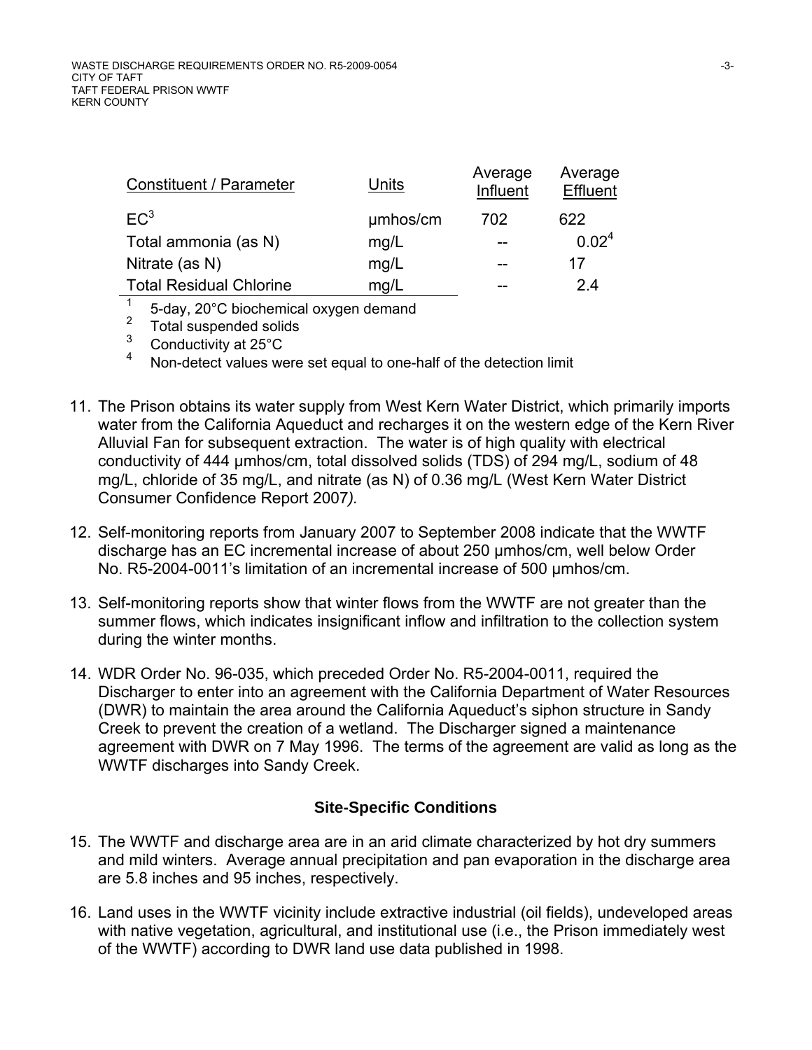| Constituent / Parameter | Units | Average Influent | Average Effluent |
|---|---|---|---|
| EC[3] | µmhos/cm | 702 | 622 |
| Total ammonia (as N) | mg/L | -- | 0.02[4] |
| Nitrate (as N) | mg/L | -- | 17 |
| Total Residual Chlorine | mg/L | -- | 2.4 |

[1] 5-day, 20°C biochemical oxygen demand
[2] Total suspended solids
[3] Conductivity at 25°C
[4] Non-detect values were set equal to one-half of the detection limit

11. The Prison obtains its water supply from West Kern Water District, which primarily imports water from the California Aqueduct and recharges it on the western edge of the Kern River Alluvial Fan for subsequent extraction. The water is of high quality with electrical conductivity of 444 µmhos/cm, total dissolved solids (TDS) of 294 mg/L, sodium of 48 mg/L, chloride of 35 mg/L, and nitrate (as N) of 0.36 mg/L (West Kern Water District Consumer Confidence Report 2007*).*

12. Self-monitoring reports from January 2007 to September 2008 indicate that the WWTF discharge has an EC incremental increase of about 250 µmhos/cm, well below Order No. R5-2004-0011's limitation of an incremental increase of 500 µmhos/cm.

13. Self-monitoring reports show that winter flows from the WWTF are not greater than the summer flows, which indicates insignificant inflow and infiltration to the collection system during the winter months.

14. WDR Order No. 96-035, which preceded Order No. R5-2004-0011, required the Discharger to enter into an agreement with the California Department of Water Resources (DWR) to maintain the area around the California Aqueduct's siphon structure in Sandy Creek to prevent the creation of a wetland. The Discharger signed a maintenance agreement with DWR on 7 May 1996. The terms of the agreement are valid as long as the WWTF discharges into Sandy Creek.

## Site-Specific Conditions

15. The WWTF and discharge area are in an arid climate characterized by hot dry summers and mild winters. Average annual precipitation and pan evaporation in the discharge area are 5.8 inches and 95 inches, respectively.

16. Land uses in the WWTF vicinity include extractive industrial (oil fields), undeveloped areas with native vegetation, agricultural, and institutional use (i.e., the Prison immediately west of the WWTF) according to DWR land use data published in 1998.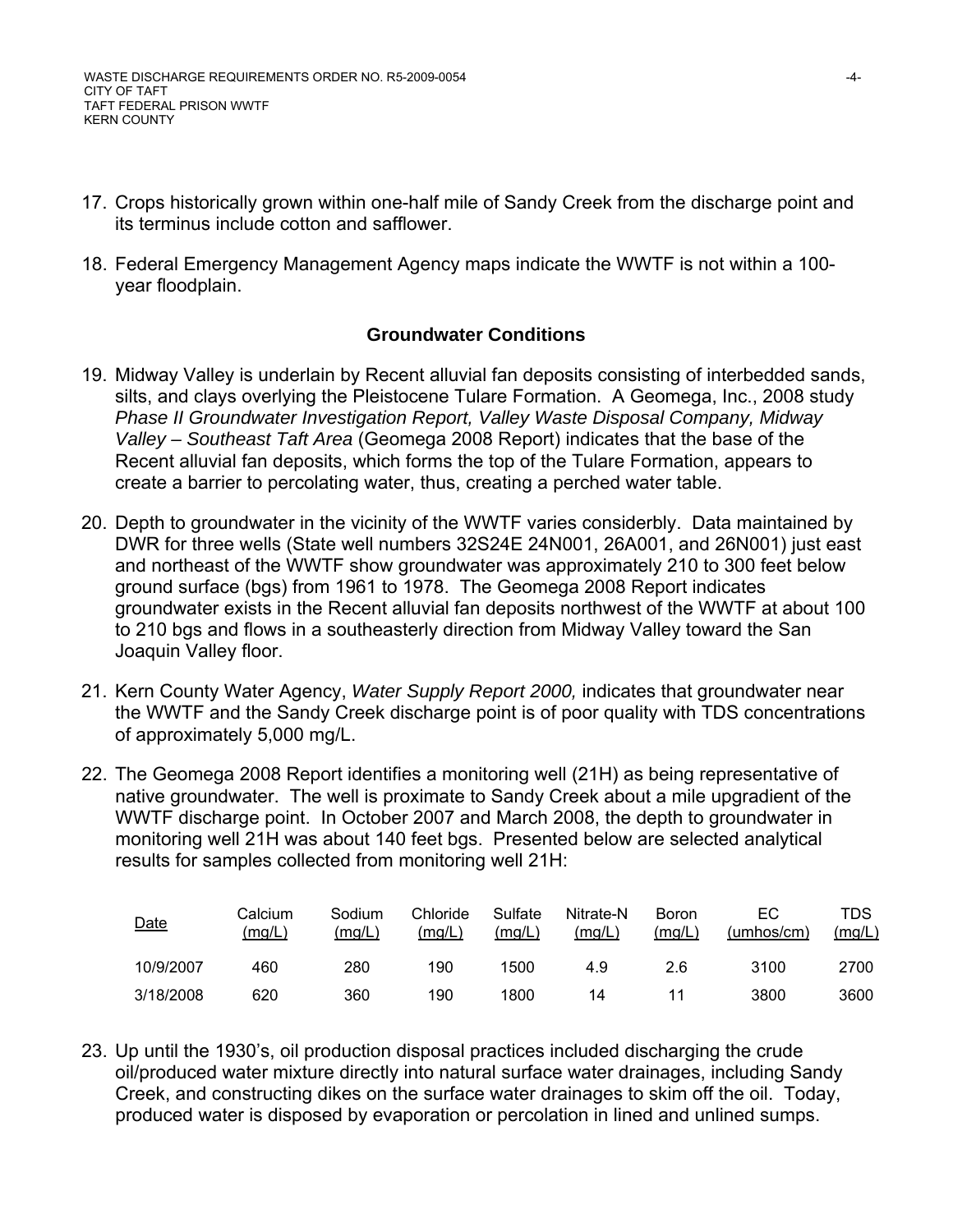17. Crops historically grown within one-half mile of Sandy Creek from the discharge point and its terminus include cotton and safflower.

18. Federal Emergency Management Agency maps indicate the WWTF is not within a 100-year floodplain.

## Groundwater Conditions

19. Midway Valley is underlain by Recent alluvial fan deposits consisting of interbedded sands, silts, and clays overlying the Pleistocene Tulare Formation. A Geomega, Inc., 2008 study *Phase II Groundwater Investigation Report, Valley Waste Disposal Company, Midway Valley – Southeast Taft Area* (Geomega 2008 Report) indicates that the base of the Recent alluvial fan deposits, which forms the top of the Tulare Formation, appears to create a barrier to percolating water, thus, creating a perched water table.

20. Depth to groundwater in the vicinity of the WWTF varies considerbly. Data maintained by DWR for three wells (State well numbers 32S24E 24N001, 26A001, and 26N001) just east and northeast of the WWTF show groundwater was approximately 210 to 300 feet below ground surface (bgs) from 1961 to 1978. The Geomega 2008 Report indicates groundwater exists in the Recent alluvial fan deposits northwest of the WWTF at about 100 to 210 bgs and flows in a southeasterly direction from Midway Valley toward the San Joaquin Valley floor.

21. Kern County Water Agency, *Water Supply Report 2000,* indicates that groundwater near the WWTF and the Sandy Creek discharge point is of poor quality with TDS concentrations of approximately 5,000 mg/L.

22. The Geomega 2008 Report identifies a monitoring well (21H) as being representative of native groundwater. The well is proximate to Sandy Creek about a mile upgradient of the WWTF discharge point. In October 2007 and March 2008, the depth to groundwater in monitoring well 21H was about 140 feet bgs. Presented below are selected analytical results for samples collected from monitoring well 21H:

| Date | Calcium (mg/L) | Sodium (mg/L) | Chloride (mg/L) | Sulfate (mg/L) | Nitrate-N (mg/L) | Boron (mg/L) | EC (umhos/cm) | TDS (mg/L) |
|---|---|---|---|---|---|---|---|---|
| 10/9/2007 | 460 | 280 | 190 | 1500 | 4.9 | 2.6 | 3100 | 2700 |
| 3/18/2008 | 620 | 360 | 190 | 1800 | 14 | 11 | 3800 | 3600 |

23. Up until the 1930's, oil production disposal practices included discharging the crude oil/produced water mixture directly into natural surface water drainages, including Sandy Creek, and constructing dikes on the surface water drainages to skim off the oil. Today, produced water is disposed by evaporation or percolation in lined and unlined sumps.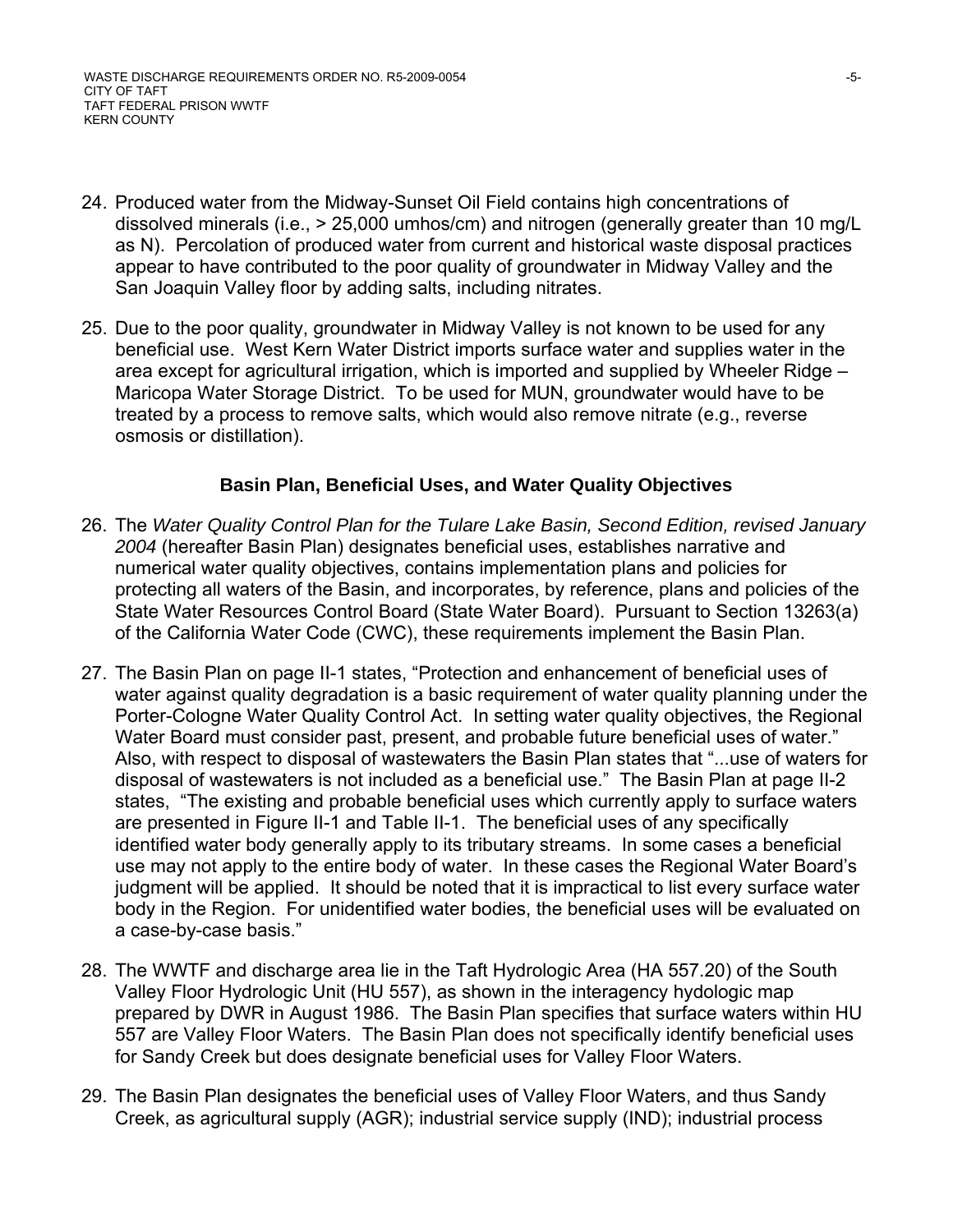24. Produced water from the Midway-Sunset Oil Field contains high concentrations of dissolved minerals (i.e., > 25,000 umhos/cm) and nitrogen (generally greater than 10 mg/L as N). Percolation of produced water from current and historical waste disposal practices appear to have contributed to the poor quality of groundwater in Midway Valley and the San Joaquin Valley floor by adding salts, including nitrates.

25. Due to the poor quality, groundwater in Midway Valley is not known to be used for any beneficial use. West Kern Water District imports surface water and supplies water in the area except for agricultural irrigation, which is imported and supplied by Wheeler Ridge – Maricopa Water Storage District. To be used for MUN, groundwater would have to be treated by a process to remove salts, which would also remove nitrate (e.g., reverse osmosis or distillation).

### Basin Plan, Beneficial Uses, and Water Quality Objectives

26. The *Water Quality Control Plan for the Tulare Lake Basin, Second Edition, revised January 2004* (hereafter Basin Plan) designates beneficial uses, establishes narrative and numerical water quality objectives, contains implementation plans and policies for protecting all waters of the Basin, and incorporates, by reference, plans and policies of the State Water Resources Control Board (State Water Board). Pursuant to Section 13263(a) of the California Water Code (CWC), these requirements implement the Basin Plan.

27. The Basin Plan on page II-1 states, "Protection and enhancement of beneficial uses of water against quality degradation is a basic requirement of water quality planning under the Porter-Cologne Water Quality Control Act. In setting water quality objectives, the Regional Water Board must consider past, present, and probable future beneficial uses of water." Also, with respect to disposal of wastewaters the Basin Plan states that "...use of waters for disposal of wastewaters is not included as a beneficial use." The Basin Plan at page II-2 states, "The existing and probable beneficial uses which currently apply to surface waters are presented in Figure II-1 and Table II-1. The beneficial uses of any specifically identified water body generally apply to its tributary streams. In some cases a beneficial use may not apply to the entire body of water. In these cases the Regional Water Board's judgment will be applied. It should be noted that it is impractical to list every surface water body in the Region. For unidentified water bodies, the beneficial uses will be evaluated on a case-by-case basis."

28. The WWTF and discharge area lie in the Taft Hydrologic Area (HA 557.20) of the South Valley Floor Hydrologic Unit (HU 557), as shown in the interagency hydologic map prepared by DWR in August 1986. The Basin Plan specifies that surface waters within HU 557 are Valley Floor Waters. The Basin Plan does not specifically identify beneficial uses for Sandy Creek but does designate beneficial uses for Valley Floor Waters.

29. The Basin Plan designates the beneficial uses of Valley Floor Waters, and thus Sandy Creek, as agricultural supply (AGR); industrial service supply (IND); industrial process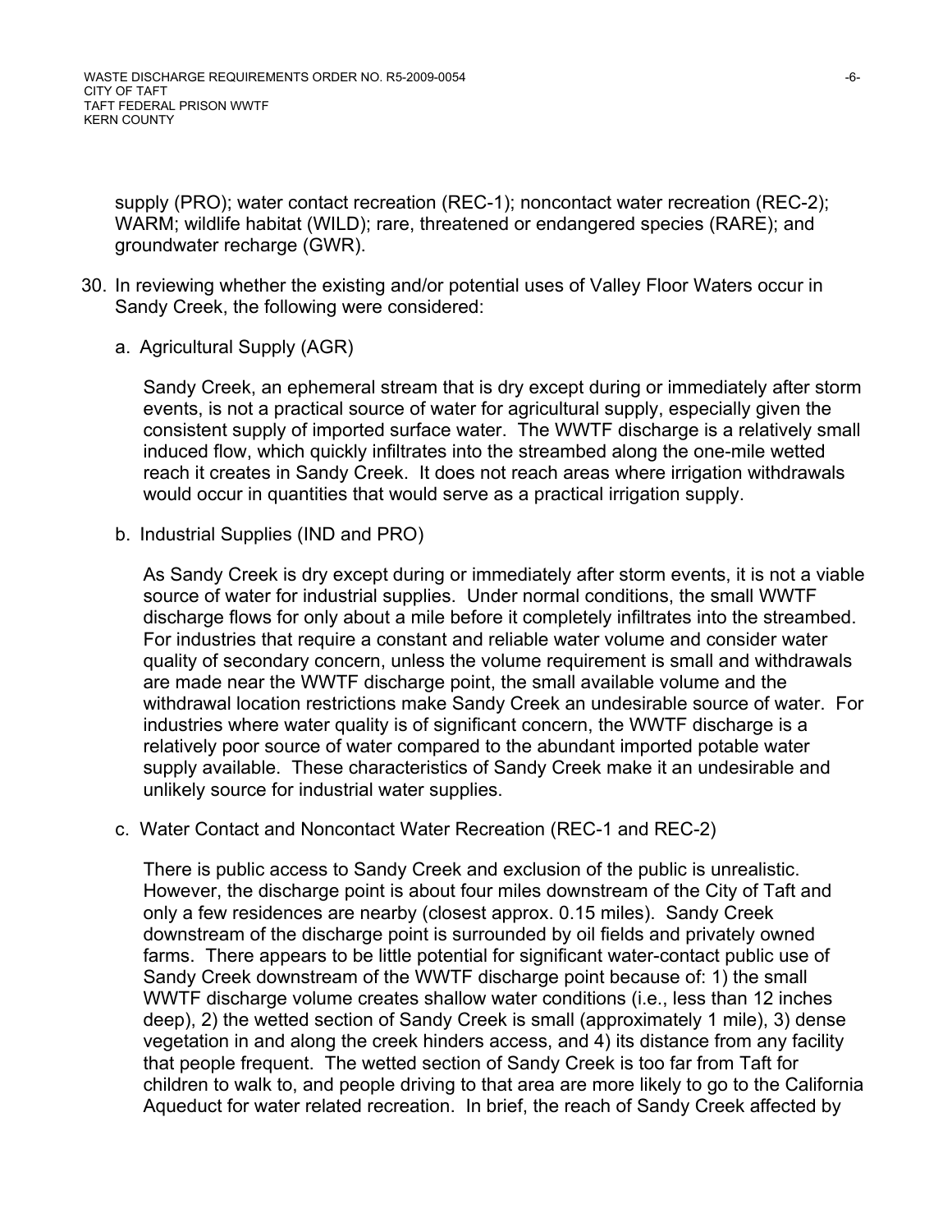supply (PRO); water contact recreation (REC-1); noncontact water recreation (REC-2); WARM; wildlife habitat (WILD); rare, threatened or endangered species (RARE); and groundwater recharge (GWR).

30. In reviewing whether the existing and/or potential uses of Valley Floor Waters occur in Sandy Creek, the following were considered:

    a. Agricultural Supply (AGR)

    Sandy Creek, an ephemeral stream that is dry except during or immediately after storm events, is not a practical source of water for agricultural supply, especially given the consistent supply of imported surface water. The WWTF discharge is a relatively small induced flow, which quickly infiltrates into the streambed along the one-mile wetted reach it creates in Sandy Creek. It does not reach areas where irrigation withdrawals would occur in quantities that would serve as a practical irrigation supply.

    b. Industrial Supplies (IND and PRO)

    As Sandy Creek is dry except during or immediately after storm events, it is not a viable source of water for industrial supplies. Under normal conditions, the small WWTF discharge flows for only about a mile before it completely infiltrates into the streambed. For industries that require a constant and reliable water volume and consider water quality of secondary concern, unless the volume requirement is small and withdrawals are made near the WWTF discharge point, the small available volume and the withdrawal location restrictions make Sandy Creek an undesirable source of water. For industries where water quality is of significant concern, the WWTF discharge is a relatively poor source of water compared to the abundant imported potable water supply available. These characteristics of Sandy Creek make it an undesirable and unlikely source for industrial water supplies.

    c. Water Contact and Noncontact Water Recreation (REC-1 and REC-2)

    There is public access to Sandy Creek and exclusion of the public is unrealistic. However, the discharge point is about four miles downstream of the City of Taft and only a few residences are nearby (closest approx. 0.15 miles). Sandy Creek downstream of the discharge point is surrounded by oil fields and privately owned farms. There appears to be little potential for significant water-contact public use of Sandy Creek downstream of the WWTF discharge point because of: 1) the small WWTF discharge volume creates shallow water conditions (i.e., less than 12 inches deep), 2) the wetted section of Sandy Creek is small (approximately 1 mile), 3) dense vegetation in and along the creek hinders access, and 4) its distance from any facility that people frequent. The wetted section of Sandy Creek is too far from Taft for children to walk to, and people driving to that area are more likely to go to the California Aqueduct for water related recreation. In brief, the reach of Sandy Creek affected by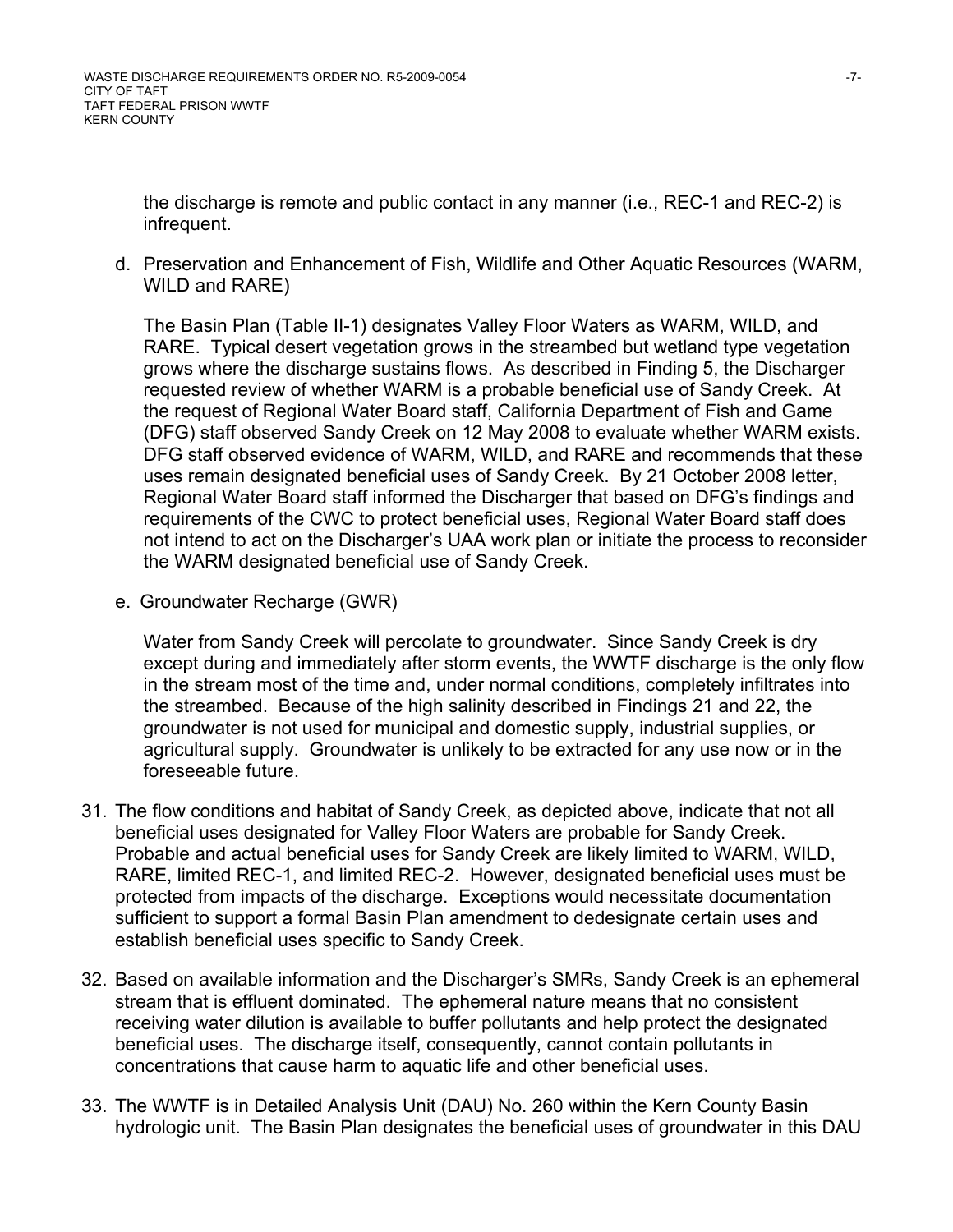the discharge is remote and public contact in any manner (i.e., REC-1 and REC-2) is infrequent.

d. Preservation and Enhancement of Fish, Wildlife and Other Aquatic Resources (WARM, WILD and RARE)

   The Basin Plan (Table II-1) designates Valley Floor Waters as WARM, WILD, and RARE. Typical desert vegetation grows in the streambed but wetland type vegetation grows where the discharge sustains flows. As described in Finding 5, the Discharger requested review of whether WARM is a probable beneficial use of Sandy Creek. At the request of Regional Water Board staff, California Department of Fish and Game (DFG) staff observed Sandy Creek on 12 May 2008 to evaluate whether WARM exists. DFG staff observed evidence of WARM, WILD, and RARE and recommends that these uses remain designated beneficial uses of Sandy Creek. By 21 October 2008 letter, Regional Water Board staff informed the Discharger that based on DFG's findings and requirements of the CWC to protect beneficial uses, Regional Water Board staff does not intend to act on the Discharger's UAA work plan or initiate the process to reconsider the WARM designated beneficial use of Sandy Creek.

e. Groundwater Recharge (GWR)

   Water from Sandy Creek will percolate to groundwater. Since Sandy Creek is dry except during and immediately after storm events, the WWTF discharge is the only flow in the stream most of the time and, under normal conditions, completely infiltrates into the streambed. Because of the high salinity described in Findings 21 and 22, the groundwater is not used for municipal and domestic supply, industrial supplies, or agricultural supply. Groundwater is unlikely to be extracted for any use now or in the foreseeable future.

31. The flow conditions and habitat of Sandy Creek, as depicted above, indicate that not all beneficial uses designated for Valley Floor Waters are probable for Sandy Creek. Probable and actual beneficial uses for Sandy Creek are likely limited to WARM, WILD, RARE, limited REC-1, and limited REC-2. However, designated beneficial uses must be protected from impacts of the discharge. Exceptions would necessitate documentation sufficient to support a formal Basin Plan amendment to dedesignate certain uses and establish beneficial uses specific to Sandy Creek.

32. Based on available information and the Discharger's SMRs, Sandy Creek is an ephemeral stream that is effluent dominated. The ephemeral nature means that no consistent receiving water dilution is available to buffer pollutants and help protect the designated beneficial uses. The discharge itself, consequently, cannot contain pollutants in concentrations that cause harm to aquatic life and other beneficial uses.

33. The WWTF is in Detailed Analysis Unit (DAU) No. 260 within the Kern County Basin hydrologic unit. The Basin Plan designates the beneficial uses of groundwater in this DAU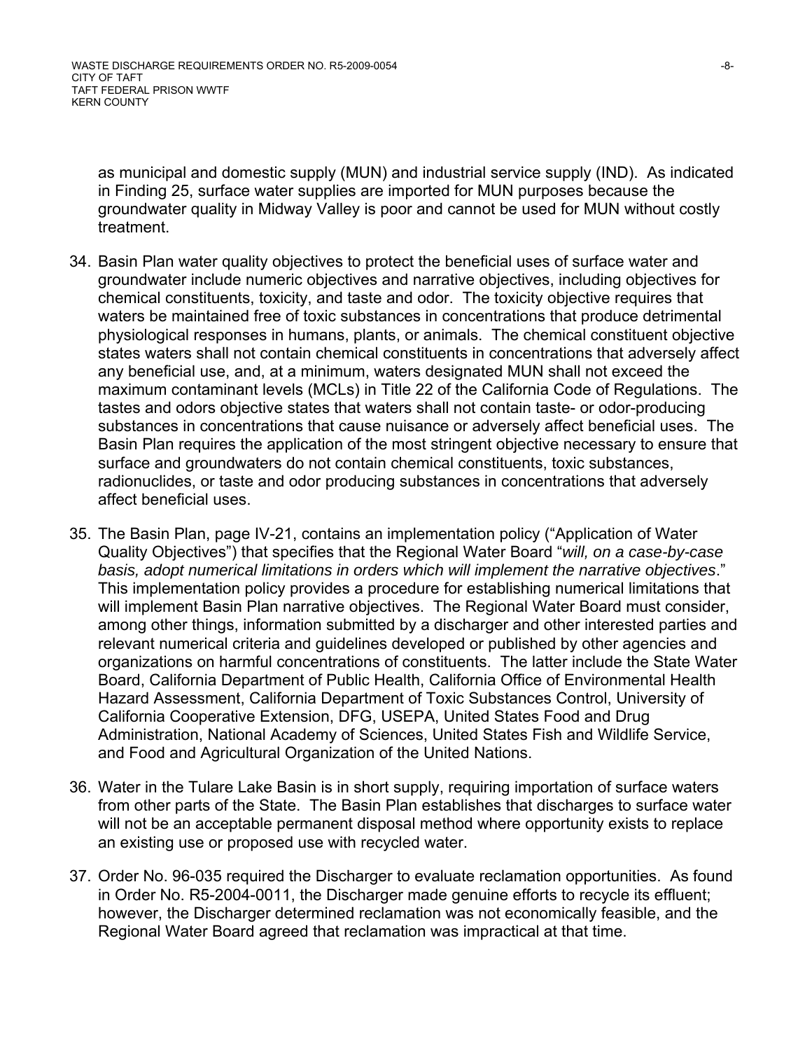as municipal and domestic supply (MUN) and industrial service supply (IND). As indicated in Finding 25, surface water supplies are imported for MUN purposes because the groundwater quality in Midway Valley is poor and cannot be used for MUN without costly treatment.

34. Basin Plan water quality objectives to protect the beneficial uses of surface water and groundwater include numeric objectives and narrative objectives, including objectives for chemical constituents, toxicity, and taste and odor. The toxicity objective requires that waters be maintained free of toxic substances in concentrations that produce detrimental physiological responses in humans, plants, or animals. The chemical constituent objective states waters shall not contain chemical constituents in concentrations that adversely affect any beneficial use, and, at a minimum, waters designated MUN shall not exceed the maximum contaminant levels (MCLs) in Title 22 of the California Code of Regulations. The tastes and odors objective states that waters shall not contain taste- or odor-producing substances in concentrations that cause nuisance or adversely affect beneficial uses. The Basin Plan requires the application of the most stringent objective necessary to ensure that surface and groundwaters do not contain chemical constituents, toxic substances, radionuclides, or taste and odor producing substances in concentrations that adversely affect beneficial uses.

35. The Basin Plan, page IV-21, contains an implementation policy ("Application of Water Quality Objectives") that specifies that the Regional Water Board "*will, on a case-by-case basis, adopt numerical limitations in orders which will implement the narrative objectives*." This implementation policy provides a procedure for establishing numerical limitations that will implement Basin Plan narrative objectives. The Regional Water Board must consider, among other things, information submitted by a discharger and other interested parties and relevant numerical criteria and guidelines developed or published by other agencies and organizations on harmful concentrations of constituents. The latter include the State Water Board, California Department of Public Health, California Office of Environmental Health Hazard Assessment, California Department of Toxic Substances Control, University of California Cooperative Extension, DFG, USEPA, United States Food and Drug Administration, National Academy of Sciences, United States Fish and Wildlife Service, and Food and Agricultural Organization of the United Nations.

36. Water in the Tulare Lake Basin is in short supply, requiring importation of surface waters from other parts of the State. The Basin Plan establishes that discharges to surface water will not be an acceptable permanent disposal method where opportunity exists to replace an existing use or proposed use with recycled water.

37. Order No. 96-035 required the Discharger to evaluate reclamation opportunities. As found in Order No. R5-2004-0011, the Discharger made genuine efforts to recycle its effluent; however, the Discharger determined reclamation was not economically feasible, and the Regional Water Board agreed that reclamation was impractical at that time.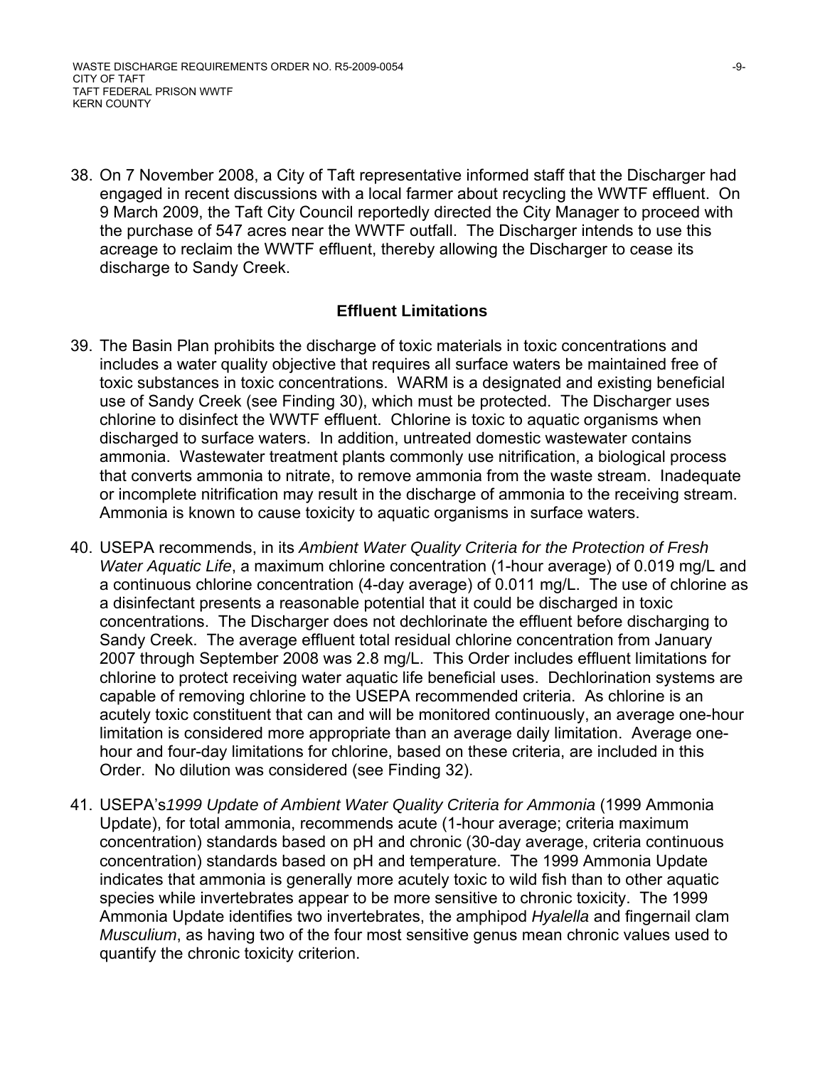38. On 7 November 2008, a City of Taft representative informed staff that the Discharger had engaged in recent discussions with a local farmer about recycling the WWTF effluent. On 9 March 2009, the Taft City Council reportedly directed the City Manager to proceed with the purchase of 547 acres near the WWTF outfall. The Discharger intends to use this acreage to reclaim the WWTF effluent, thereby allowing the Discharger to cease its discharge to Sandy Creek.

## Effluent Limitations

39. The Basin Plan prohibits the discharge of toxic materials in toxic concentrations and includes a water quality objective that requires all surface waters be maintained free of toxic substances in toxic concentrations. WARM is a designated and existing beneficial use of Sandy Creek (see Finding 30), which must be protected. The Discharger uses chlorine to disinfect the WWTF effluent. Chlorine is toxic to aquatic organisms when discharged to surface waters. In addition, untreated domestic wastewater contains ammonia. Wastewater treatment plants commonly use nitrification, a biological process that converts ammonia to nitrate, to remove ammonia from the waste stream. Inadequate or incomplete nitrification may result in the discharge of ammonia to the receiving stream. Ammonia is known to cause toxicity to aquatic organisms in surface waters.

40. USEPA recommends, in its *Ambient Water Quality Criteria for the Protection of Fresh Water Aquatic Life*, a maximum chlorine concentration (1-hour average) of 0.019 mg/L and a continuous chlorine concentration (4-day average) of 0.011 mg/L. The use of chlorine as a disinfectant presents a reasonable potential that it could be discharged in toxic concentrations. The Discharger does not dechlorinate the effluent before discharging to Sandy Creek. The average effluent total residual chlorine concentration from January 2007 through September 2008 was 2.8 mg/L. This Order includes effluent limitations for chlorine to protect receiving water aquatic life beneficial uses. Dechlorination systems are capable of removing chlorine to the USEPA recommended criteria. As chlorine is an acutely toxic constituent that can and will be monitored continuously, an average one-hour limitation is considered more appropriate than an average daily limitation. Average one-hour and four-day limitations for chlorine, based on these criteria, are included in this Order. No dilution was considered (see Finding 32).

41. USEPA's *1999 Update of Ambient Water Quality Criteria for Ammonia* (1999 Ammonia Update), for total ammonia, recommends acute (1-hour average; criteria maximum concentration) standards based on pH and chronic (30-day average, criteria continuous concentration) standards based on pH and temperature. The 1999 Ammonia Update indicates that ammonia is generally more acutely toxic to wild fish than to other aquatic species while invertebrates appear to be more sensitive to chronic toxicity. The 1999 Ammonia Update identifies two invertebrates, the amphipod *Hyalella* and fingernail clam *Musculium*, as having two of the four most sensitive genus mean chronic values used to quantify the chronic toxicity criterion.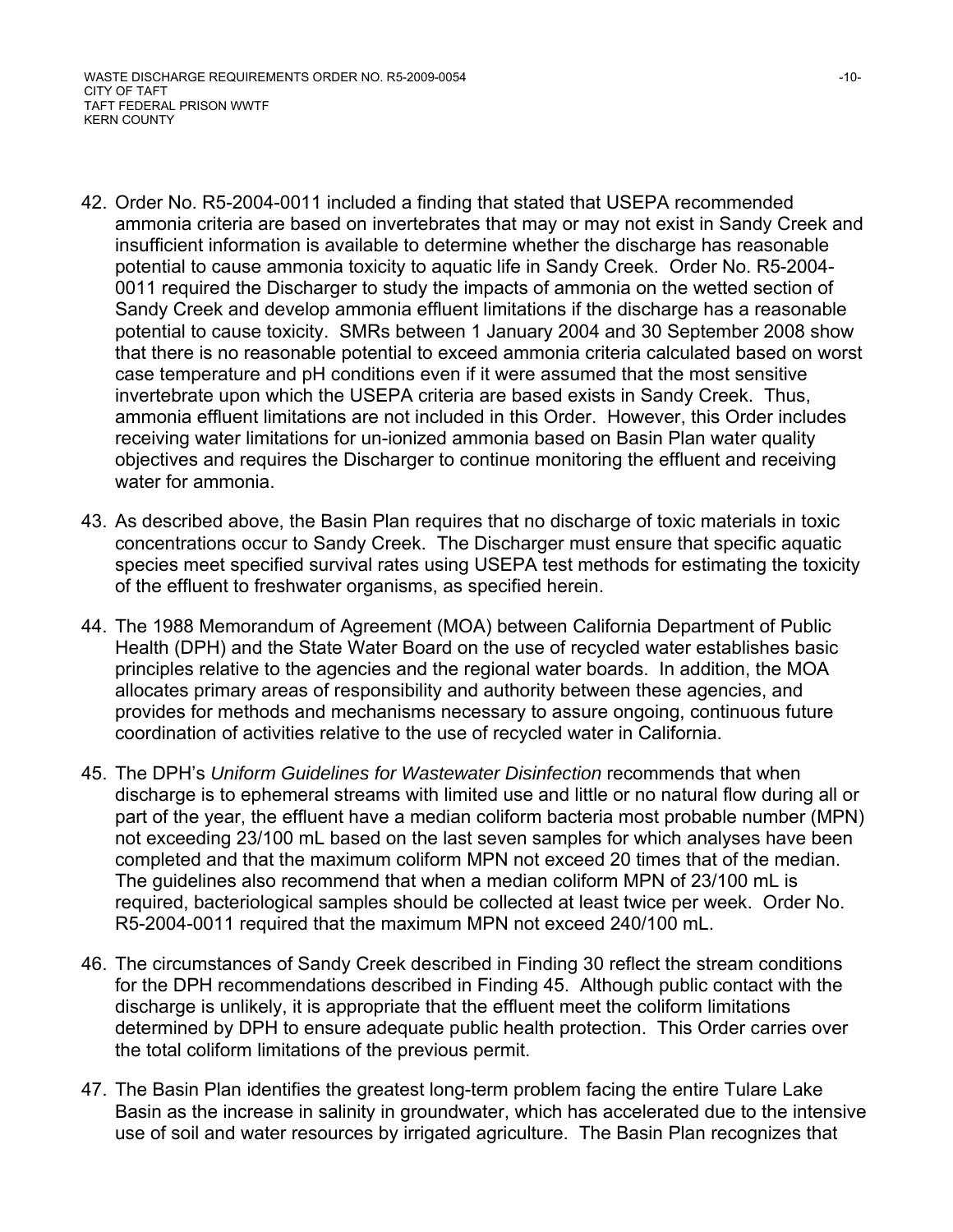42. Order No. R5-2004-0011 included a finding that stated that USEPA recommended ammonia criteria are based on invertebrates that may or may not exist in Sandy Creek and insufficient information is available to determine whether the discharge has reasonable potential to cause ammonia toxicity to aquatic life in Sandy Creek. Order No. R5-2004-0011 required the Discharger to study the impacts of ammonia on the wetted section of Sandy Creek and develop ammonia effluent limitations if the discharge has a reasonable potential to cause toxicity. SMRs between 1 January 2004 and 30 September 2008 show that there is no reasonable potential to exceed ammonia criteria calculated based on worst case temperature and pH conditions even if it were assumed that the most sensitive invertebrate upon which the USEPA criteria are based exists in Sandy Creek. Thus, ammonia effluent limitations are not included in this Order. However, this Order includes receiving water limitations for un-ionized ammonia based on Basin Plan water quality objectives and requires the Discharger to continue monitoring the effluent and receiving water for ammonia.

43. As described above, the Basin Plan requires that no discharge of toxic materials in toxic concentrations occur to Sandy Creek. The Discharger must ensure that specific aquatic species meet specified survival rates using USEPA test methods for estimating the toxicity of the effluent to freshwater organisms, as specified herein.

44. The 1988 Memorandum of Agreement (MOA) between California Department of Public Health (DPH) and the State Water Board on the use of recycled water establishes basic principles relative to the agencies and the regional water boards. In addition, the MOA allocates primary areas of responsibility and authority between these agencies, and provides for methods and mechanisms necessary to assure ongoing, continuous future coordination of activities relative to the use of recycled water in California.

45. The DPH's *Uniform Guidelines for Wastewater Disinfection* recommends that when discharge is to ephemeral streams with limited use and little or no natural flow during all or part of the year, the effluent have a median coliform bacteria most probable number (MPN) not exceeding 23/100 mL based on the last seven samples for which analyses have been completed and that the maximum coliform MPN not exceed 20 times that of the median. The guidelines also recommend that when a median coliform MPN of 23/100 mL is required, bacteriological samples should be collected at least twice per week. Order No. R5-2004-0011 required that the maximum MPN not exceed 240/100 mL.

46. The circumstances of Sandy Creek described in Finding 30 reflect the stream conditions for the DPH recommendations described in Finding 45. Although public contact with the discharge is unlikely, it is appropriate that the effluent meet the coliform limitations determined by DPH to ensure adequate public health protection. This Order carries over the total coliform limitations of the previous permit.

47. The Basin Plan identifies the greatest long-term problem facing the entire Tulare Lake Basin as the increase in salinity in groundwater, which has accelerated due to the intensive use of soil and water resources by irrigated agriculture. The Basin Plan recognizes that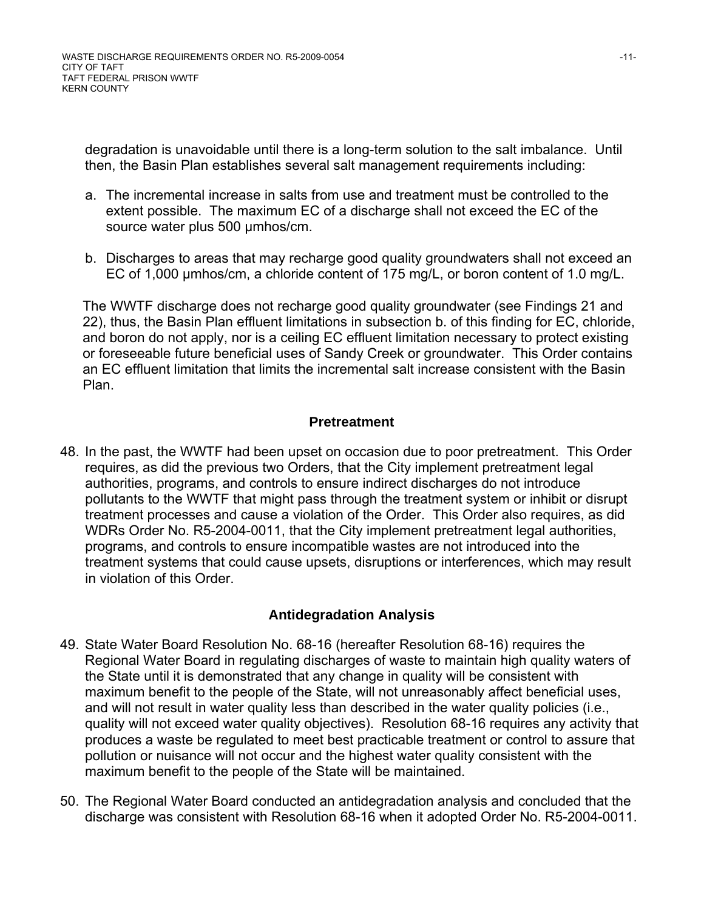degradation is unavoidable until there is a long-term solution to the salt imbalance. Until then, the Basin Plan establishes several salt management requirements including:

a. The incremental increase in salts from use and treatment must be controlled to the extent possible. The maximum EC of a discharge shall not exceed the EC of the source water plus 500 µmhos/cm.

b. Discharges to areas that may recharge good quality groundwaters shall not exceed an EC of 1,000 µmhos/cm, a chloride content of 175 mg/L, or boron content of 1.0 mg/L.

The WWTF discharge does not recharge good quality groundwater (see Findings 21 and 22), thus, the Basin Plan effluent limitations in subsection b. of this finding for EC, chloride, and boron do not apply, nor is a ceiling EC effluent limitation necessary to protect existing or foreseeable future beneficial uses of Sandy Creek or groundwater. This Order contains an EC effluent limitation that limits the incremental salt increase consistent with the Basin Plan.

### Pretreatment

48. In the past, the WWTF had been upset on occasion due to poor pretreatment. This Order requires, as did the previous two Orders, that the City implement pretreatment legal authorities, programs, and controls to ensure indirect discharges do not introduce pollutants to the WWTF that might pass through the treatment system or inhibit or disrupt treatment processes and cause a violation of the Order. This Order also requires, as did WDRs Order No. R5-2004-0011, that the City implement pretreatment legal authorities, programs, and controls to ensure incompatible wastes are not introduced into the treatment systems that could cause upsets, disruptions or interferences, which may result in violation of this Order.

### Antidegradation Analysis

49. State Water Board Resolution No. 68-16 (hereafter Resolution 68-16) requires the Regional Water Board in regulating discharges of waste to maintain high quality waters of the State until it is demonstrated that any change in quality will be consistent with maximum benefit to the people of the State, will not unreasonably affect beneficial uses, and will not result in water quality less than described in the water quality policies (i.e., quality will not exceed water quality objectives). Resolution 68-16 requires any activity that produces a waste be regulated to meet best practicable treatment or control to assure that pollution or nuisance will not occur and the highest water quality consistent with the maximum benefit to the people of the State will be maintained.

50. The Regional Water Board conducted an antidegradation analysis and concluded that the discharge was consistent with Resolution 68-16 when it adopted Order No. R5-2004-0011.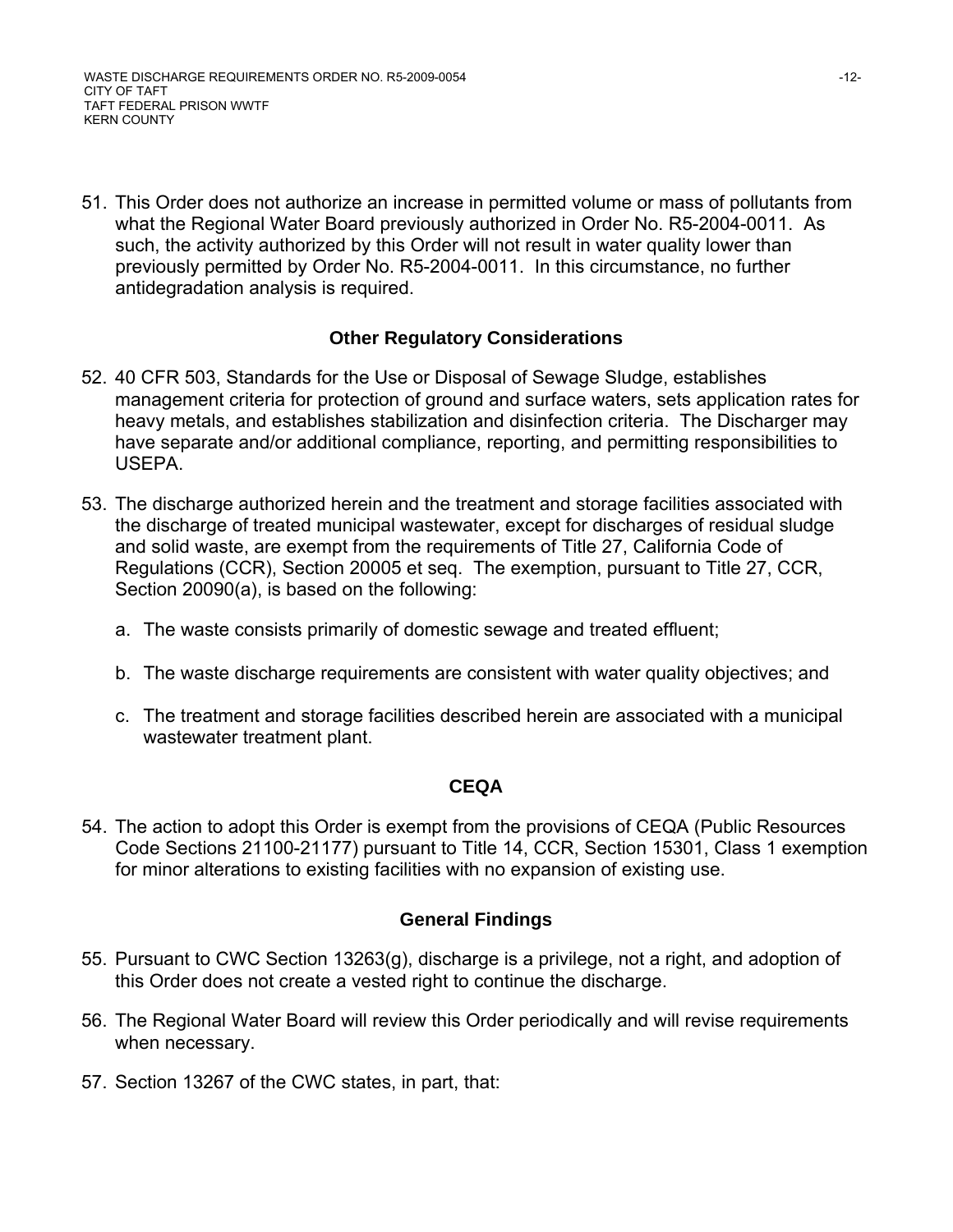51. This Order does not authorize an increase in permitted volume or mass of pollutants from what the Regional Water Board previously authorized in Order No. R5-2004-0011. As such, the activity authorized by this Order will not result in water quality lower than previously permitted by Order No. R5-2004-0011. In this circumstance, no further antidegradation analysis is required.

### Other Regulatory Considerations

52. 40 CFR 503, Standards for the Use or Disposal of Sewage Sludge, establishes management criteria for protection of ground and surface waters, sets application rates for heavy metals, and establishes stabilization and disinfection criteria. The Discharger may have separate and/or additional compliance, reporting, and permitting responsibilities to USEPA.

53. The discharge authorized herein and the treatment and storage facilities associated with the discharge of treated municipal wastewater, except for discharges of residual sludge and solid waste, are exempt from the requirements of Title 27, California Code of Regulations (CCR), Section 20005 et seq. The exemption, pursuant to Title 27, CCR, Section 20090(a), is based on the following:

    a. The waste consists primarily of domestic sewage and treated effluent;

    b. The waste discharge requirements are consistent with water quality objectives; and

    c. The treatment and storage facilities described herein are associated with a municipal wastewater treatment plant.

### CEQA

54. The action to adopt this Order is exempt from the provisions of CEQA (Public Resources Code Sections 21100-21177) pursuant to Title 14, CCR, Section 15301, Class 1 exemption for minor alterations to existing facilities with no expansion of existing use.

### General Findings

55. Pursuant to CWC Section 13263(g), discharge is a privilege, not a right, and adoption of this Order does not create a vested right to continue the discharge.

56. The Regional Water Board will review this Order periodically and will revise requirements when necessary.

57. Section 13267 of the CWC states, in part, that: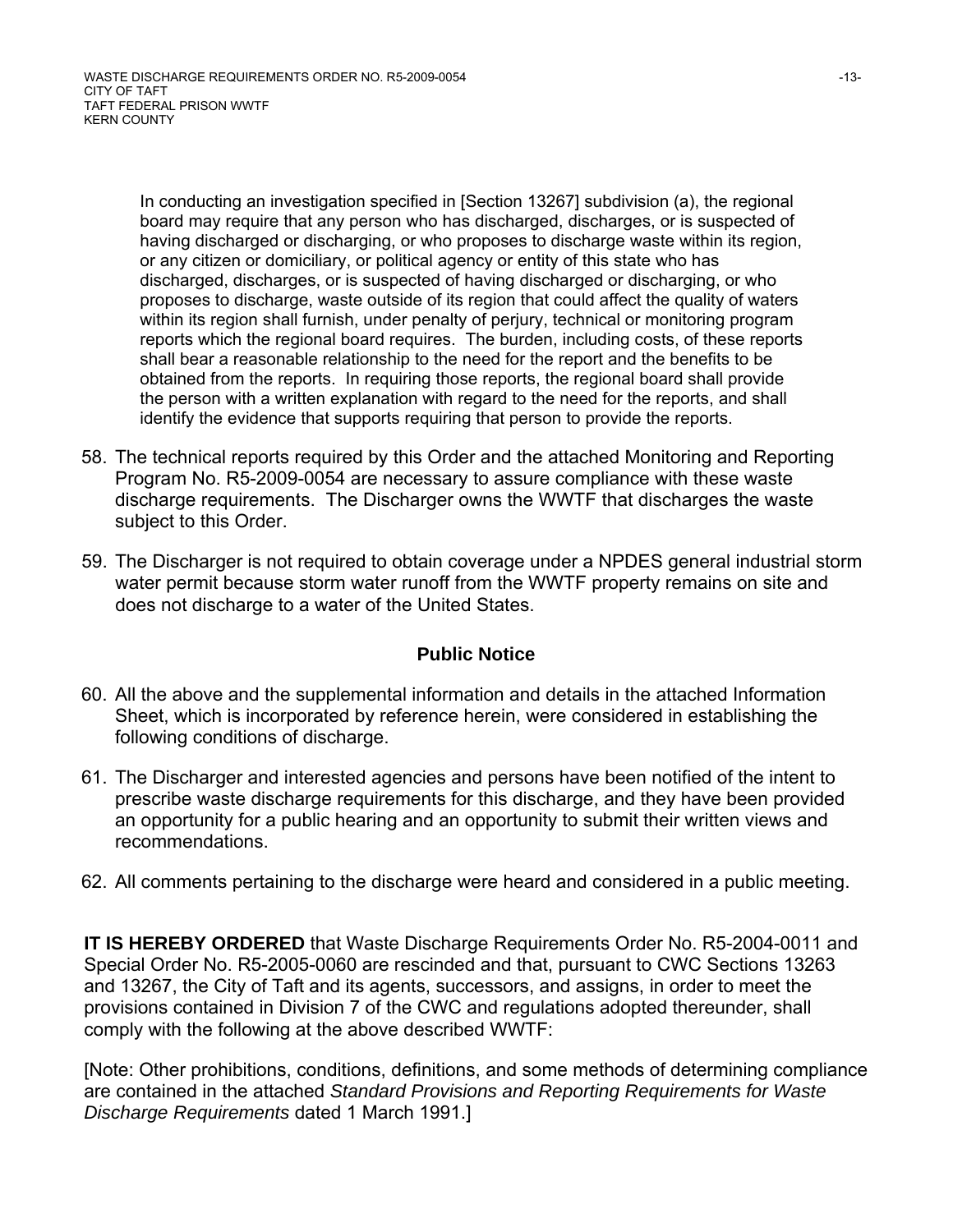In conducting an investigation specified in [Section 13267] subdivision (a), the regional board may require that any person who has discharged, discharges, or is suspected of having discharged or discharging, or who proposes to discharge waste within its region, or any citizen or domiciliary, or political agency or entity of this state who has discharged, discharges, or is suspected of having discharged or discharging, or who proposes to discharge, waste outside of its region that could affect the quality of waters within its region shall furnish, under penalty of perjury, technical or monitoring program reports which the regional board requires. The burden, including costs, of these reports shall bear a reasonable relationship to the need for the report and the benefits to be obtained from the reports. In requiring those reports, the regional board shall provide the person with a written explanation with regard to the need for the reports, and shall identify the evidence that supports requiring that person to provide the reports.

58. The technical reports required by this Order and the attached Monitoring and Reporting Program No. R5-2009-0054 are necessary to assure compliance with these waste discharge requirements. The Discharger owns the WWTF that discharges the waste subject to this Order.

59. The Discharger is not required to obtain coverage under a NPDES general industrial storm water permit because storm water runoff from the WWTF property remains on site and does not discharge to a water of the United States.

### Public Notice

60. All the above and the supplemental information and details in the attached Information Sheet, which is incorporated by reference herein, were considered in establishing the following conditions of discharge.

61. The Discharger and interested agencies and persons have been notified of the intent to prescribe waste discharge requirements for this discharge, and they have been provided an opportunity for a public hearing and an opportunity to submit their written views and recommendations.

62. All comments pertaining to the discharge were heard and considered in a public meeting.

**IT IS HEREBY ORDERED** that Waste Discharge Requirements Order No. R5-2004-0011 and Special Order No. R5-2005-0060 are rescinded and that, pursuant to CWC Sections 13263 and 13267, the City of Taft and its agents, successors, and assigns, in order to meet the provisions contained in Division 7 of the CWC and regulations adopted thereunder, shall comply with the following at the above described WWTF:

[Note: Other prohibitions, conditions, definitions, and some methods of determining compliance are contained in the attached *Standard Provisions and Reporting Requirements for Waste Discharge Requirements* dated 1 March 1991.]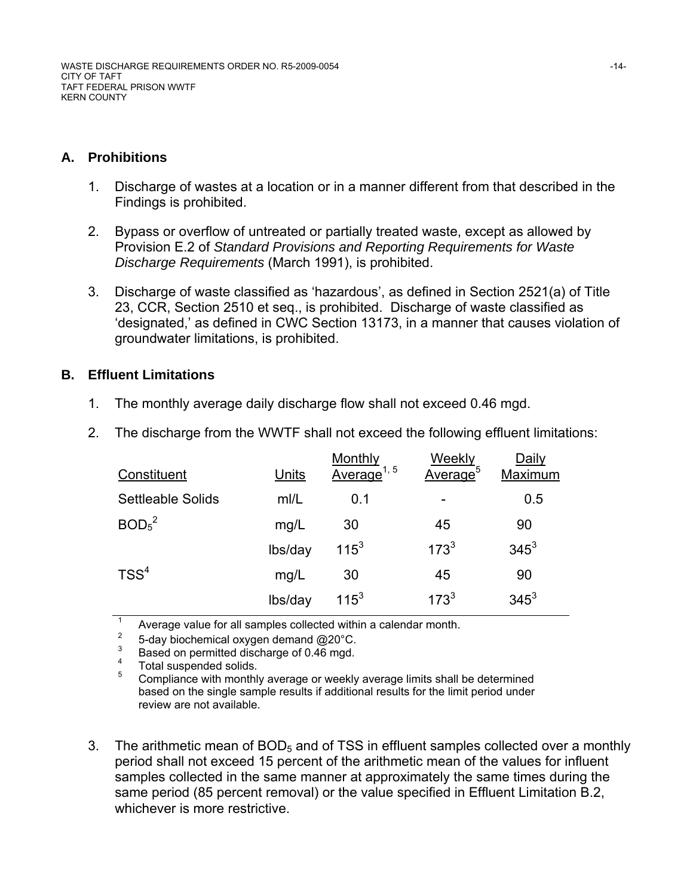## A. Prohibitions

1. Discharge of wastes at a location or in a manner different from that described in the Findings is prohibited.

2. Bypass or overflow of untreated or partially treated waste, except as allowed by Provision E.2 of *Standard Provisions and Reporting Requirements for Waste Discharge Requirements* (March 1991), is prohibited.

3. Discharge of waste classified as 'hazardous', as defined in Section 2521(a) of Title 23, CCR, Section 2510 et seq., is prohibited. Discharge of waste classified as 'designated,' as defined in CWC Section 13173, in a manner that causes violation of groundwater limitations, is prohibited.

## B. Effluent Limitations

1. The monthly average daily discharge flow shall not exceed 0.46 mgd.

2. The discharge from the WWTF shall not exceed the following effluent limitations:

| Constituent | Units | Monthly Average[1, 5] | Weekly Average[5] | Daily Maximum |
|---|---|---|---|---|
| Settleable Solids | ml/L | 0.1 | - | 0.5 |
| $BOD_5$[2] | mg/L | 30 | 45 | 90 |
| | lbs/day | 115[3] | 173[3] | 345[3] |
| TSS[4] | mg/L | 30 | 45 | 90 |
| | lbs/day | 115[3] | 173[3] | 345[3] |

[1] Average value for all samples collected within a calendar month.
[2] 5-day biochemical oxygen demand @20°C.
[3] Based on permitted discharge of 0.46 mgd.
[4] Total suspended solids.
[5] Compliance with monthly average or weekly average limits shall be determined based on the single sample results if additional results for the limit period under review are not available.

3. The arithmetic mean of $BOD_5$ and of TSS in effluent samples collected over a monthly period shall not exceed 15 percent of the arithmetic mean of the values for influent samples collected in the same manner at approximately the same times during the same period (85 percent removal) or the value specified in Effluent Limitation B.2, whichever is more restrictive.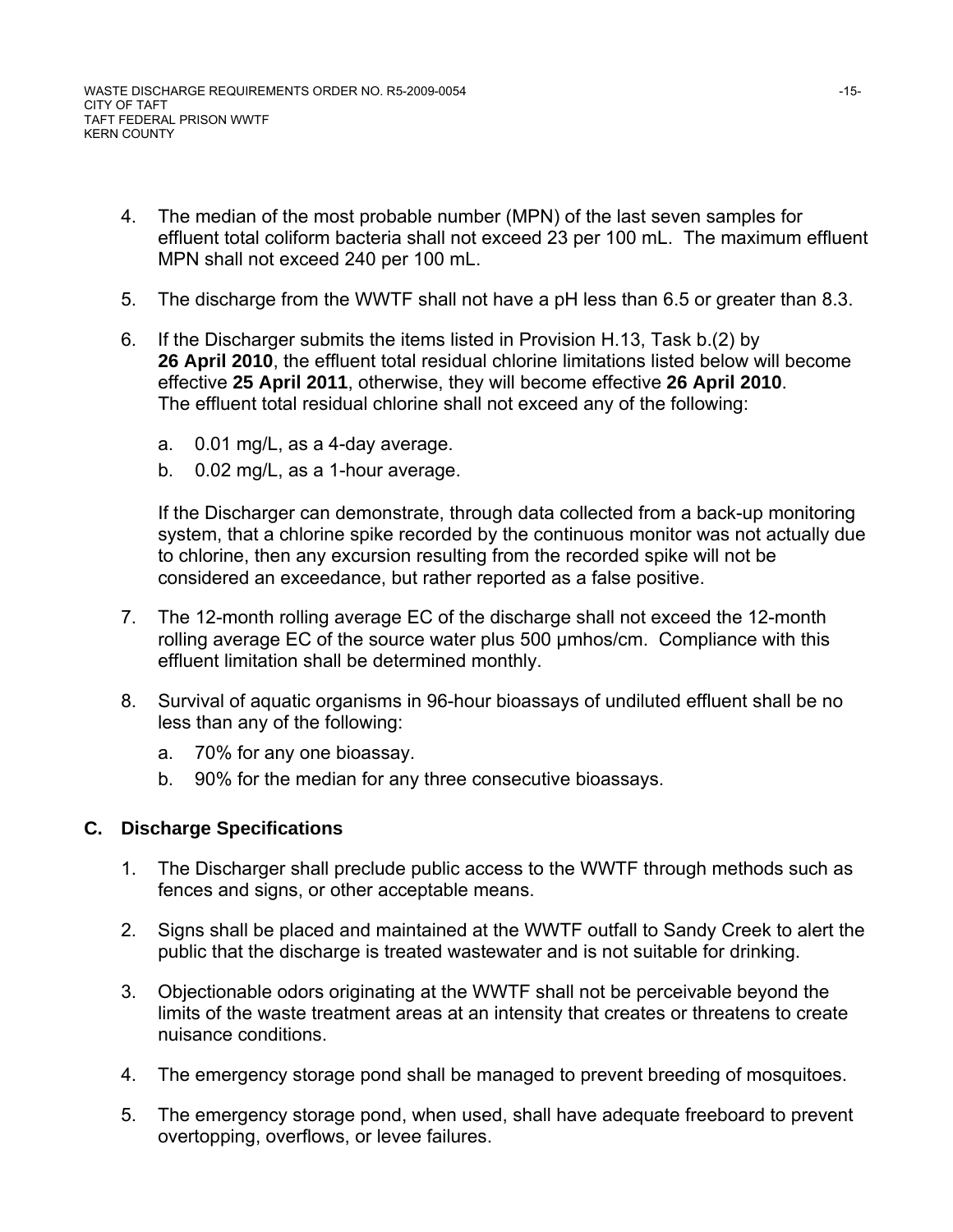4. The median of the most probable number (MPN) of the last seven samples for effluent total coliform bacteria shall not exceed 23 per 100 mL. The maximum effluent MPN shall not exceed 240 per 100 mL.

5. The discharge from the WWTF shall not have a pH less than 6.5 or greater than 8.3.

6. If the Discharger submits the items listed in Provision H.13, Task b.(2) by **26 April 2010**, the effluent total residual chlorine limitations listed below will become effective **25 April 2011**, otherwise, they will become effective **26 April 2010**. The effluent total residual chlorine shall not exceed any of the following:

   a. 0.01 mg/L, as a 4-day average.
   b. 0.02 mg/L, as a 1-hour average.

   If the Discharger can demonstrate, through data collected from a back-up monitoring system, that a chlorine spike recorded by the continuous monitor was not actually due to chlorine, then any excursion resulting from the recorded spike will not be considered an exceedance, but rather reported as a false positive.

7. The 12-month rolling average EC of the discharge shall not exceed the 12-month rolling average EC of the source water plus 500 µmhos/cm. Compliance with this effluent limitation shall be determined monthly.

8. Survival of aquatic organisms in 96-hour bioassays of undiluted effluent shall be no less than any of the following:

   a. 70% for any one bioassay.
   b. 90% for the median for any three consecutive bioassays.

## C. Discharge Specifications

1. The Discharger shall preclude public access to the WWTF through methods such as fences and signs, or other acceptable means.

2. Signs shall be placed and maintained at the WWTF outfall to Sandy Creek to alert the public that the discharge is treated wastewater and is not suitable for drinking.

3. Objectionable odors originating at the WWTF shall not be perceivable beyond the limits of the waste treatment areas at an intensity that creates or threatens to create nuisance conditions.

4. The emergency storage pond shall be managed to prevent breeding of mosquitoes.

5. The emergency storage pond, when used, shall have adequate freeboard to prevent overtopping, overflows, or levee failures.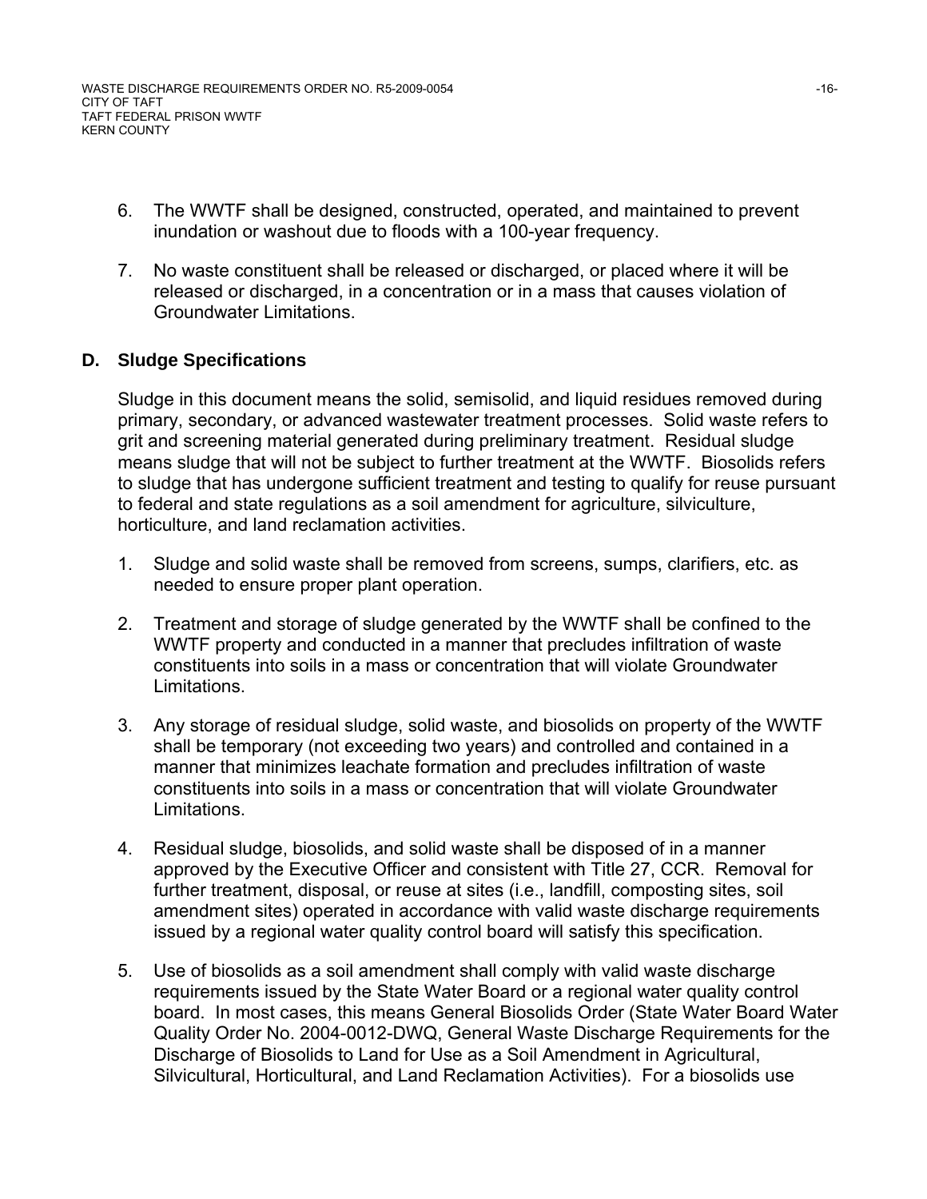6. The WWTF shall be designed, constructed, operated, and maintained to prevent inundation or washout due to floods with a 100-year frequency.

7. No waste constituent shall be released or discharged, or placed where it will be released or discharged, in a concentration or in a mass that causes violation of Groundwater Limitations.

## D. Sludge Specifications

Sludge in this document means the solid, semisolid, and liquid residues removed during primary, secondary, or advanced wastewater treatment processes. Solid waste refers to grit and screening material generated during preliminary treatment. Residual sludge means sludge that will not be subject to further treatment at the WWTF. Biosolids refers to sludge that has undergone sufficient treatment and testing to qualify for reuse pursuant to federal and state regulations as a soil amendment for agriculture, silviculture, horticulture, and land reclamation activities.

1. Sludge and solid waste shall be removed from screens, sumps, clarifiers, etc. as needed to ensure proper plant operation.

2. Treatment and storage of sludge generated by the WWTF shall be confined to the WWTF property and conducted in a manner that precludes infiltration of waste constituents into soils in a mass or concentration that will violate Groundwater Limitations.

3. Any storage of residual sludge, solid waste, and biosolids on property of the WWTF shall be temporary (not exceeding two years) and controlled and contained in a manner that minimizes leachate formation and precludes infiltration of waste constituents into soils in a mass or concentration that will violate Groundwater Limitations.

4. Residual sludge, biosolids, and solid waste shall be disposed of in a manner approved by the Executive Officer and consistent with Title 27, CCR. Removal for further treatment, disposal, or reuse at sites (i.e., landfill, composting sites, soil amendment sites) operated in accordance with valid waste discharge requirements issued by a regional water quality control board will satisfy this specification.

5. Use of biosolids as a soil amendment shall comply with valid waste discharge requirements issued by the State Water Board or a regional water quality control board. In most cases, this means General Biosolids Order (State Water Board Water Quality Order No. 2004-0012-DWQ, General Waste Discharge Requirements for the Discharge of Biosolids to Land for Use as a Soil Amendment in Agricultural, Silvicultural, Horticultural, and Land Reclamation Activities). For a biosolids use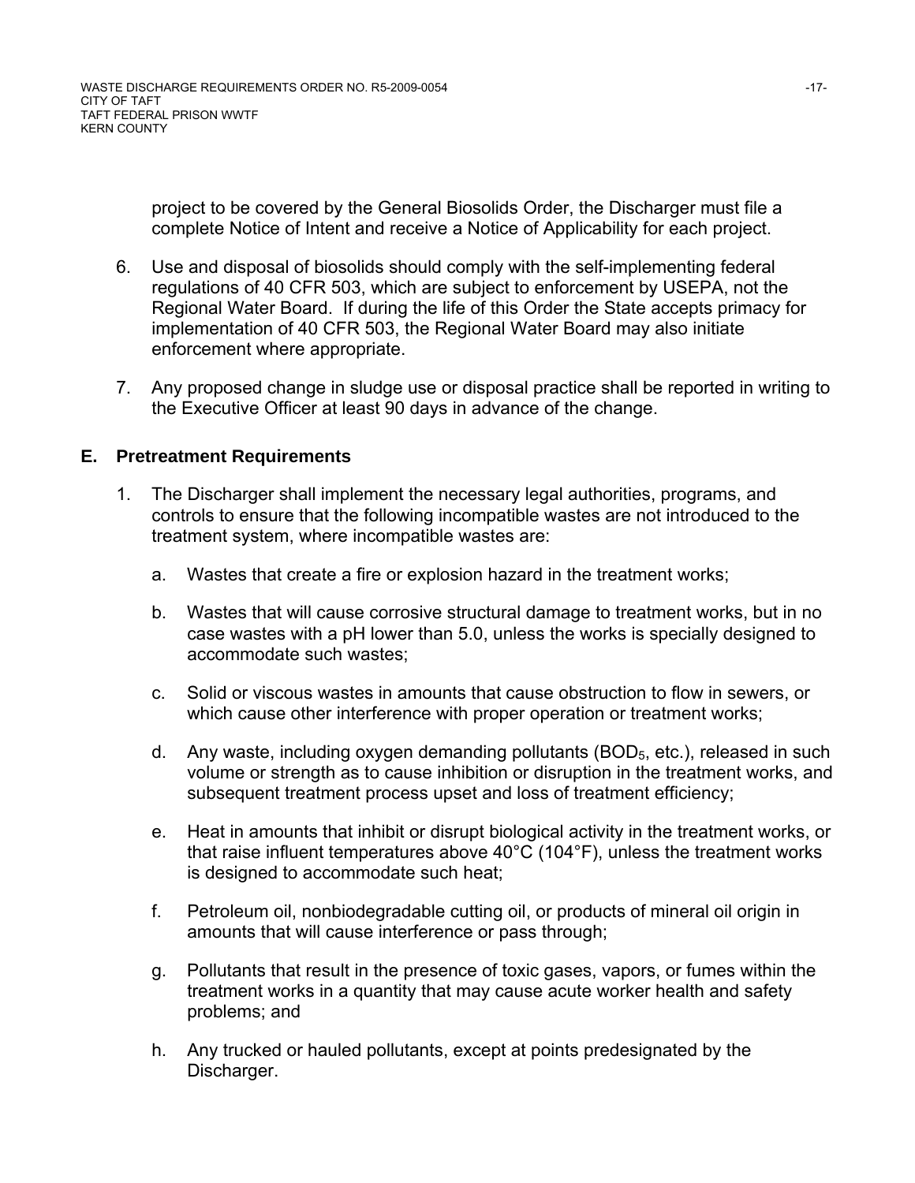project to be covered by the General Biosolids Order, the Discharger must file a complete Notice of Intent and receive a Notice of Applicability for each project.

6. Use and disposal of biosolids should comply with the self-implementing federal regulations of 40 CFR 503, which are subject to enforcement by USEPA, not the Regional Water Board. If during the life of this Order the State accepts primacy for implementation of 40 CFR 503, the Regional Water Board may also initiate enforcement where appropriate.

7. Any proposed change in sludge use or disposal practice shall be reported in writing to the Executive Officer at least 90 days in advance of the change.

## E. Pretreatment Requirements

1. The Discharger shall implement the necessary legal authorities, programs, and controls to ensure that the following incompatible wastes are not introduced to the treatment system, where incompatible wastes are:

   a. Wastes that create a fire or explosion hazard in the treatment works;

   b. Wastes that will cause corrosive structural damage to treatment works, but in no case wastes with a pH lower than 5.0, unless the works is specially designed to accommodate such wastes;

   c. Solid or viscous wastes in amounts that cause obstruction to flow in sewers, or which cause other interference with proper operation or treatment works;

   d. Any waste, including oxygen demanding pollutants ($BOD_5$, etc.), released in such volume or strength as to cause inhibition or disruption in the treatment works, and subsequent treatment process upset and loss of treatment efficiency;

   e. Heat in amounts that inhibit or disrupt biological activity in the treatment works, or that raise influent temperatures above 40°C (104°F), unless the treatment works is designed to accommodate such heat;

   f. Petroleum oil, nonbiodegradable cutting oil, or products of mineral oil origin in amounts that will cause interference or pass through;

   g. Pollutants that result in the presence of toxic gases, vapors, or fumes within the treatment works in a quantity that may cause acute worker health and safety problems; and

   h. Any trucked or hauled pollutants, except at points predesignated by the Discharger.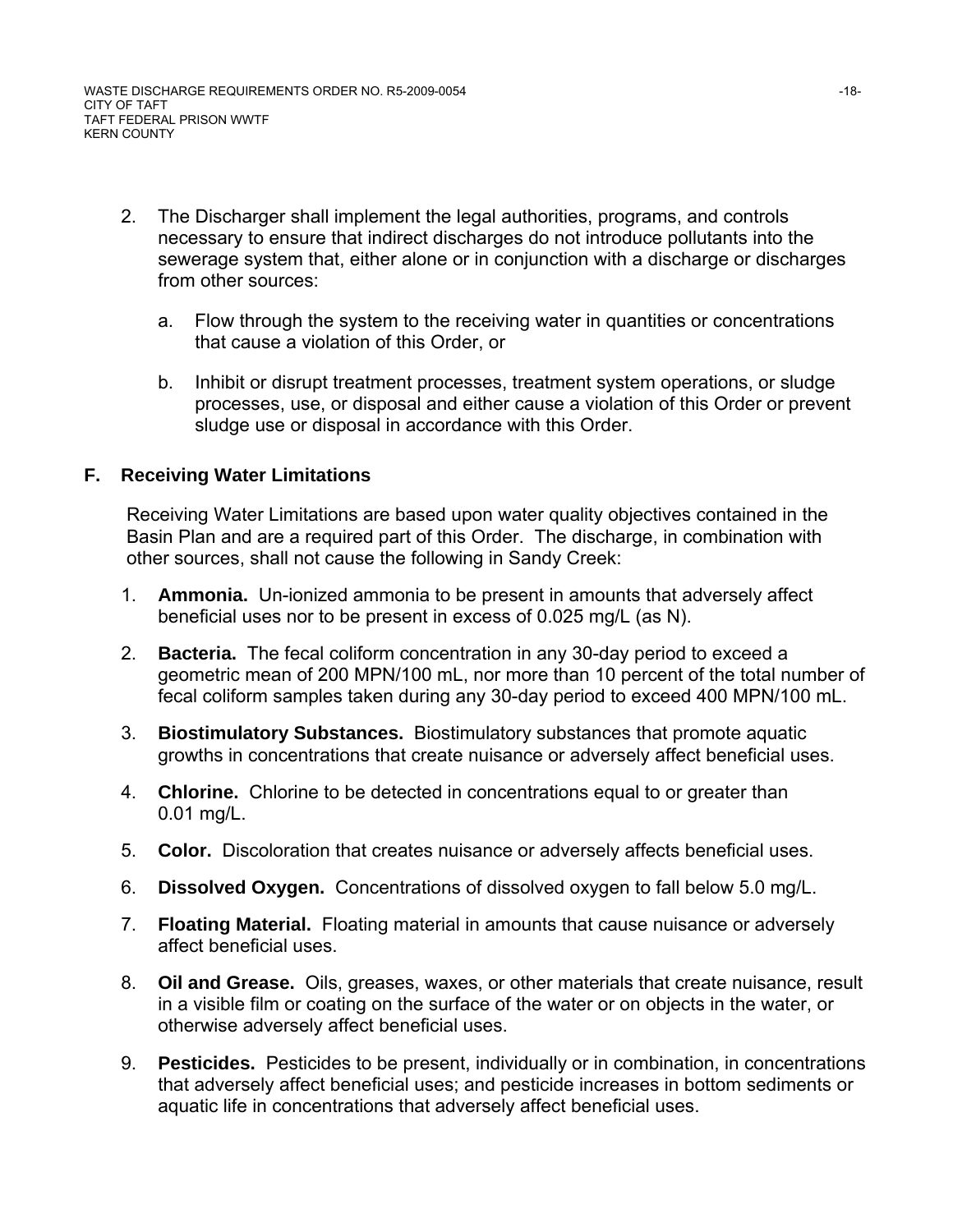2. The Discharger shall implement the legal authorities, programs, and controls necessary to ensure that indirect discharges do not introduce pollutants into the sewerage system that, either alone or in conjunction with a discharge or discharges from other sources:

   a. Flow through the system to the receiving water in quantities or concentrations that cause a violation of this Order, or

   b. Inhibit or disrupt treatment processes, treatment system operations, or sludge processes, use, or disposal and either cause a violation of this Order or prevent sludge use or disposal in accordance with this Order.

## F. Receiving Water Limitations

Receiving Water Limitations are based upon water quality objectives contained in the Basin Plan and are a required part of this Order. The discharge, in combination with other sources, shall not cause the following in Sandy Creek:

1. **Ammonia.** Un-ionized ammonia to be present in amounts that adversely affect beneficial uses nor to be present in excess of 0.025 mg/L (as N).

2. **Bacteria.** The fecal coliform concentration in any 30-day period to exceed a geometric mean of 200 MPN/100 mL, nor more than 10 percent of the total number of fecal coliform samples taken during any 30-day period to exceed 400 MPN/100 mL.

3. **Biostimulatory Substances.** Biostimulatory substances that promote aquatic growths in concentrations that create nuisance or adversely affect beneficial uses.

4. **Chlorine.** Chlorine to be detected in concentrations equal to or greater than 0.01 mg/L.

5. **Color.** Discoloration that creates nuisance or adversely affects beneficial uses.

6. **Dissolved Oxygen.** Concentrations of dissolved oxygen to fall below 5.0 mg/L.

7. **Floating Material.** Floating material in amounts that cause nuisance or adversely affect beneficial uses.

8. **Oil and Grease.** Oils, greases, waxes, or other materials that create nuisance, result in a visible film or coating on the surface of the water or on objects in the water, or otherwise adversely affect beneficial uses.

9. **Pesticides.** Pesticides to be present, individually or in combination, in concentrations that adversely affect beneficial uses; and pesticide increases in bottom sediments or aquatic life in concentrations that adversely affect beneficial uses.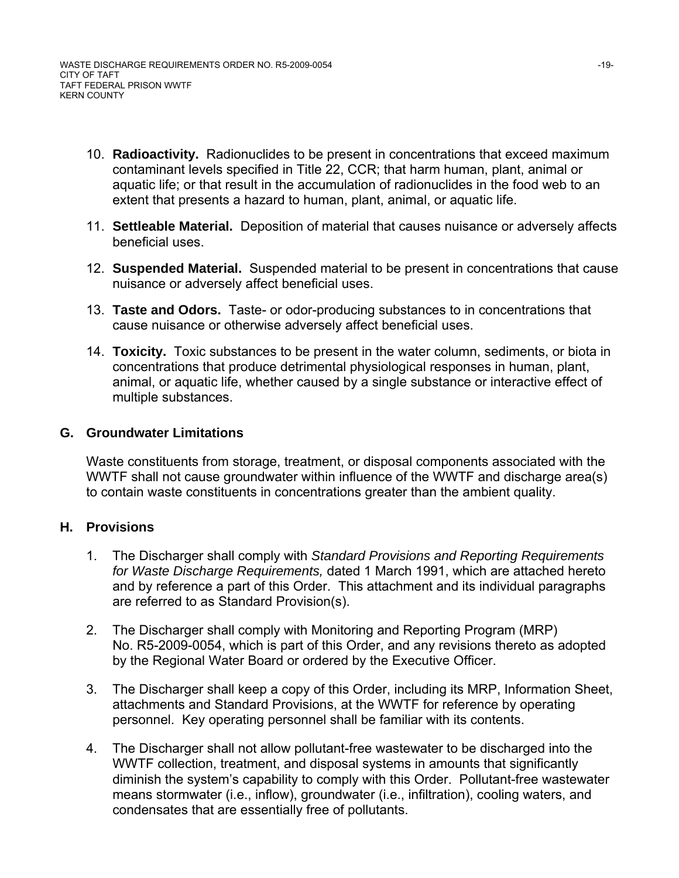10. **Radioactivity.** Radionuclides to be present in concentrations that exceed maximum contaminant levels specified in Title 22, CCR; that harm human, plant, animal or aquatic life; or that result in the accumulation of radionuclides in the food web to an extent that presents a hazard to human, plant, animal, or aquatic life.

11. **Settleable Material.** Deposition of material that causes nuisance or adversely affects beneficial uses.

12. **Suspended Material.** Suspended material to be present in concentrations that cause nuisance or adversely affect beneficial uses.

13. **Taste and Odors.** Taste- or odor-producing substances to in concentrations that cause nuisance or otherwise adversely affect beneficial uses.

14. **Toxicity.** Toxic substances to be present in the water column, sediments, or biota in concentrations that produce detrimental physiological responses in human, plant, animal, or aquatic life, whether caused by a single substance or interactive effect of multiple substances.

## G. Groundwater Limitations

Waste constituents from storage, treatment, or disposal components associated with the WWTF shall not cause groundwater within influence of the WWTF and discharge area(s) to contain waste constituents in concentrations greater than the ambient quality.

## H. Provisions

1. The Discharger shall comply with *Standard Provisions and Reporting Requirements for Waste Discharge Requirements,* dated 1 March 1991, which are attached hereto and by reference a part of this Order. This attachment and its individual paragraphs are referred to as Standard Provision(s).

2. The Discharger shall comply with Monitoring and Reporting Program (MRP) No. R5-2009-0054, which is part of this Order, and any revisions thereto as adopted by the Regional Water Board or ordered by the Executive Officer.

3. The Discharger shall keep a copy of this Order, including its MRP, Information Sheet, attachments and Standard Provisions, at the WWTF for reference by operating personnel. Key operating personnel shall be familiar with its contents.

4. The Discharger shall not allow pollutant-free wastewater to be discharged into the WWTF collection, treatment, and disposal systems in amounts that significantly diminish the system's capability to comply with this Order. Pollutant-free wastewater means stormwater (i.e., inflow), groundwater (i.e., infiltration), cooling waters, and condensates that are essentially free of pollutants.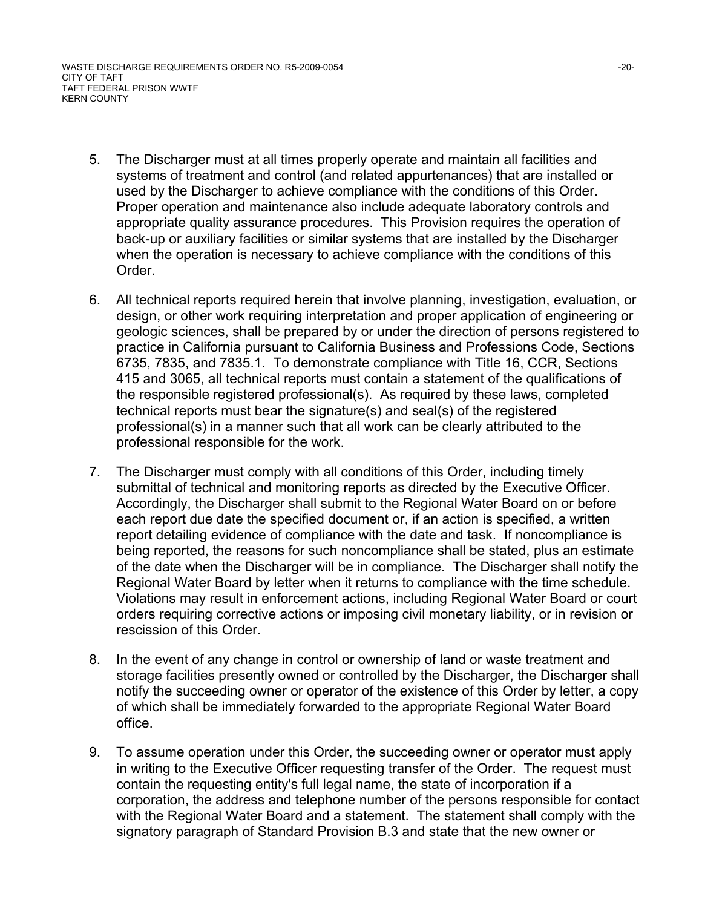5. The Discharger must at all times properly operate and maintain all facilities and systems of treatment and control (and related appurtenances) that are installed or used by the Discharger to achieve compliance with the conditions of this Order. Proper operation and maintenance also include adequate laboratory controls and appropriate quality assurance procedures. This Provision requires the operation of back-up or auxiliary facilities or similar systems that are installed by the Discharger when the operation is necessary to achieve compliance with the conditions of this Order.

6. All technical reports required herein that involve planning, investigation, evaluation, or design, or other work requiring interpretation and proper application of engineering or geologic sciences, shall be prepared by or under the direction of persons registered to practice in California pursuant to California Business and Professions Code, Sections 6735, 7835, and 7835.1. To demonstrate compliance with Title 16, CCR, Sections 415 and 3065, all technical reports must contain a statement of the qualifications of the responsible registered professional(s). As required by these laws, completed technical reports must bear the signature(s) and seal(s) of the registered professional(s) in a manner such that all work can be clearly attributed to the professional responsible for the work.

7. The Discharger must comply with all conditions of this Order, including timely submittal of technical and monitoring reports as directed by the Executive Officer. Accordingly, the Discharger shall submit to the Regional Water Board on or before each report due date the specified document or, if an action is specified, a written report detailing evidence of compliance with the date and task. If noncompliance is being reported, the reasons for such noncompliance shall be stated, plus an estimate of the date when the Discharger will be in compliance. The Discharger shall notify the Regional Water Board by letter when it returns to compliance with the time schedule. Violations may result in enforcement actions, including Regional Water Board or court orders requiring corrective actions or imposing civil monetary liability, or in revision or rescission of this Order.

8. In the event of any change in control or ownership of land or waste treatment and storage facilities presently owned or controlled by the Discharger, the Discharger shall notify the succeeding owner or operator of the existence of this Order by letter, a copy of which shall be immediately forwarded to the appropriate Regional Water Board office.

9. To assume operation under this Order, the succeeding owner or operator must apply in writing to the Executive Officer requesting transfer of the Order. The request must contain the requesting entity's full legal name, the state of incorporation if a corporation, the address and telephone number of the persons responsible for contact with the Regional Water Board and a statement. The statement shall comply with the signatory paragraph of Standard Provision B.3 and state that the new owner or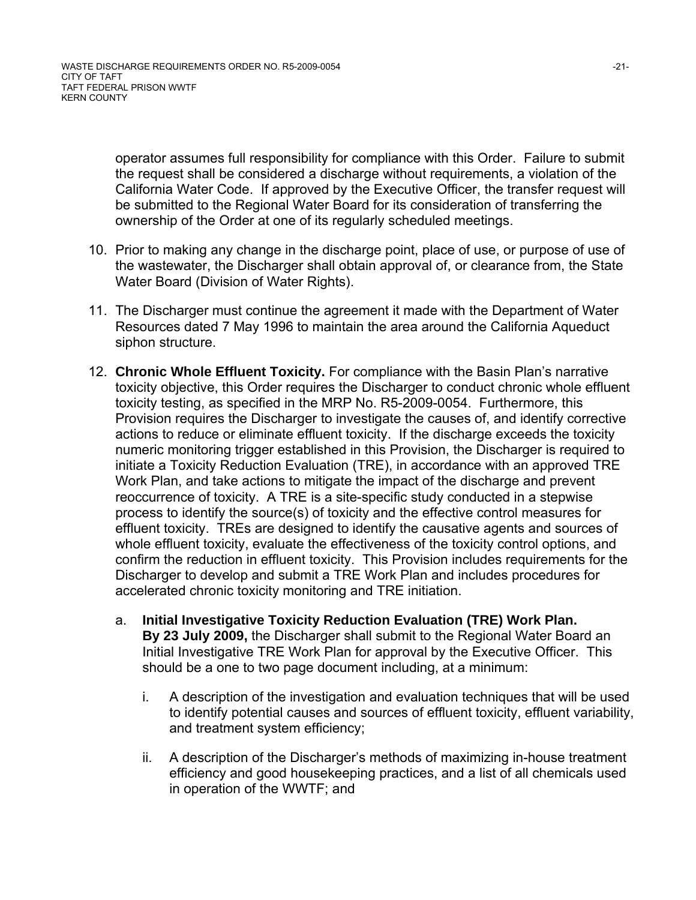operator assumes full responsibility for compliance with this Order. Failure to submit the request shall be considered a discharge without requirements, a violation of the California Water Code. If approved by the Executive Officer, the transfer request will be submitted to the Regional Water Board for its consideration of transferring the ownership of the Order at one of its regularly scheduled meetings.

10. Prior to making any change in the discharge point, place of use, or purpose of use of the wastewater, the Discharger shall obtain approval of, or clearance from, the State Water Board (Division of Water Rights).

11. The Discharger must continue the agreement it made with the Department of Water Resources dated 7 May 1996 to maintain the area around the California Aqueduct siphon structure.

12. **Chronic Whole Effluent Toxicity.** For compliance with the Basin Plan's narrative toxicity objective, this Order requires the Discharger to conduct chronic whole effluent toxicity testing, as specified in the MRP No. R5-2009-0054. Furthermore, this Provision requires the Discharger to investigate the causes of, and identify corrective actions to reduce or eliminate effluent toxicity. If the discharge exceeds the toxicity numeric monitoring trigger established in this Provision, the Discharger is required to initiate a Toxicity Reduction Evaluation (TRE), in accordance with an approved TRE Work Plan, and take actions to mitigate the impact of the discharge and prevent reoccurrence of toxicity. A TRE is a site-specific study conducted in a stepwise process to identify the source(s) of toxicity and the effective control measures for effluent toxicity. TREs are designed to identify the causative agents and sources of whole effluent toxicity, evaluate the effectiveness of the toxicity control options, and confirm the reduction in effluent toxicity. This Provision includes requirements for the Discharger to develop and submit a TRE Work Plan and includes procedures for accelerated chronic toxicity monitoring and TRE initiation.

    a. **Initial Investigative Toxicity Reduction Evaluation (TRE) Work Plan. By 23 July 2009,** the Discharger shall submit to the Regional Water Board an Initial Investigative TRE Work Plan for approval by the Executive Officer. This should be a one to two page document including, at a minimum:

        i. A description of the investigation and evaluation techniques that will be used to identify potential causes and sources of effluent toxicity, effluent variability, and treatment system efficiency;

        ii. A description of the Discharger's methods of maximizing in-house treatment efficiency and good housekeeping practices, and a list of all chemicals used in operation of the WWTF; and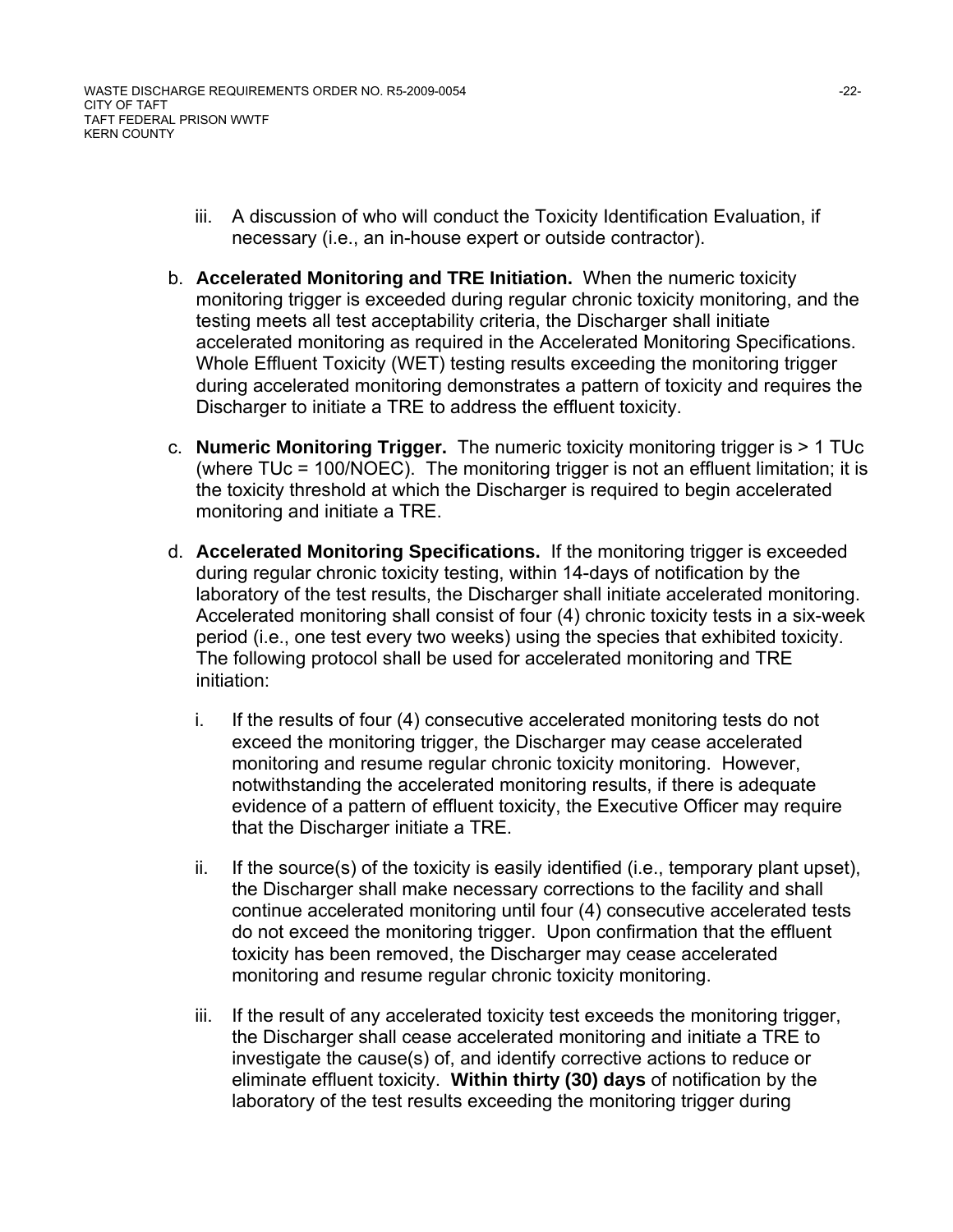iii. A discussion of who will conduct the Toxicity Identification Evaluation, if necessary (i.e., an in-house expert or outside contractor).

b. **Accelerated Monitoring and TRE Initiation.** When the numeric toxicity monitoring trigger is exceeded during regular chronic toxicity monitoring, and the testing meets all test acceptability criteria, the Discharger shall initiate accelerated monitoring as required in the Accelerated Monitoring Specifications. Whole Effluent Toxicity (WET) testing results exceeding the monitoring trigger during accelerated monitoring demonstrates a pattern of toxicity and requires the Discharger to initiate a TRE to address the effluent toxicity.

c. **Numeric Monitoring Trigger.** The numeric toxicity monitoring trigger is > 1 TUc (where TUc = 100/NOEC). The monitoring trigger is not an effluent limitation; it is the toxicity threshold at which the Discharger is required to begin accelerated monitoring and initiate a TRE.

d. **Accelerated Monitoring Specifications.** If the monitoring trigger is exceeded during regular chronic toxicity testing, within 14-days of notification by the laboratory of the test results, the Discharger shall initiate accelerated monitoring. Accelerated monitoring shall consist of four (4) chronic toxicity tests in a six-week period (i.e., one test every two weeks) using the species that exhibited toxicity. The following protocol shall be used for accelerated monitoring and TRE initiation:

   i. If the results of four (4) consecutive accelerated monitoring tests do not exceed the monitoring trigger, the Discharger may cease accelerated monitoring and resume regular chronic toxicity monitoring. However, notwithstanding the accelerated monitoring results, if there is adequate evidence of a pattern of effluent toxicity, the Executive Officer may require that the Discharger initiate a TRE.

   ii. If the source(s) of the toxicity is easily identified (i.e., temporary plant upset), the Discharger shall make necessary corrections to the facility and shall continue accelerated monitoring until four (4) consecutive accelerated tests do not exceed the monitoring trigger. Upon confirmation that the effluent toxicity has been removed, the Discharger may cease accelerated monitoring and resume regular chronic toxicity monitoring.

   iii. If the result of any accelerated toxicity test exceeds the monitoring trigger, the Discharger shall cease accelerated monitoring and initiate a TRE to investigate the cause(s) of, and identify corrective actions to reduce or eliminate effluent toxicity. **Within thirty (30) days** of notification by the laboratory of the test results exceeding the monitoring trigger during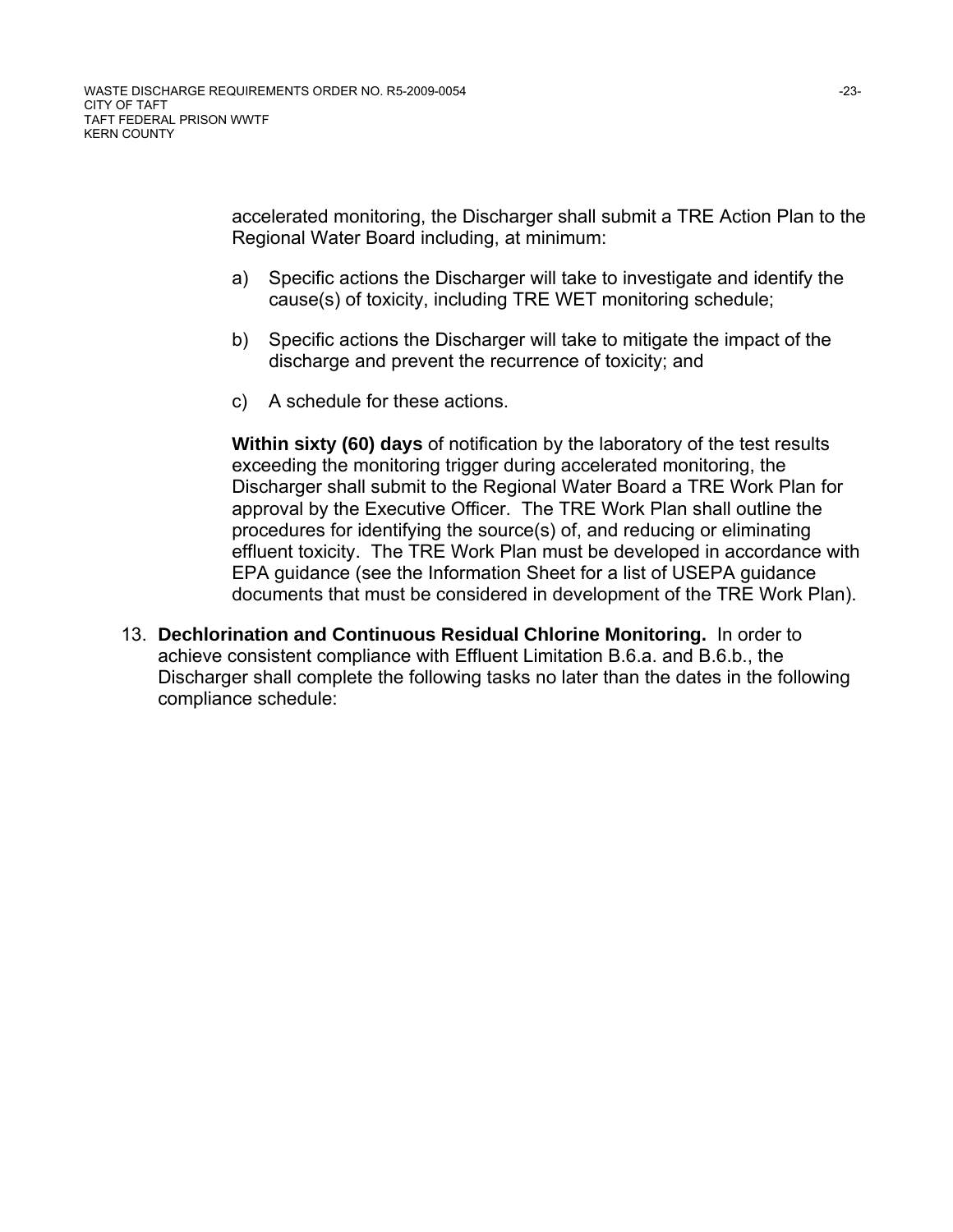accelerated monitoring, the Discharger shall submit a TRE Action Plan to the Regional Water Board including, at minimum:

a) Specific actions the Discharger will take to investigate and identify the cause(s) of toxicity, including TRE WET monitoring schedule;

b) Specific actions the Discharger will take to mitigate the impact of the discharge and prevent the recurrence of toxicity; and

c) A schedule for these actions.

**Within sixty (60) days** of notification by the laboratory of the test results exceeding the monitoring trigger during accelerated monitoring, the Discharger shall submit to the Regional Water Board a TRE Work Plan for approval by the Executive Officer. The TRE Work Plan shall outline the procedures for identifying the source(s) of, and reducing or eliminating effluent toxicity. The TRE Work Plan must be developed in accordance with EPA guidance (see the Information Sheet for a list of USEPA guidance documents that must be considered in development of the TRE Work Plan).

13. **Dechlorination and Continuous Residual Chlorine Monitoring.** In order to achieve consistent compliance with Effluent Limitation B.6.a. and B.6.b., the Discharger shall complete the following tasks no later than the dates in the following compliance schedule: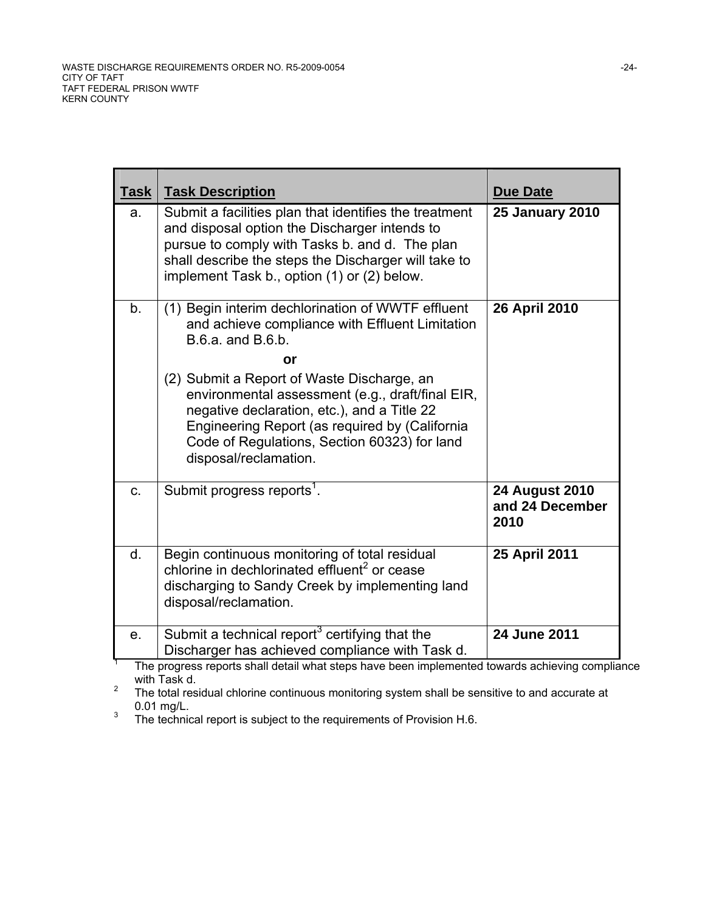| Task | Task Description | Due Date |
|---|---|---|
| a. | Submit a facilities plan that identifies the treatment and disposal option the Discharger intends to pursue to comply with Tasks b. and d. The plan shall describe the steps the Discharger will take to implement Task b., option (1) or (2) below. | **25 January 2010** |
| b. | (1) Begin interim dechlorination of WWTF effluent and achieve compliance with Effluent Limitation B.6.a. and B.6.b. <br> **or** <br> (2) Submit a Report of Waste Discharge, an environmental assessment (e.g., draft/final EIR, negative declaration, etc.), and a Title 22 Engineering Report (as required by (California Code of Regulations, Section 60323) for land disposal/reclamation. | **26 April 2010** |
| c. | Submit progress reports[1]. | **24 August 2010 and 24 December 2010** |
| d. | Begin continuous monitoring of total residual chlorine in dechlorinated effluent[2] or cease discharging to Sandy Creek by implementing land disposal/reclamation. | **25 April 2011** |
| e. | Submit a technical report[3] certifying that the Discharger has achieved compliance with Task d. | **24 June 2011** |

[1] The progress reports shall detail what steps have been implemented towards achieving compliance with Task d.

[2] The total residual chlorine continuous monitoring system shall be sensitive to and accurate at 0.01 mg/L.

[3] The technical report is subject to the requirements of Provision H.6.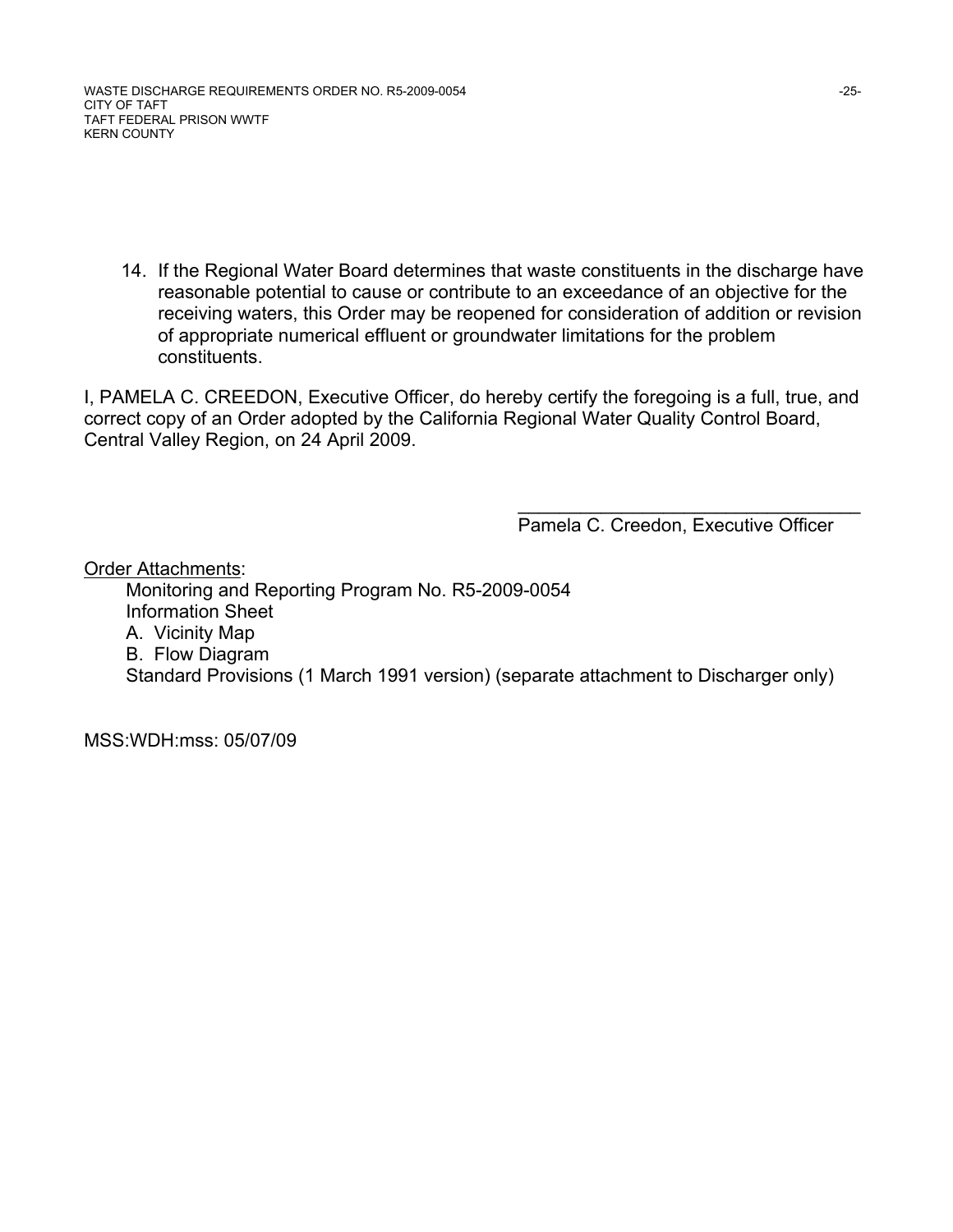14. If the Regional Water Board determines that waste constituents in the discharge have reasonable potential to cause or contribute to an exceedance of an objective for the receiving waters, this Order may be reopened for consideration of addition or revision of appropriate numerical effluent or groundwater limitations for the problem constituents.

I, PAMELA C. CREEDON, Executive Officer, do hereby certify the foregoing is a full, true, and correct copy of an Order adopted by the California Regional Water Quality Control Board, Central Valley Region, on 24 April 2009.

\_\_\_\_\_\_\_\_\_\_\_\_\_\_\_\_\_\_\_\_\_\_\_\_\_\_\_\_\_\_\_\_\_\_\_\_

Pamela C. Creedon, Executive Officer

<u>Order Attachments</u>:

Monitoring and Reporting Program No. R5-2009-0054
Information Sheet
A. Vicinity Map
B. Flow Diagram
Standard Provisions (1 March 1991 version) (separate attachment to Discharger only)

MSS:WDH:mss: 05/07/09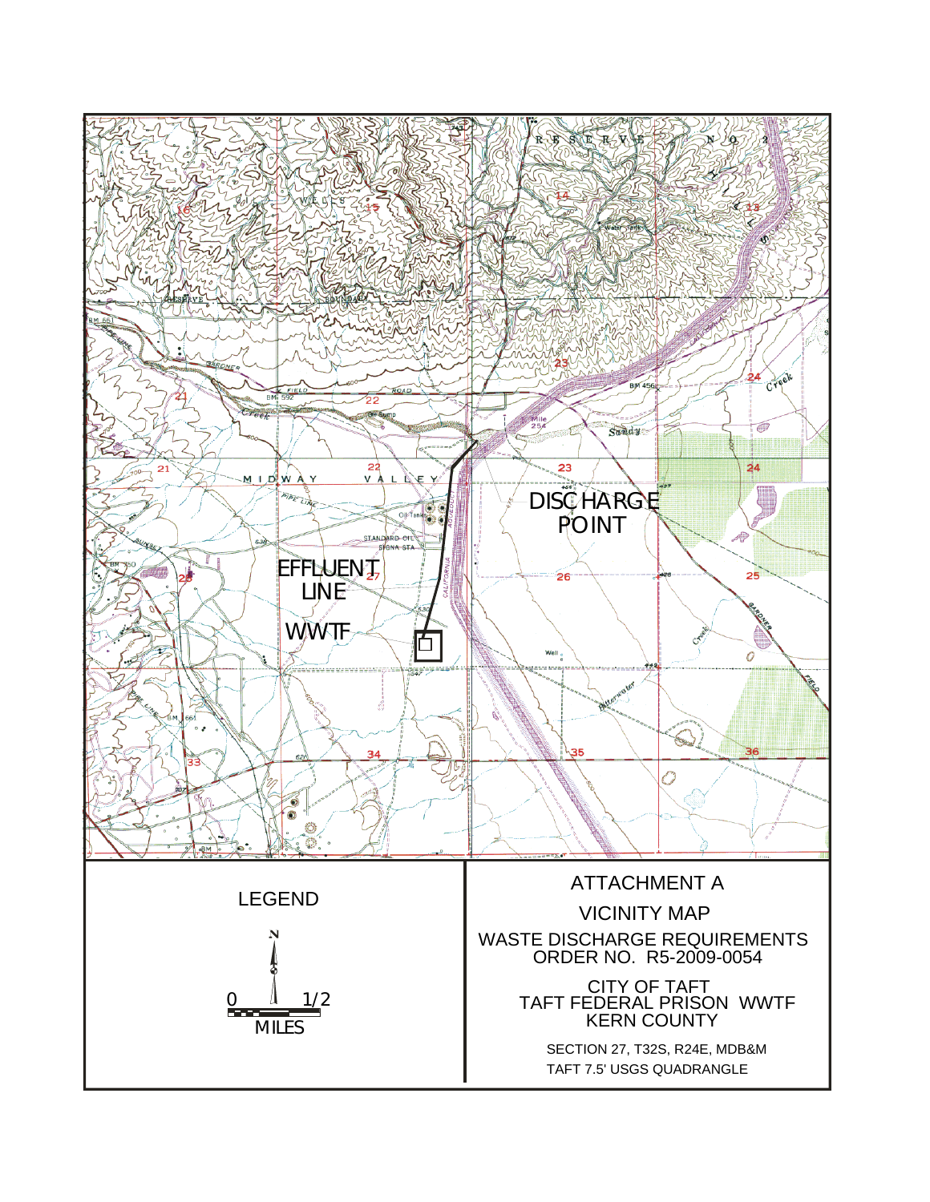DISCHARGE POINT

EFFLUENT LINE

WWTF

LEGEND

N

0 1/2

MILES

ATTACHMENT A

VICINITY MAP

WASTE DISCHARGE REQUIREMENTS
ORDER NO. R5-2009-0054

CITY OF TAFT
TAFT FEDERAL PRISON WWTF
KERN COUNTY

SECTION 27, T32S, R24E, MDB&M
TAFT 7.5' USGS QUADRANGLE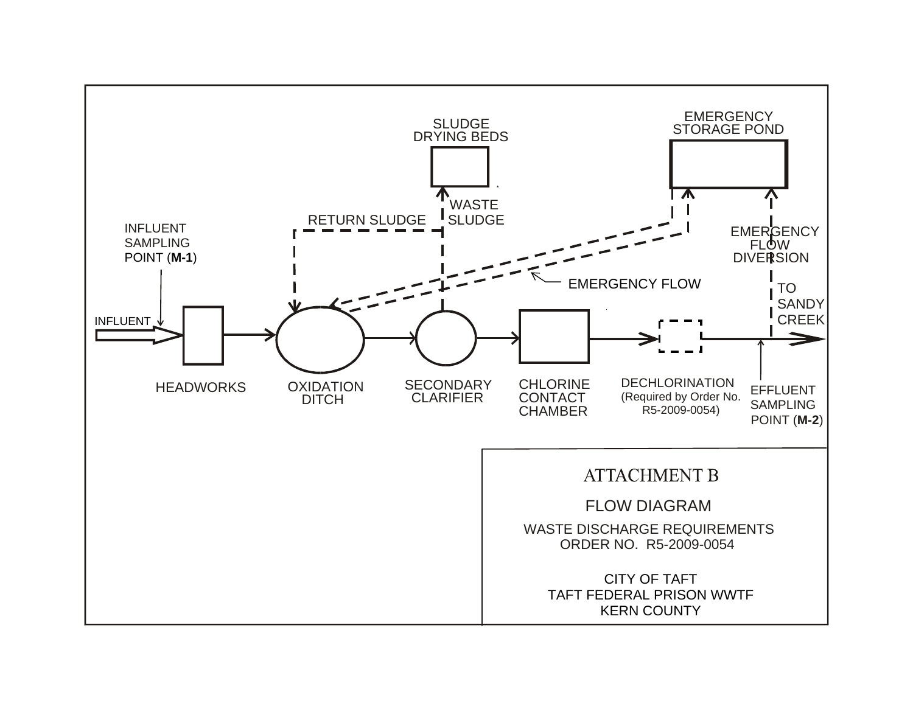SLUDGE DRYING BEDS

EMERGENCY STORAGE POND

WASTE SLUDGE

RETURN SLUDGE

INFLUENT SAMPLING POINT (**M-1**)

EMERGENCY FLOW DIVERSION

EMERGENCY FLOW

TO SANDY CREEK

INFLUENT

HEADWORKS

OXIDATION DITCH

SECONDARY CLARIFIER

CHLORINE CONTACT CHAMBER

DECHLORINATION (Required by Order No. R5-2009-0054)

EFFLUENT SAMPLING POINT (**M-2**)

# ATTACHMENT B

## FLOW DIAGRAM

WASTE DISCHARGE REQUIREMENTS
ORDER NO. R5-2009-0054

CITY OF TAFT
TAFT FEDERAL PRISON WWTF
KERN COUNTY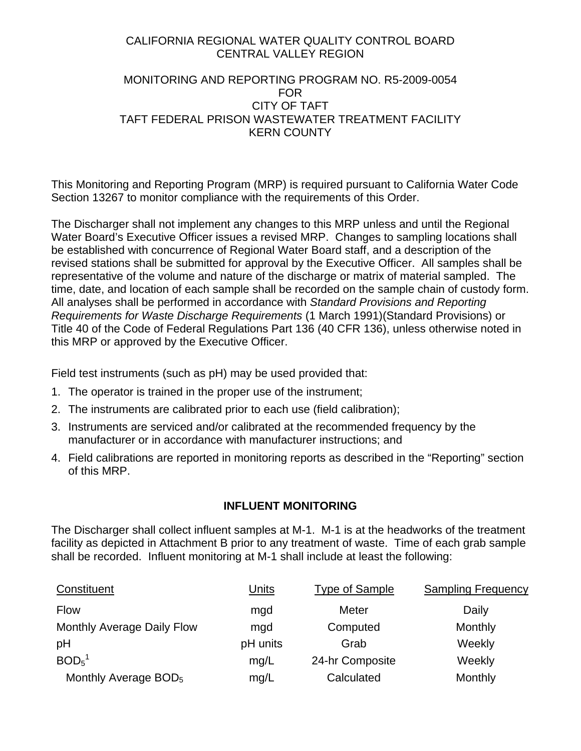CALIFORNIA REGIONAL WATER QUALITY CONTROL BOARD
CENTRAL VALLEY REGION

MONITORING AND REPORTING PROGRAM NO. R5-2009-0054
FOR
CITY OF TAFT
TAFT FEDERAL PRISON WASTEWATER TREATMENT FACILITY
KERN COUNTY

This Monitoring and Reporting Program (MRP) is required pursuant to California Water Code Section 13267 to monitor compliance with the requirements of this Order.

The Discharger shall not implement any changes to this MRP unless and until the Regional Water Board's Executive Officer issues a revised MRP. Changes to sampling locations shall be established with concurrence of Regional Water Board staff, and a description of the revised stations shall be submitted for approval by the Executive Officer. All samples shall be representative of the volume and nature of the discharge or matrix of material sampled. The time, date, and location of each sample shall be recorded on the sample chain of custody form. All analyses shall be performed in accordance with *Standard Provisions and Reporting Requirements for Waste Discharge Requirements* (1 March 1991)(Standard Provisions) or Title 40 of the Code of Federal Regulations Part 136 (40 CFR 136), unless otherwise noted in this MRP or approved by the Executive Officer.

Field test instruments (such as pH) may be used provided that:

1. The operator is trained in the proper use of the instrument;
2. The instruments are calibrated prior to each use (field calibration);
3. Instruments are serviced and/or calibrated at the recommended frequency by the manufacturer or in accordance with manufacturer instructions; and
4. Field calibrations are reported in monitoring reports as described in the "Reporting" section of this MRP.

## INFLUENT MONITORING

The Discharger shall collect influent samples at M-1. M-1 is at the headworks of the treatment facility as depicted in Attachment B prior to any treatment of waste. Time of each grab sample shall be recorded. Influent monitoring at M-1 shall include at least the following:

| Constituent | Units | Type of Sample | Sampling Frequency |
|---|---|---|---|
| Flow | mgd | Meter | Daily |
| Monthly Average Daily Flow | mgd | Computed | Monthly |
| pH | pH units | Grab | Weekly |
| $BOD_5$[1] | mg/L | 24-hr Composite | Weekly |
| Monthly Average $BOD_5$ | mg/L | Calculated | Monthly |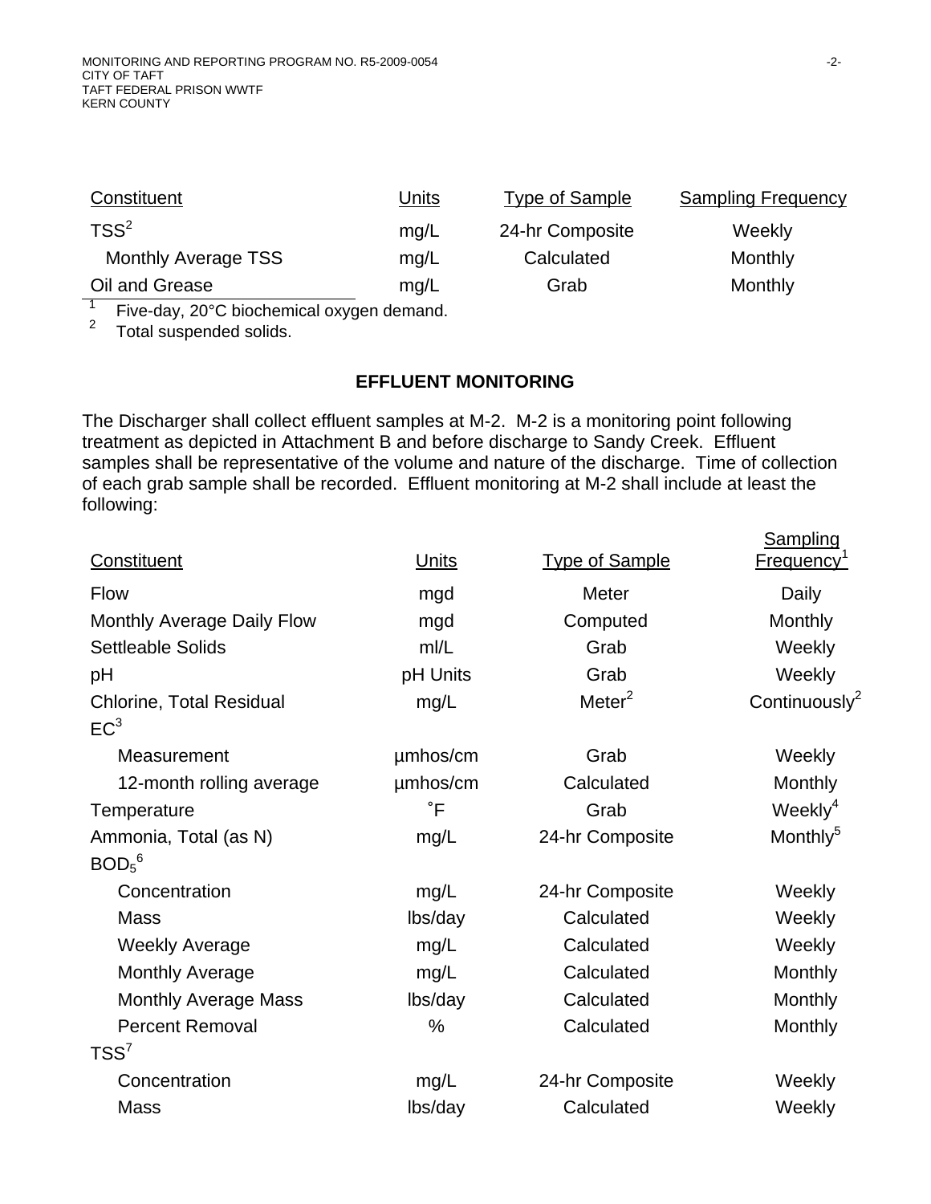| Constituent | Units | Type of Sample | Sampling Frequency |
|---|---|---|---|
| TSS[2] | mg/L | 24-hr Composite | Weekly |
| Monthly Average TSS | mg/L | Calculated | Monthly |
| Oil and Grease | mg/L | Grab | Monthly |

[1] Five-day, 20°C biochemical oxygen demand.
[2] Total suspended solids.

## EFFLUENT MONITORING

The Discharger shall collect effluent samples at M-2. M-2 is a monitoring point following treatment as depicted in Attachment B and before discharge to Sandy Creek. Effluent samples shall be representative of the volume and nature of the discharge. Time of collection of each grab sample shall be recorded. Effluent monitoring at M-2 shall include at least the following:

| Constituent | Units | Type of Sample | Sampling Frequency[1] |
|---|---|---|---|
| Flow | mgd | Meter | Daily |
| Monthly Average Daily Flow | mgd | Computed | Monthly |
| Settleable Solids | ml/L | Grab | Weekly |
| pH | pH Units | Grab | Weekly |
| Chlorine, Total Residual | mg/L | Meter[2] | Continuously[2] |
| EC[3] | | | |
| Measurement | µmhos/cm | Grab | Weekly |
| 12-month rolling average | µmhos/cm | Calculated | Monthly |
| Temperature | ˚F | Grab | Weekly[4] |
| Ammonia, Total (as N) | mg/L | 24-hr Composite | Monthly[5] |
| $BOD_5$[6] | | | |
| Concentration | mg/L | 24-hr Composite | Weekly |
| Mass | lbs/day | Calculated | Weekly |
| Weekly Average | mg/L | Calculated | Weekly |
| Monthly Average | mg/L | Calculated | Monthly |
| Monthly Average Mass | lbs/day | Calculated | Monthly |
| Percent Removal | % | Calculated | Monthly |
| TSS[7] | | | |
| Concentration | mg/L | 24-hr Composite | Weekly |
| Mass | lbs/day | Calculated | Weekly |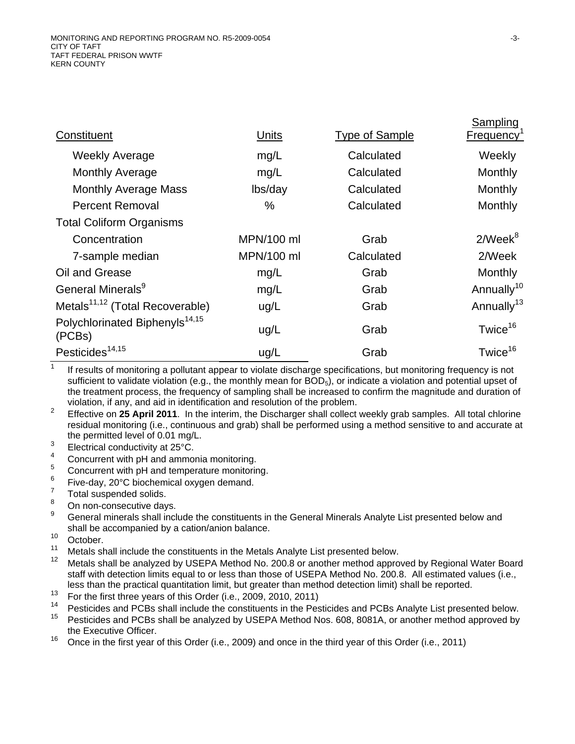| Constituent | Units | Type of Sample | Sampling Frequency[1] |
|---|---|---|---|
| Weekly Average | mg/L | Calculated | Weekly |
| Monthly Average | mg/L | Calculated | Monthly |
| Monthly Average Mass | lbs/day | Calculated | Monthly |
| Percent Removal | % | Calculated | Monthly |
| Total Coliform Organisms | | | |
| Concentration | MPN/100 ml | Grab | 2/Week[8] |
| 7-sample median | MPN/100 ml | Calculated | 2/Week |
| Oil and Grease | mg/L | Grab | Monthly |
| General Minerals[9] | mg/L | Grab | Annually[10] |
| Metals[11,12] (Total Recoverable) | ug/L | Grab | Annually[13] |
| Polychlorinated Biphenyls[14,15] (PCBs) | ug/L | Grab | Twice[16] |
| Pesticides[14,15] | ug/L | Grab | Twice[16] |

[1] If results of monitoring a pollutant appear to violate discharge specifications, but monitoring frequency is not sufficient to validate violation (e.g., the monthly mean for $BOD_5$), or indicate a violation and potential upset of the treatment process, the frequency of sampling shall be increased to confirm the magnitude and duration of violation, if any, and aid in identification and resolution of the problem.

[2] Effective on **25 April 2011**. In the interim, the Discharger shall collect weekly grab samples. All total chlorine residual monitoring (i.e., continuous and grab) shall be performed using a method sensitive to and accurate at the permitted level of 0.01 mg/L.

[3] Electrical conductivity at 25°C.

[4] Concurrent with pH and ammonia monitoring.

[5] Concurrent with pH and temperature monitoring.

[6] Five-day, 20°C biochemical oxygen demand.

[7] Total suspended solids.

[8] On non-consecutive days.

[9] General minerals shall include the constituents in the General Minerals Analyte List presented below and shall be accompanied by a cation/anion balance.

[10] October.

[11] Metals shall include the constituents in the Metals Analyte List presented below.

[12] Metals shall be analyzed by USEPA Method No. 200.8 or another method approved by Regional Water Board staff with detection limits equal to or less than those of USEPA Method No. 200.8. All estimated values (i.e., less than the practical quantitation limit, but greater than method detection limit) shall be reported.

[13] For the first three years of this Order (i.e., 2009, 2010, 2011)

[14] Pesticides and PCBs shall include the constituents in the Pesticides and PCBs Analyte List presented below.

[15] Pesticides and PCBs shall be analyzed by USEPA Method Nos. 608, 8081A, or another method approved by the Executive Officer.

[16] Once in the first year of this Order (i.e., 2009) and once in the third year of this Order (i.e., 2011)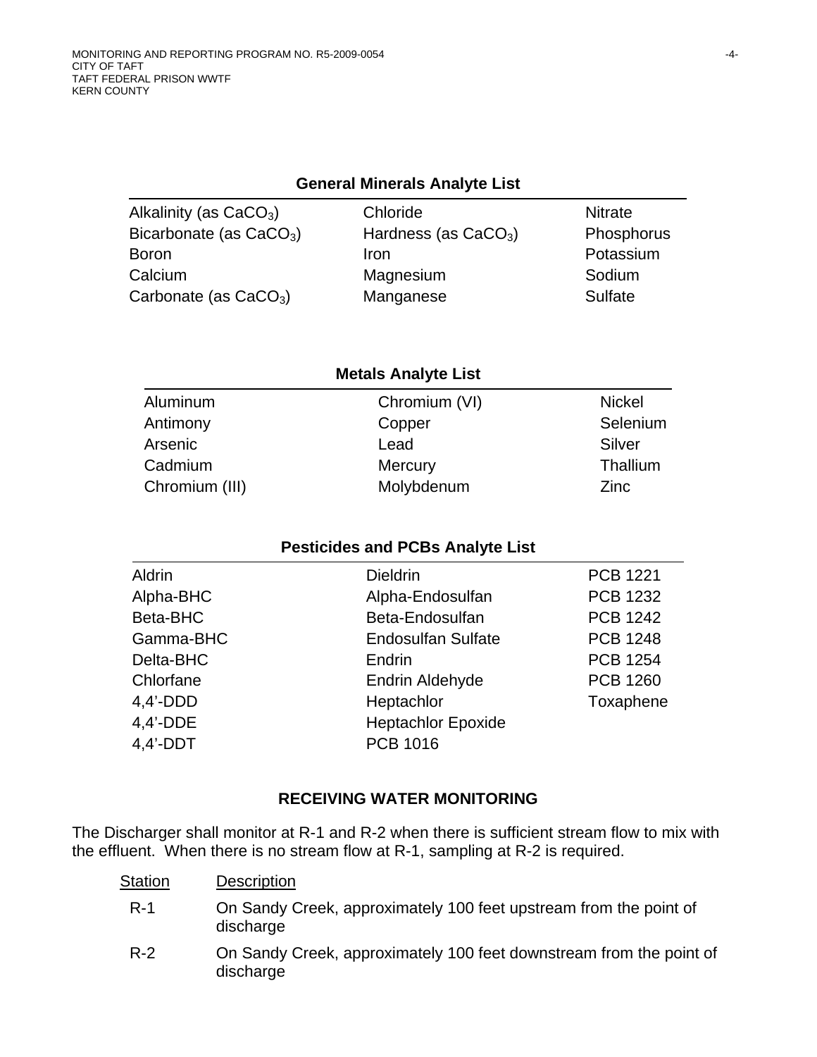**General Minerals Analyte List**

| | | |
|---|---|---|
| Alkalinity (as $CaCO_3$) | Chloride | Nitrate |
| Bicarbonate (as $CaCO_3$) | Hardness (as $CaCO_3$) | Phosphorus |
| Boron | Iron | Potassium |
| Calcium | Magnesium | Sodium |
| Carbonate (as $CaCO_3$) | Manganese | Sulfate |

**Metals Analyte List**

| | | |
|---|---|---|
| Aluminum | Chromium (VI) | Nickel |
| Antimony | Copper | Selenium |
| Arsenic | Lead | Silver |
| Cadmium | Mercury | Thallium |
| Chromium (III) | Molybdenum | Zinc |

**Pesticides and PCBs Analyte List**

| | | |
|---|---|---|
| Aldrin | Dieldrin | PCB 1221 |
| Alpha-BHC | Alpha-Endosulfan | PCB 1232 |
| Beta-BHC | Beta-Endosulfan | PCB 1242 |
| Gamma-BHC | Endosulfan Sulfate | PCB 1248 |
| Delta-BHC | Endrin | PCB 1254 |
| Chlorfane | Endrin Aldehyde | PCB 1260 |
| 4,4'-DDD | Heptachlor | Toxaphene |
| 4,4'-DDE | Heptachlor Epoxide | |
| 4,4'-DDT | PCB 1016 | |

## RECEIVING WATER MONITORING

The Discharger shall monitor at R-1 and R-2 when there is sufficient stream flow to mix with the effluent. When there is no stream flow at R-1, sampling at R-2 is required.

| Station | Description |
|---|---|
| R-1 | On Sandy Creek, approximately 100 feet upstream from the point of discharge |
| R-2 | On Sandy Creek, approximately 100 feet downstream from the point of discharge |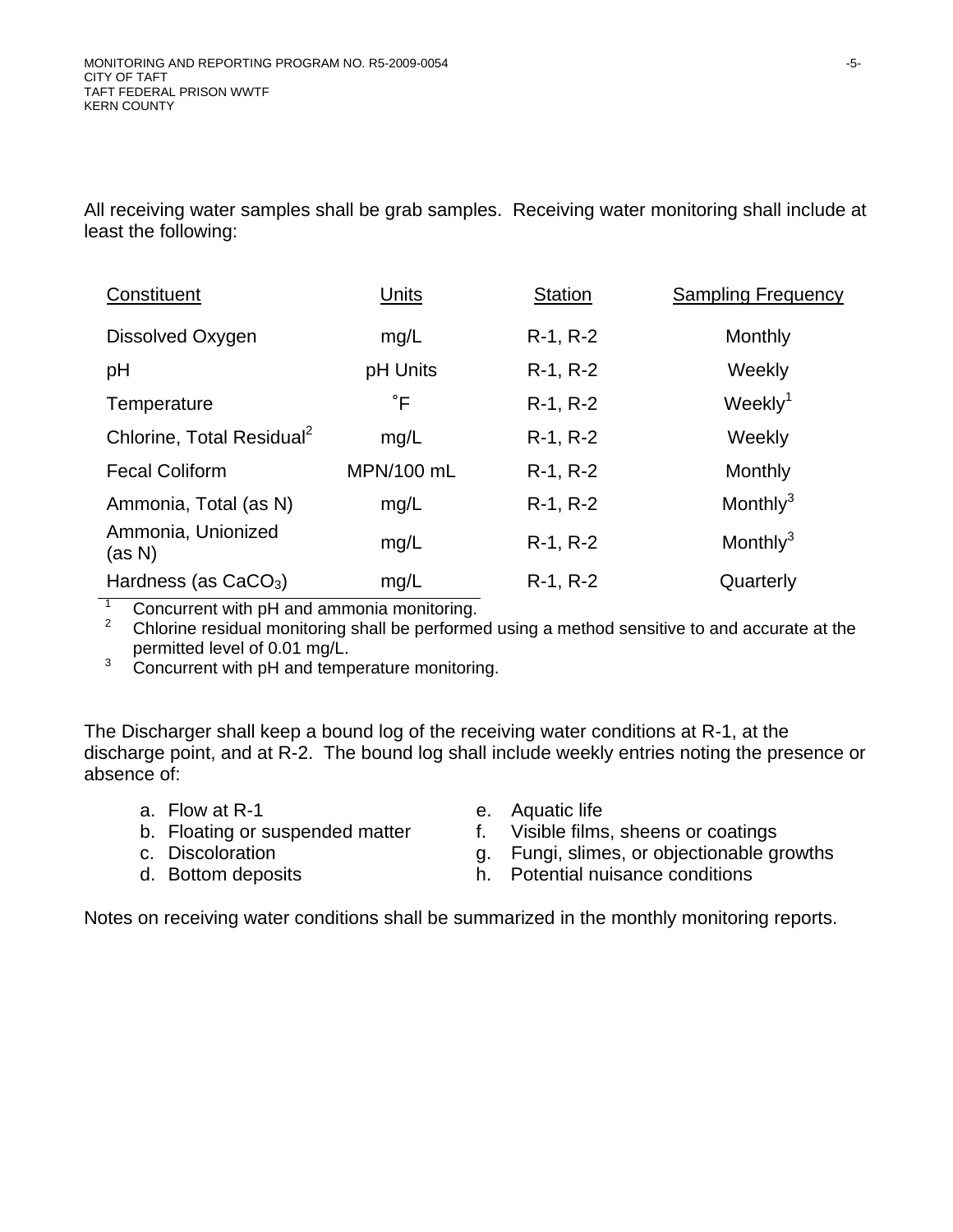All receiving water samples shall be grab samples. Receiving water monitoring shall include at least the following:

| Constituent | Units | Station | Sampling Frequency |
|---|---|---|---|
| Dissolved Oxygen | mg/L | R-1, R-2 | Monthly |
| pH | pH Units | R-1, R-2 | Weekly |
| Temperature | ˚F | R-1, R-2 | Weekly[1] |
| Chlorine, Total Residual[2] | mg/L | R-1, R-2 | Weekly |
| Fecal Coliform | MPN/100 mL | R-1, R-2 | Monthly |
| Ammonia, Total (as N) | mg/L | R-1, R-2 | Monthly[3] |
| Ammonia, Unionized (as N) | mg/L | R-1, R-2 | Monthly[3] |
| Hardness (as $CaCO_3$) | mg/L | R-1, R-2 | Quarterly |

[1] Concurrent with pH and ammonia monitoring.
[2] Chlorine residual monitoring shall be performed using a method sensitive to and accurate at the permitted level of 0.01 mg/L.
[3] Concurrent with pH and temperature monitoring.

The Discharger shall keep a bound log of the receiving water conditions at R-1, at the discharge point, and at R-2. The bound log shall include weekly entries noting the presence or absence of:

a. Flow at R-1
b. Floating or suspended matter
c. Discoloration
d. Bottom deposits
e. Aquatic life
f. Visible films, sheens or coatings
g. Fungi, slimes, or objectionable growths
h. Potential nuisance conditions

Notes on receiving water conditions shall be summarized in the monthly monitoring reports.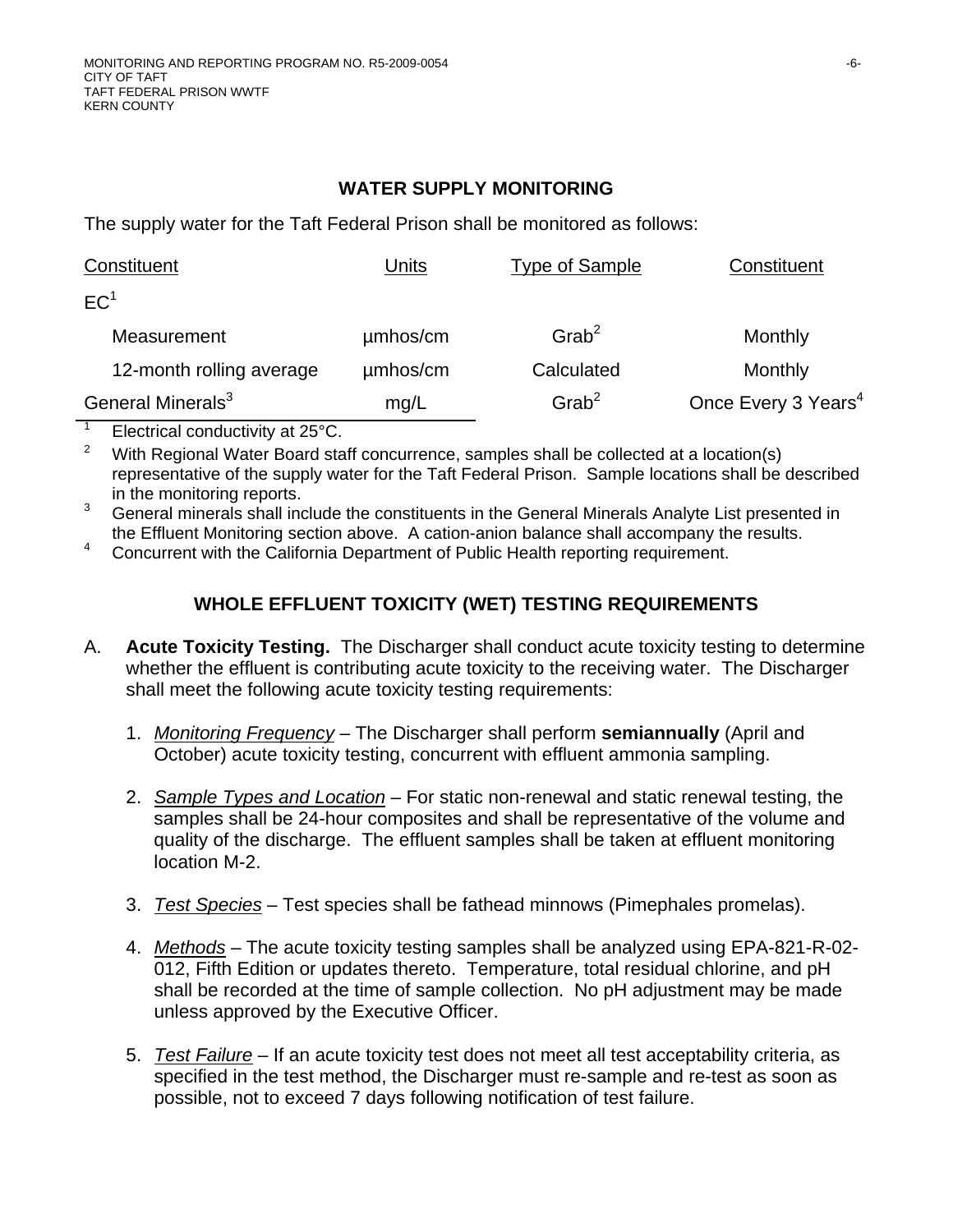## WATER SUPPLY MONITORING

The supply water for the Taft Federal Prison shall be monitored as follows:

| Constituent | Units | Type of Sample | Constituent |
|---|---|---|---|
| EC[1] | | | |
| Measurement | µmhos/cm | Grab[2] | Monthly |
| 12-month rolling average | µmhos/cm | Calculated | Monthly |
| General Minerals[3] | mg/L | Grab[2] | Once Every 3 Years[4] |

[1] Electrical conductivity at 25°C.

[2] With Regional Water Board staff concurrence, samples shall be collected at a location(s) representative of the supply water for the Taft Federal Prison. Sample locations shall be described in the monitoring reports.

[3] General minerals shall include the constituents in the General Minerals Analyte List presented in the Effluent Monitoring section above. A cation-anion balance shall accompany the results.

[4] Concurrent with the California Department of Public Health reporting requirement.

## WHOLE EFFLUENT TOXICITY (WET) TESTING REQUIREMENTS

A. **Acute Toxicity Testing.** The Discharger shall conduct acute toxicity testing to determine whether the effluent is contributing acute toxicity to the receiving water. The Discharger shall meet the following acute toxicity testing requirements:

1. *Monitoring Frequency* – The Discharger shall perform **semiannually** (April and October) acute toxicity testing, concurrent with effluent ammonia sampling.

2. *Sample Types and Location* – For static non-renewal and static renewal testing, the samples shall be 24-hour composites and shall be representative of the volume and quality of the discharge. The effluent samples shall be taken at effluent monitoring location M-2.

3. *Test Species* – Test species shall be fathead minnows (Pimephales promelas).

4. *Methods* – The acute toxicity testing samples shall be analyzed using EPA-821-R-02-012, Fifth Edition or updates thereto. Temperature, total residual chlorine, and pH shall be recorded at the time of sample collection. No pH adjustment may be made unless approved by the Executive Officer.

5. *Test Failure* – If an acute toxicity test does not meet all test acceptability criteria, as specified in the test method, the Discharger must re-sample and re-test as soon as possible, not to exceed 7 days following notification of test failure.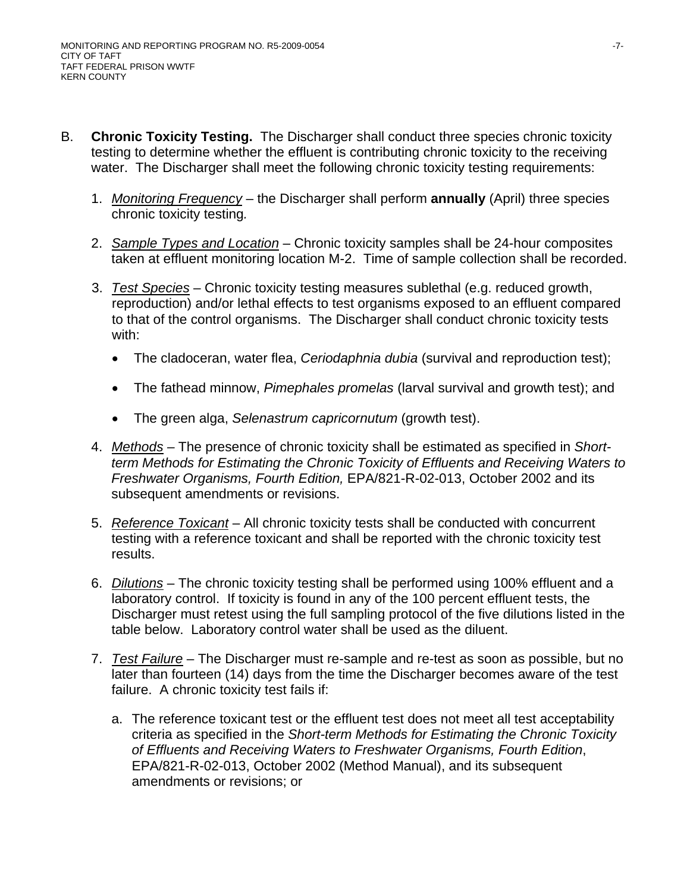B. **Chronic Toxicity Testing.** The Discharger shall conduct three species chronic toxicity testing to determine whether the effluent is contributing chronic toxicity to the receiving water. The Discharger shall meet the following chronic toxicity testing requirements:

1. _Monitoring Frequency_ – the Discharger shall perform **annually** (April) three species chronic toxicity testing.

2. _Sample Types and Location_ – Chronic toxicity samples shall be 24-hour composites taken at effluent monitoring location M-2. Time of sample collection shall be recorded.

3. _Test Species_ – Chronic toxicity testing measures sublethal (e.g. reduced growth, reproduction) and/or lethal effects to test organisms exposed to an effluent compared to that of the control organisms. The Discharger shall conduct chronic toxicity tests with:

   - The cladoceran, water flea, *Ceriodaphnia dubia* (survival and reproduction test);
   - The fathead minnow, *Pimephales promelas* (larval survival and growth test); and
   - The green alga, *Selenastrum capricornutum* (growth test).

4. _Methods_ – The presence of chronic toxicity shall be estimated as specified in *Short-term Methods for Estimating the Chronic Toxicity of Effluents and Receiving Waters to Freshwater Organisms, Fourth Edition,* EPA/821-R-02-013, October 2002 and its subsequent amendments or revisions.

5. _Reference Toxicant_ – All chronic toxicity tests shall be conducted with concurrent testing with a reference toxicant and shall be reported with the chronic toxicity test results.

6. _Dilutions_ – The chronic toxicity testing shall be performed using 100% effluent and a laboratory control. If toxicity is found in any of the 100 percent effluent tests, the Discharger must retest using the full sampling protocol of the five dilutions listed in the table below. Laboratory control water shall be used as the diluent.

7. _Test Failure_ – The Discharger must re-sample and re-test as soon as possible, but no later than fourteen (14) days from the time the Discharger becomes aware of the test failure. A chronic toxicity test fails if:

   a. The reference toxicant test or the effluent test does not meet all test acceptability criteria as specified in the *Short-term Methods for Estimating the Chronic Toxicity of Effluents and Receiving Waters to Freshwater Organisms, Fourth Edition*, EPA/821-R-02-013, October 2002 (Method Manual), and its subsequent amendments or revisions; or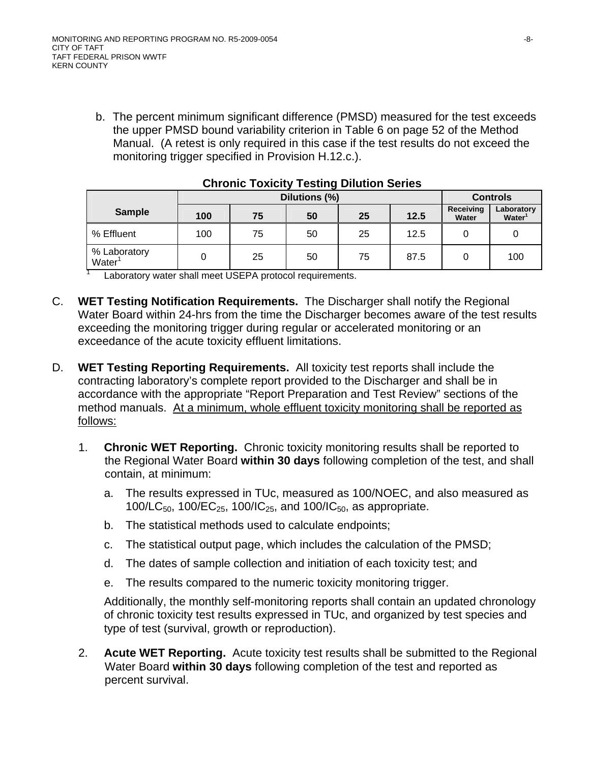b. The percent minimum significant difference (PMSD) measured for the test exceeds the upper PMSD bound variability criterion in Table 6 on page 52 of the Method Manual. (A retest is only required in this case if the test results do not exceed the monitoring trigger specified in Provision H.12.c.).

**Chronic Toxicity Testing Dilution Series**

| Sample | Dilutions (%) | | | | | Controls | |
|---|---|---|---|---|---|---|---|
| | 100 | 75 | 50 | 25 | 12.5 | Receiving Water | Laboratory Water[1] |
| % Effluent | 100 | 75 | 50 | 25 | 12.5 | 0 | 0 |
| % Laboratory Water[1] | 0 | 25 | 50 | 75 | 87.5 | 0 | 100 |

[1] Laboratory water shall meet USEPA protocol requirements.

C. **WET Testing Notification Requirements.** The Discharger shall notify the Regional Water Board within 24-hrs from the time the Discharger becomes aware of the test results exceeding the monitoring trigger during regular or accelerated monitoring or an exceedance of the acute toxicity effluent limitations.

D. **WET Testing Reporting Requirements.** All toxicity test reports shall include the contracting laboratory's complete report provided to the Discharger and shall be in accordance with the appropriate "Report Preparation and Test Review" sections of the method manuals. At a minimum, whole effluent toxicity monitoring shall be reported as follows:

1. **Chronic WET Reporting.** Chronic toxicity monitoring results shall be reported to the Regional Water Board **within 30 days** following completion of the test, and shall contain, at minimum:

   a. The results expressed in TUc, measured as 100/NOEC, and also measured as $100/LC_{50}$, $100/EC_{25}$, $100/IC_{25}$, and $100/IC_{50}$, as appropriate.

   b. The statistical methods used to calculate endpoints;

   c. The statistical output page, which includes the calculation of the PMSD;

   d. The dates of sample collection and initiation of each toxicity test; and

   e. The results compared to the numeric toxicity monitoring trigger.

   Additionally, the monthly self-monitoring reports shall contain an updated chronology of chronic toxicity test results expressed in TUc, and organized by test species and type of test (survival, growth or reproduction).

2. **Acute WET Reporting.** Acute toxicity test results shall be submitted to the Regional Water Board **within 30 days** following completion of the test and reported as percent survival.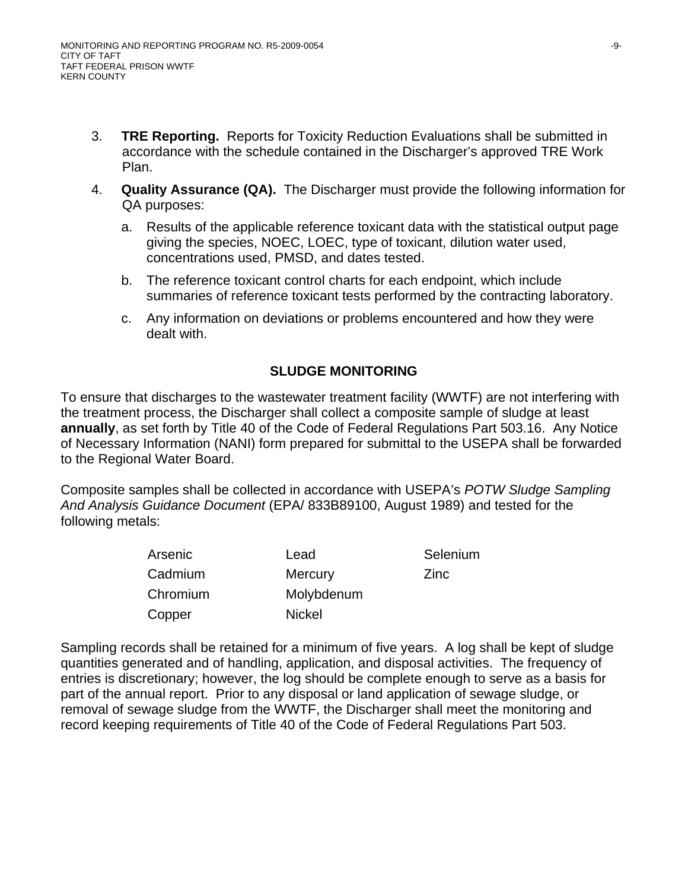3. **TRE Reporting.** Reports for Toxicity Reduction Evaluations shall be submitted in accordance with the schedule contained in the Discharger's approved TRE Work Plan.

4. **Quality Assurance (QA).** The Discharger must provide the following information for QA purposes:

   a. Results of the applicable reference toxicant data with the statistical output page giving the species, NOEC, LOEC, type of toxicant, dilution water used, concentrations used, PMSD, and dates tested.

   b. The reference toxicant control charts for each endpoint, which include summaries of reference toxicant tests performed by the contracting laboratory.

   c. Any information on deviations or problems encountered and how they were dealt with.

## SLUDGE MONITORING

To ensure that discharges to the wastewater treatment facility (WWTF) are not interfering with the treatment process, the Discharger shall collect a composite sample of sludge at least **annually**, as set forth by Title 40 of the Code of Federal Regulations Part 503.16. Any Notice of Necessary Information (NANI) form prepared for submittal to the USEPA shall be forwarded to the Regional Water Board.

Composite samples shall be collected in accordance with USEPA's *POTW Sludge Sampling And Analysis Guidance Document* (EPA/ 833B89100, August 1989) and tested for the following metals:

| | | |
|---|---|---|
| Arsenic | Lead | Selenium |
| Cadmium | Mercury | Zinc |
| Chromium | Molybdenum | |
| Copper | Nickel | |

Sampling records shall be retained for a minimum of five years. A log shall be kept of sludge quantities generated and of handling, application, and disposal activities. The frequency of entries is discretionary; however, the log should be complete enough to serve as a basis for part of the annual report. Prior to any disposal or land application of sewage sludge, or removal of sewage sludge from the WWTF, the Discharger shall meet the monitoring and record keeping requirements of Title 40 of the Code of Federal Regulations Part 503.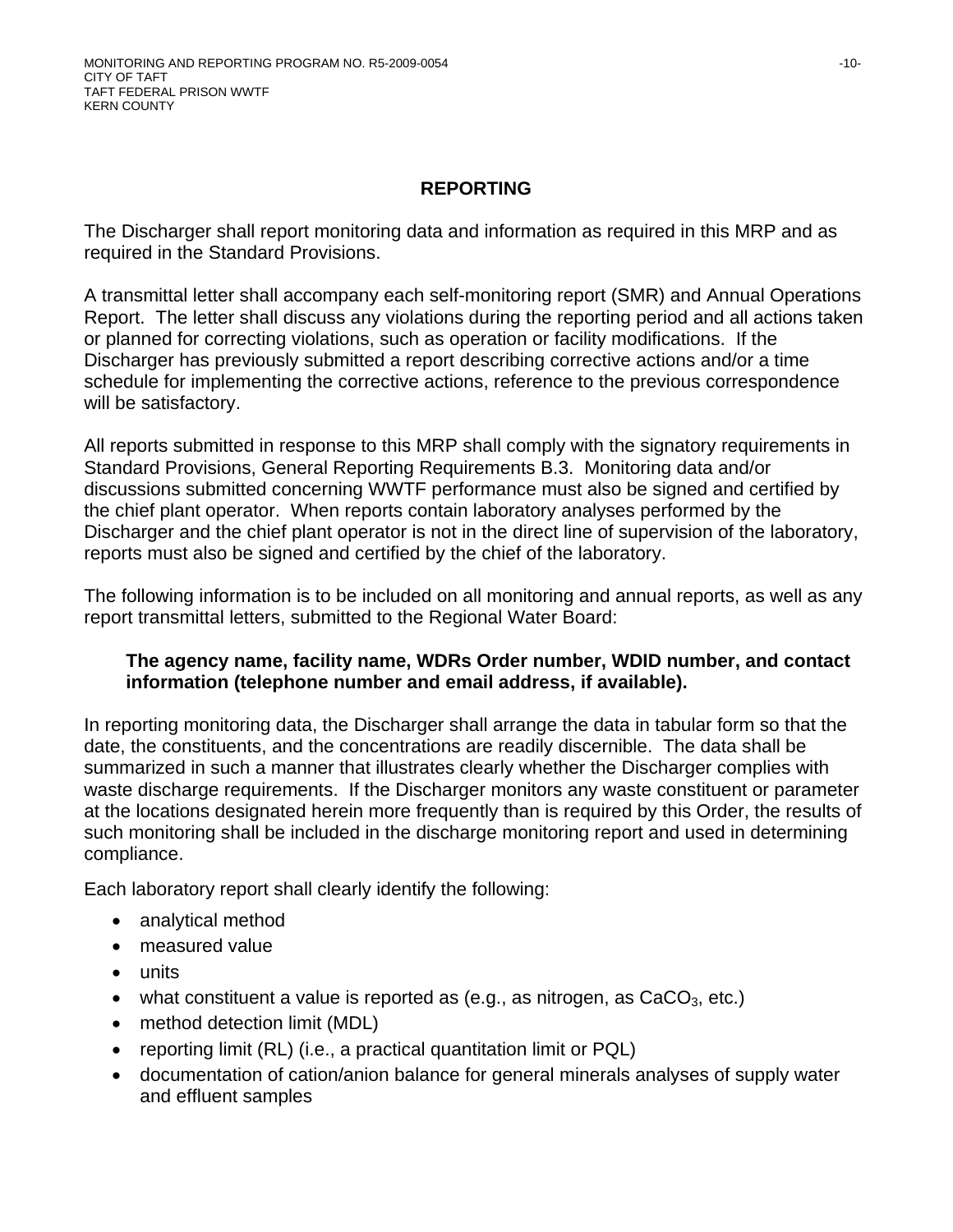## REPORTING

The Discharger shall report monitoring data and information as required in this MRP and as required in the Standard Provisions.

A transmittal letter shall accompany each self-monitoring report (SMR) and Annual Operations Report. The letter shall discuss any violations during the reporting period and all actions taken or planned for correcting violations, such as operation or facility modifications. If the Discharger has previously submitted a report describing corrective actions and/or a time schedule for implementing the corrective actions, reference to the previous correspondence will be satisfactory.

All reports submitted in response to this MRP shall comply with the signatory requirements in Standard Provisions, General Reporting Requirements B.3. Monitoring data and/or discussions submitted concerning WWTF performance must also be signed and certified by the chief plant operator. When reports contain laboratory analyses performed by the Discharger and the chief plant operator is not in the direct line of supervision of the laboratory, reports must also be signed and certified by the chief of the laboratory.

The following information is to be included on all monitoring and annual reports, as well as any report transmittal letters, submitted to the Regional Water Board:

> **The agency name, facility name, WDRs Order number, WDID number, and contact information (telephone number and email address, if available).**

In reporting monitoring data, the Discharger shall arrange the data in tabular form so that the date, the constituents, and the concentrations are readily discernible. The data shall be summarized in such a manner that illustrates clearly whether the Discharger complies with waste discharge requirements. If the Discharger monitors any waste constituent or parameter at the locations designated herein more frequently than is required by this Order, the results of such monitoring shall be included in the discharge monitoring report and used in determining compliance.

Each laboratory report shall clearly identify the following:

- analytical method
- measured value
- units
- what constituent a value is reported as (e.g., as nitrogen, as $CaCO_3$, etc.)
- method detection limit (MDL)
- reporting limit (RL) (i.e., a practical quantitation limit or PQL)
- documentation of cation/anion balance for general minerals analyses of supply water and effluent samples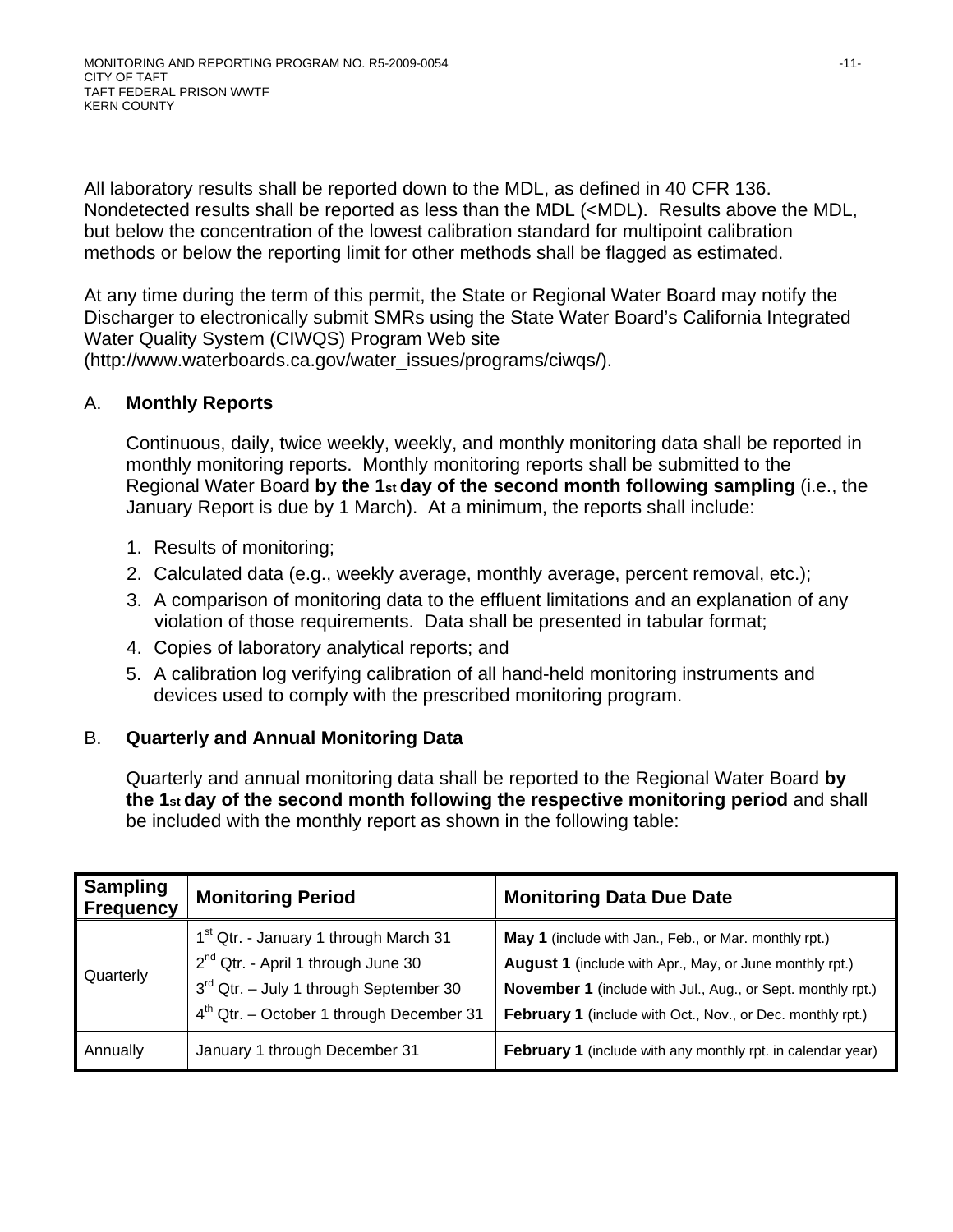All laboratory results shall be reported down to the MDL, as defined in 40 CFR 136. Nondetected results shall be reported as less than the MDL (<MDL). Results above the MDL, but below the concentration of the lowest calibration standard for multipoint calibration methods or below the reporting limit for other methods shall be flagged as estimated.

At any time during the term of this permit, the State or Regional Water Board may notify the Discharger to electronically submit SMRs using the State Water Board's California Integrated Water Quality System (CIWQS) Program Web site (http://www.waterboards.ca.gov/water_issues/programs/ciwqs/).

A. **Monthly Reports**

Continuous, daily, twice weekly, weekly, and monthly monitoring data shall be reported in monthly monitoring reports. Monthly monitoring reports shall be submitted to the Regional Water Board **by the 1st day of the second month following sampling** (i.e., the January Report is due by 1 March). At a minimum, the reports shall include:

1. Results of monitoring;
2. Calculated data (e.g., weekly average, monthly average, percent removal, etc.);
3. A comparison of monitoring data to the effluent limitations and an explanation of any violation of those requirements. Data shall be presented in tabular format;
4. Copies of laboratory analytical reports; and
5. A calibration log verifying calibration of all hand-held monitoring instruments and devices used to comply with the prescribed monitoring program.

B. **Quarterly and Annual Monitoring Data**

Quarterly and annual monitoring data shall be reported to the Regional Water Board **by the 1st day of the second month following the respective monitoring period** and shall be included with the monthly report as shown in the following table:

| Sampling Frequency | Monitoring Period | Monitoring Data Due Date |
|---|---|---|
| Quarterly | 1st Qtr. - January 1 through March 31<br>2nd Qtr. - April 1 through June 30<br>3rd Qtr. – July 1 through September 30<br>4th Qtr. – October 1 through December 31 | **May 1** (include with Jan., Feb., or Mar. monthly rpt.)<br>**August 1** (include with Apr., May, or June monthly rpt.)<br>**November 1** (include with Jul., Aug., or Sept. monthly rpt.)<br>**February 1** (include with Oct., Nov., or Dec. monthly rpt.) |
| Annually | January 1 through December 31 | **February 1** (include with any monthly rpt. in calendar year) |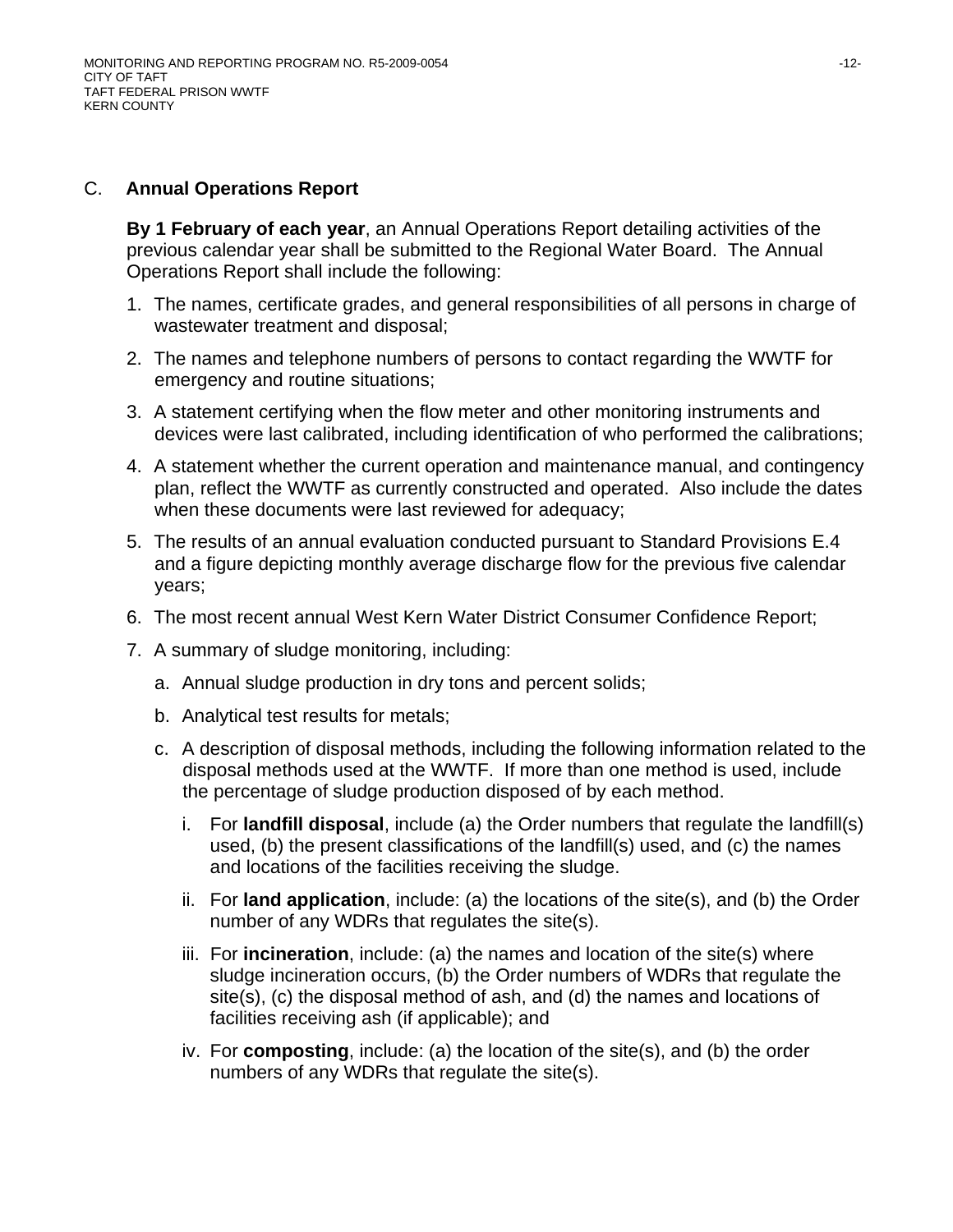## C. **Annual Operations Report**

**By 1 February of each year**, an Annual Operations Report detailing activities of the previous calendar year shall be submitted to the Regional Water Board. The Annual Operations Report shall include the following:

1. The names, certificate grades, and general responsibilities of all persons in charge of wastewater treatment and disposal;
2. The names and telephone numbers of persons to contact regarding the WWTF for emergency and routine situations;
3. A statement certifying when the flow meter and other monitoring instruments and devices were last calibrated, including identification of who performed the calibrations;
4. A statement whether the current operation and maintenance manual, and contingency plan, reflect the WWTF as currently constructed and operated. Also include the dates when these documents were last reviewed for adequacy;
5. The results of an annual evaluation conducted pursuant to Standard Provisions E.4 and a figure depicting monthly average discharge flow for the previous five calendar years;
6. The most recent annual West Kern Water District Consumer Confidence Report;
7. A summary of sludge monitoring, including:
   a. Annual sludge production in dry tons and percent solids;
   b. Analytical test results for metals;
   c. A description of disposal methods, including the following information related to the disposal methods used at the WWTF. If more than one method is used, include the percentage of sludge production disposed of by each method.
      i. For **landfill disposal**, include (a) the Order numbers that regulate the landfill(s) used, (b) the present classifications of the landfill(s) used, and (c) the names and locations of the facilities receiving the sludge.
      ii. For **land application**, include: (a) the locations of the site(s), and (b) the Order number of any WDRs that regulates the site(s).
      iii. For **incineration**, include: (a) the names and location of the site(s) where sludge incineration occurs, (b) the Order numbers of WDRs that regulate the site(s), (c) the disposal method of ash, and (d) the names and locations of facilities receiving ash (if applicable); and
      iv. For **composting**, include: (a) the location of the site(s), and (b) the order numbers of any WDRs that regulate the site(s).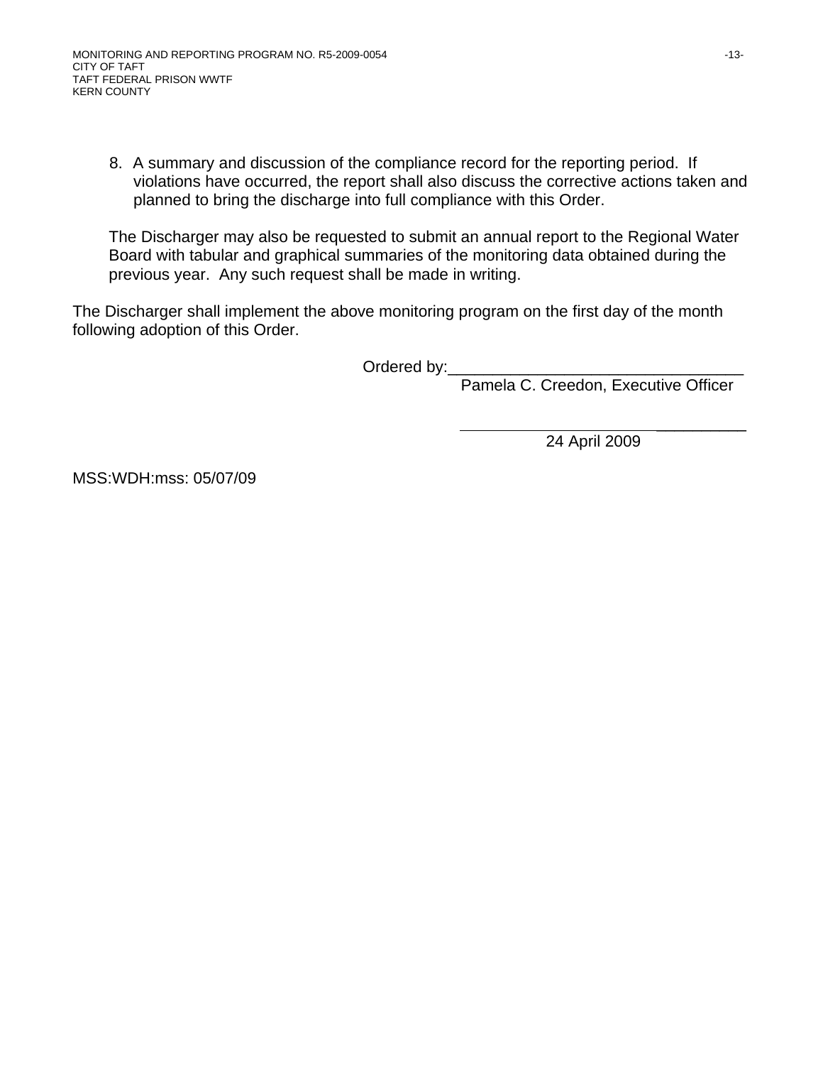8. A summary and discussion of the compliance record for the reporting period. If violations have occurred, the report shall also discuss the corrective actions taken and planned to bring the discharge into full compliance with this Order.

The Discharger may also be requested to submit an annual report to the Regional Water Board with tabular and graphical summaries of the monitoring data obtained during the previous year. Any such request shall be made in writing.

The Discharger shall implement the above monitoring program on the first day of the month following adoption of this Order.

Ordered by:________________________________
Pamela C. Creedon, Executive Officer

________________________________
24 April 2009

MSS:WDH:mss: 05/07/09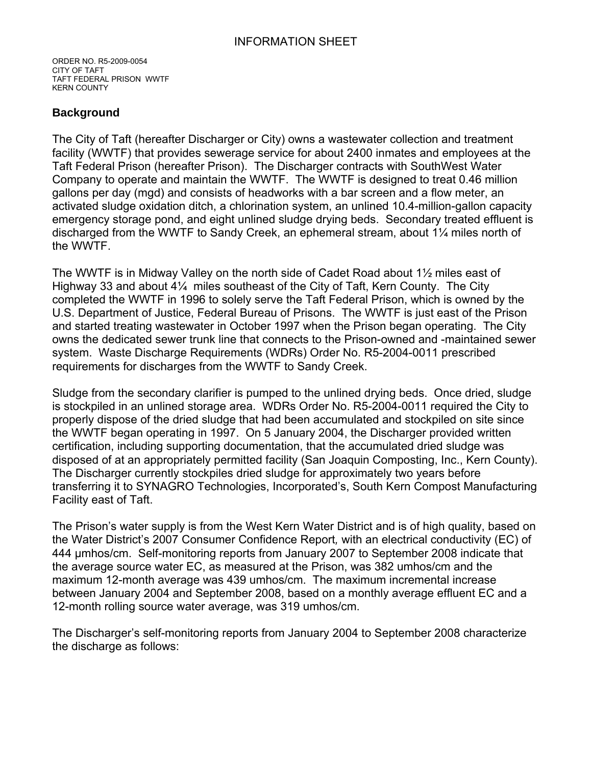# INFORMATION SHEET

ORDER NO. R5-2009-0054
CITY OF TAFT
TAFT FEDERAL PRISON WWTF
KERN COUNTY

## Background

The City of Taft (hereafter Discharger or City) owns a wastewater collection and treatment facility (WWTF) that provides sewerage service for about 2400 inmates and employees at the Taft Federal Prison (hereafter Prison). The Discharger contracts with SouthWest Water Company to operate and maintain the WWTF. The WWTF is designed to treat 0.46 million gallons per day (mgd) and consists of headworks with a bar screen and a flow meter, an activated sludge oxidation ditch, a chlorination system, an unlined 10.4-million-gallon capacity emergency storage pond, and eight unlined sludge drying beds. Secondary treated effluent is discharged from the WWTF to Sandy Creek, an ephemeral stream, about 1¼ miles north of the WWTF.

The WWTF is in Midway Valley on the north side of Cadet Road about 1½ miles east of Highway 33 and about 4¼ miles southeast of the City of Taft, Kern County. The City completed the WWTF in 1996 to solely serve the Taft Federal Prison, which is owned by the U.S. Department of Justice, Federal Bureau of Prisons. The WWTF is just east of the Prison and started treating wastewater in October 1997 when the Prison began operating. The City owns the dedicated sewer trunk line that connects to the Prison-owned and -maintained sewer system. Waste Discharge Requirements (WDRs) Order No. R5-2004-0011 prescribed requirements for discharges from the WWTF to Sandy Creek.

Sludge from the secondary clarifier is pumped to the unlined drying beds. Once dried, sludge is stockpiled in an unlined storage area. WDRs Order No. R5-2004-0011 required the City to properly dispose of the dried sludge that had been accumulated and stockpiled on site since the WWTF began operating in 1997. On 5 January 2004, the Discharger provided written certification, including supporting documentation, that the accumulated dried sludge was disposed of at an appropriately permitted facility (San Joaquin Composting, Inc., Kern County). The Discharger currently stockpiles dried sludge for approximately two years before transferring it to SYNAGRO Technologies, Incorporated's, South Kern Compost Manufacturing Facility east of Taft.

The Prison's water supply is from the West Kern Water District and is of high quality, based on the Water District's 2007 Consumer Confidence Report, with an electrical conductivity (EC) of 444 μmhos/cm. Self-monitoring reports from January 2007 to September 2008 indicate that the average source water EC, as measured at the Prison, was 382 umhos/cm and the maximum 12-month average was 439 umhos/cm. The maximum incremental increase between January 2004 and September 2008, based on a monthly average effluent EC and a 12-month rolling source water average, was 319 umhos/cm.

The Discharger's self-monitoring reports from January 2004 to September 2008 characterize the discharge as follows: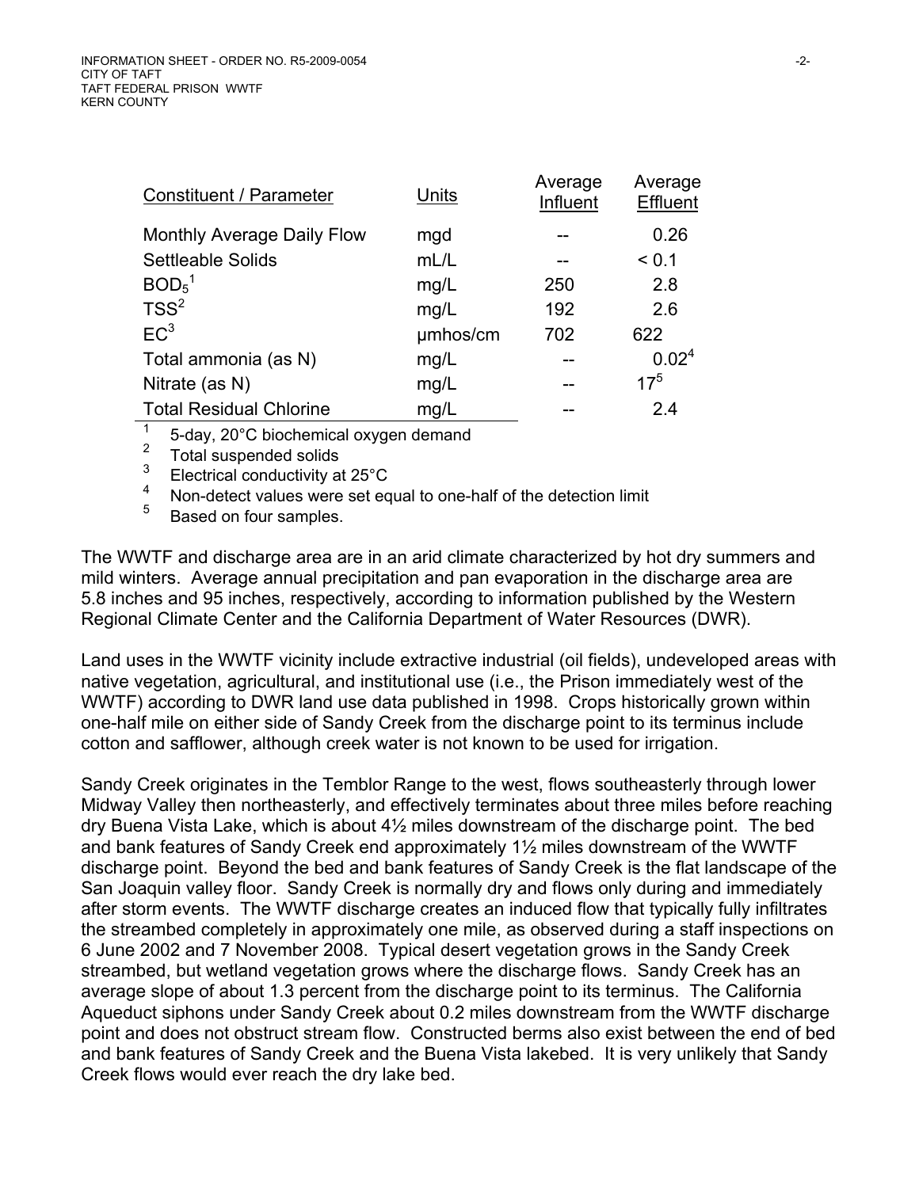| Constituent / Parameter | Units | Average Influent | Average Effluent |
|---|---|---|---|
| Monthly Average Daily Flow | mgd | -- | 0.26 |
| Settleable Solids | mL/L | -- | < 0.1 |
| $BOD_5$[1] | mg/L | 250 | 2.8 |
| TSS[2] | mg/L | 192 | 2.6 |
| EC[3] | μmhos/cm | 702 | 622 |
| Total ammonia (as N) | mg/L | -- | 0.02[4] |
| Nitrate (as N) | mg/L | -- | 17[5] |
| Total Residual Chlorine | mg/L | -- | 2.4 |

[1] 5-day, 20°C biochemical oxygen demand
[2] Total suspended solids
[3] Electrical conductivity at 25°C
[4] Non-detect values were set equal to one-half of the detection limit
[5] Based on four samples.

The WWTF and discharge area are in an arid climate characterized by hot dry summers and mild winters. Average annual precipitation and pan evaporation in the discharge area are 5.8 inches and 95 inches, respectively, according to information published by the Western Regional Climate Center and the California Department of Water Resources (DWR).

Land uses in the WWTF vicinity include extractive industrial (oil fields), undeveloped areas with native vegetation, agricultural, and institutional use (i.e., the Prison immediately west of the WWTF) according to DWR land use data published in 1998. Crops historically grown within one-half mile on either side of Sandy Creek from the discharge point to its terminus include cotton and safflower, although creek water is not known to be used for irrigation.

Sandy Creek originates in the Temblor Range to the west, flows southeasterly through lower Midway Valley then northeasterly, and effectively terminates about three miles before reaching dry Buena Vista Lake, which is about 4½ miles downstream of the discharge point. The bed and bank features of Sandy Creek end approximately 1½ miles downstream of the WWTF discharge point. Beyond the bed and bank features of Sandy Creek is the flat landscape of the San Joaquin valley floor. Sandy Creek is normally dry and flows only during and immediately after storm events. The WWTF discharge creates an induced flow that typically fully infiltrates the streambed completely in approximately one mile, as observed during a staff inspections on 6 June 2002 and 7 November 2008. Typical desert vegetation grows in the Sandy Creek streambed, but wetland vegetation grows where the discharge flows. Sandy Creek has an average slope of about 1.3 percent from the discharge point to its terminus. The California Aqueduct siphons under Sandy Creek about 0.2 miles downstream from the WWTF discharge point and does not obstruct stream flow. Constructed berms also exist between the end of bed and bank features of Sandy Creek and the Buena Vista lakebed. It is very unlikely that Sandy Creek flows would ever reach the dry lake bed.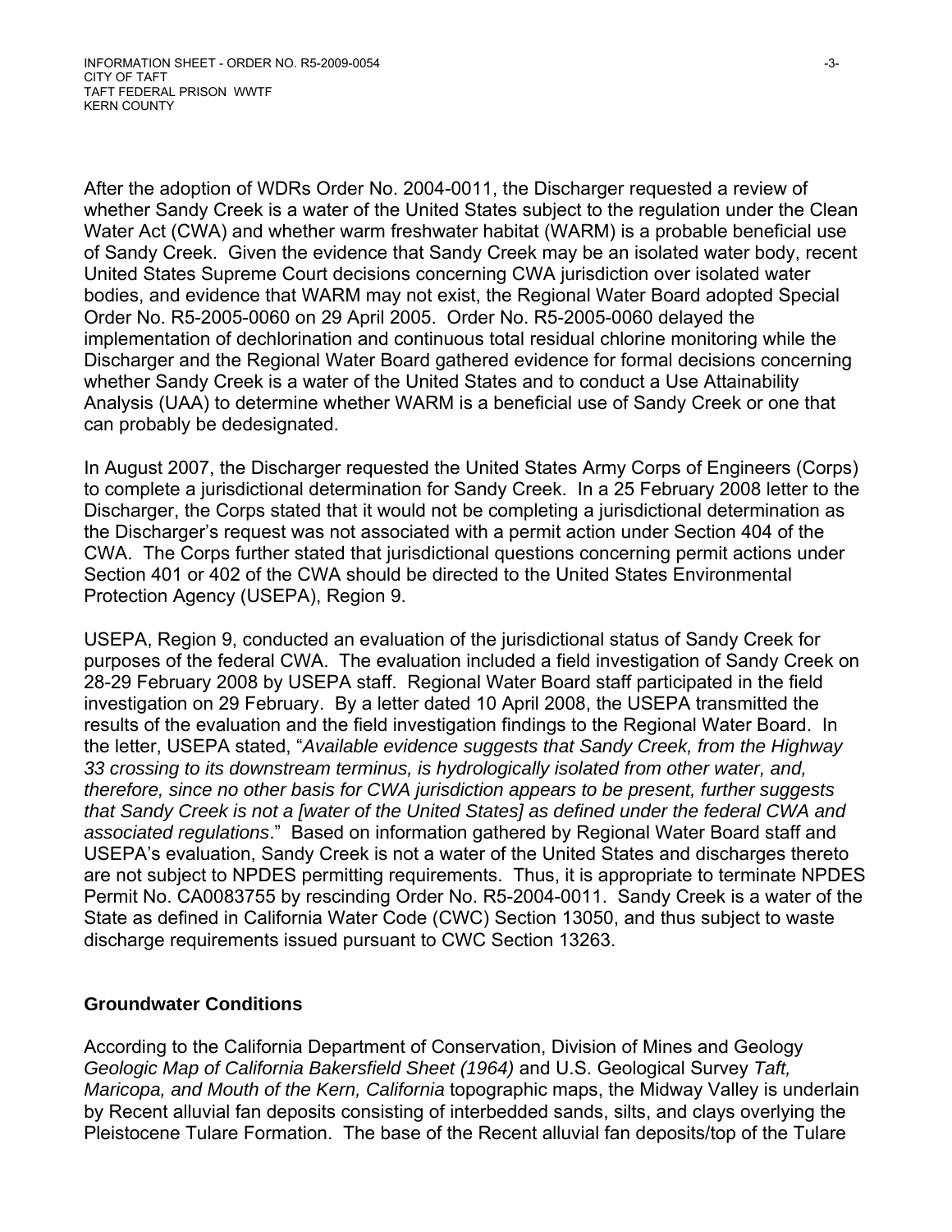After the adoption of WDRs Order No. 2004-0011, the Discharger requested a review of whether Sandy Creek is a water of the United States subject to the regulation under the Clean Water Act (CWA) and whether warm freshwater habitat (WARM) is a probable beneficial use of Sandy Creek. Given the evidence that Sandy Creek may be an isolated water body, recent United States Supreme Court decisions concerning CWA jurisdiction over isolated water bodies, and evidence that WARM may not exist, the Regional Water Board adopted Special Order No. R5-2005-0060 on 29 April 2005. Order No. R5-2005-0060 delayed the implementation of dechlorination and continuous total residual chlorine monitoring while the Discharger and the Regional Water Board gathered evidence for formal decisions concerning whether Sandy Creek is a water of the United States and to conduct a Use Attainability Analysis (UAA) to determine whether WARM is a beneficial use of Sandy Creek or one that can probably be dedesignated.

In August 2007, the Discharger requested the United States Army Corps of Engineers (Corps) to complete a jurisdictional determination for Sandy Creek. In a 25 February 2008 letter to the Discharger, the Corps stated that it would not be completing a jurisdictional determination as the Discharger's request was not associated with a permit action under Section 404 of the CWA. The Corps further stated that jurisdictional questions concerning permit actions under Section 401 or 402 of the CWA should be directed to the United States Environmental Protection Agency (USEPA), Region 9.

USEPA, Region 9, conducted an evaluation of the jurisdictional status of Sandy Creek for purposes of the federal CWA. The evaluation included a field investigation of Sandy Creek on 28-29 February 2008 by USEPA staff. Regional Water Board staff participated in the field investigation on 29 February. By a letter dated 10 April 2008, the USEPA transmitted the results of the evaluation and the field investigation findings to the Regional Water Board. In the letter, USEPA stated, "*Available evidence suggests that Sandy Creek, from the Highway 33 crossing to its downstream terminus, is hydrologically isolated from other water, and, therefore, since no other basis for CWA jurisdiction appears to be present, further suggests that Sandy Creek is not a [water of the United States] as defined under the federal CWA and associated regulations*." Based on information gathered by Regional Water Board staff and USEPA's evaluation, Sandy Creek is not a water of the United States and discharges thereto are not subject to NPDES permitting requirements. Thus, it is appropriate to terminate NPDES Permit No. CA0083755 by rescinding Order No. R5-2004-0011. Sandy Creek is a water of the State as defined in California Water Code (CWC) Section 13050, and thus subject to waste discharge requirements issued pursuant to CWC Section 13263.

## Groundwater Conditions

According to the California Department of Conservation, Division of Mines and Geology *Geologic Map of California Bakersfield Sheet (1964)* and U.S. Geological Survey *Taft, Maricopa, and Mouth of the Kern, California* topographic maps, the Midway Valley is underlain by Recent alluvial fan deposits consisting of interbedded sands, silts, and clays overlying the Pleistocene Tulare Formation. The base of the Recent alluvial fan deposits/top of the Tulare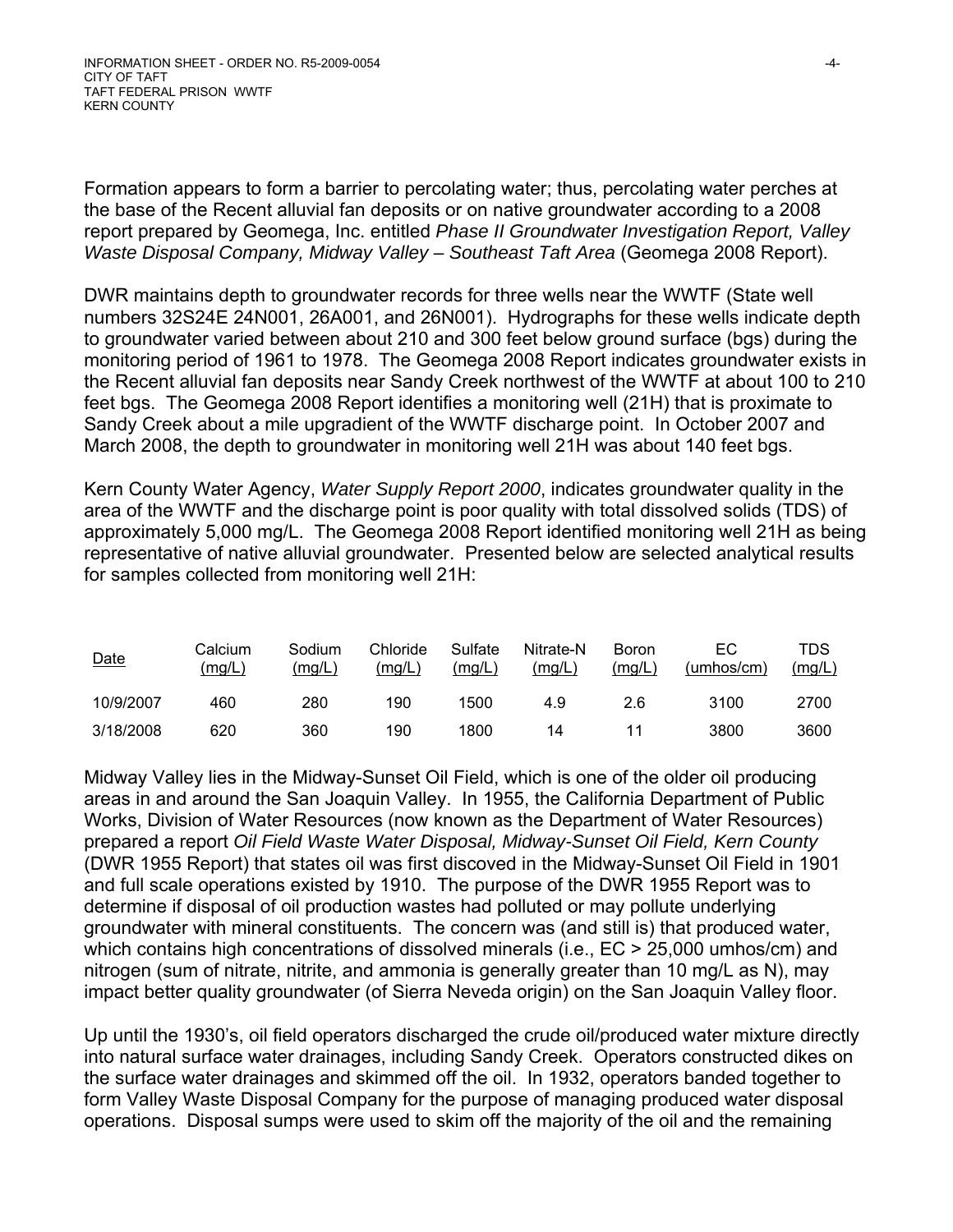Formation appears to form a barrier to percolating water; thus, percolating water perches at the base of the Recent alluvial fan deposits or on native groundwater according to a 2008 report prepared by Geomega, Inc. entitled *Phase II Groundwater Investigation Report, Valley Waste Disposal Company, Midway Valley – Southeast Taft Area* (Geomega 2008 Report).

DWR maintains depth to groundwater records for three wells near the WWTF (State well numbers 32S24E 24N001, 26A001, and 26N001). Hydrographs for these wells indicate depth to groundwater varied between about 210 and 300 feet below ground surface (bgs) during the monitoring period of 1961 to 1978. The Geomega 2008 Report indicates groundwater exists in the Recent alluvial fan deposits near Sandy Creek northwest of the WWTF at about 100 to 210 feet bgs. The Geomega 2008 Report identifies a monitoring well (21H) that is proximate to Sandy Creek about a mile upgradient of the WWTF discharge point. In October 2007 and March 2008, the depth to groundwater in monitoring well 21H was about 140 feet bgs.

Kern County Water Agency, *Water Supply Report 2000*, indicates groundwater quality in the area of the WWTF and the discharge point is poor quality with total dissolved solids (TDS) of approximately 5,000 mg/L. The Geomega 2008 Report identified monitoring well 21H as being representative of native alluvial groundwater. Presented below are selected analytical results for samples collected from monitoring well 21H:

| Date | Calcium (mg/L) | Sodium (mg/L) | Chloride (mg/L) | Sulfate (mg/L) | Nitrate-N (mg/L) | Boron (mg/L) | EC (umhos/cm) | TDS (mg/L) |
|---|---|---|---|---|---|---|---|---|
| 10/9/2007 | 460 | 280 | 190 | 1500 | 4.9 | 2.6 | 3100 | 2700 |
| 3/18/2008 | 620 | 360 | 190 | 1800 | 14 | 11 | 3800 | 3600 |

Midway Valley lies in the Midway-Sunset Oil Field, which is one of the older oil producing areas in and around the San Joaquin Valley. In 1955, the California Department of Public Works, Division of Water Resources (now known as the Department of Water Resources) prepared a report *Oil Field Waste Water Disposal, Midway-Sunset Oil Field, Kern County* (DWR 1955 Report) that states oil was first discoved in the Midway-Sunset Oil Field in 1901 and full scale operations existed by 1910. The purpose of the DWR 1955 Report was to determine if disposal of oil production wastes had polluted or may pollute underlying groundwater with mineral constituents. The concern was (and still is) that produced water, which contains high concentrations of dissolved minerals (i.e., EC > 25,000 umhos/cm) and nitrogen (sum of nitrate, nitrite, and ammonia is generally greater than 10 mg/L as N), may impact better quality groundwater (of Sierra Neveda origin) on the San Joaquin Valley floor.

Up until the 1930's, oil field operators discharged the crude oil/produced water mixture directly into natural surface water drainages, including Sandy Creek. Operators constructed dikes on the surface water drainages and skimmed off the oil. In 1932, operators banded together to form Valley Waste Disposal Company for the purpose of managing produced water disposal operations. Disposal sumps were used to skim off the majority of the oil and the remaining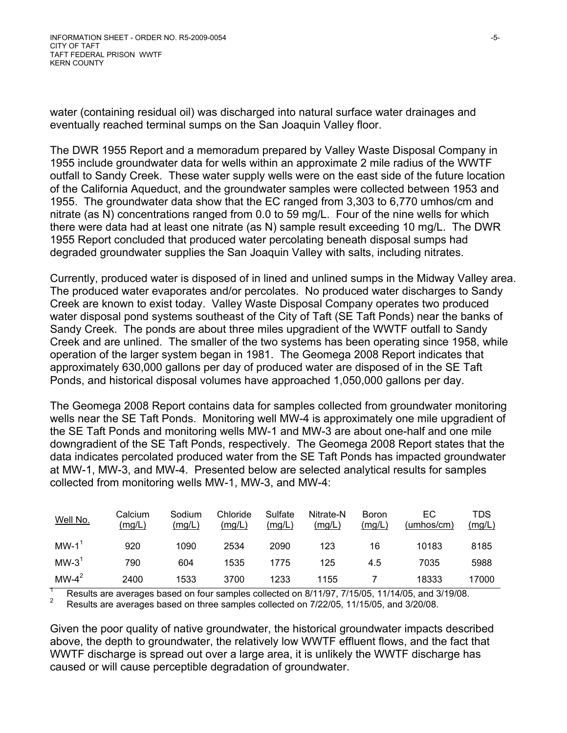water (containing residual oil) was discharged into natural surface water drainages and eventually reached terminal sumps on the San Joaquin Valley floor.

The DWR 1955 Report and a memoradum prepared by Valley Waste Disposal Company in 1955 include groundwater data for wells within an approximate 2 mile radius of the WWTF outfall to Sandy Creek. These water supply wells were on the east side of the future location of the California Aqueduct, and the groundwater samples were collected between 1953 and 1955. The groundwater data show that the EC ranged from 3,303 to 6,770 umhos/cm and nitrate (as N) concentrations ranged from 0.0 to 59 mg/L. Four of the nine wells for which there were data had at least one nitrate (as N) sample result exceeding 10 mg/L. The DWR 1955 Report concluded that produced water percolating beneath disposal sumps had degraded groundwater supplies the San Joaquin Valley with salts, including nitrates.

Currently, produced water is disposed of in lined and unlined sumps in the Midway Valley area. The produced water evaporates and/or percolates. No produced water discharges to Sandy Creek are known to exist today. Valley Waste Disposal Company operates two produced water disposal pond systems southeast of the City of Taft (SE Taft Ponds) near the banks of Sandy Creek. The ponds are about three miles upgradient of the WWTF outfall to Sandy Creek and are unlined. The smaller of the two systems has been operating since 1958, while operation of the larger system began in 1981. The Geomega 2008 Report indicates that approximately 630,000 gallons per day of produced water are disposed of in the SE Taft Ponds, and historical disposal volumes have approached 1,050,000 gallons per day.

The Geomega 2008 Report contains data for samples collected from groundwater monitoring wells near the SE Taft Ponds. Monitoring well MW-4 is approximately one mile upgradient of the SE Taft Ponds and monitoring wells MW-1 and MW-3 are about one-half and one mile downgradient of the SE Taft Ponds, respectively. The Geomega 2008 Report states that the data indicates percolated produced water from the SE Taft Ponds has impacted groundwater at MW-1, MW-3, and MW-4. Presented below are selected analytical results for samples collected from monitoring wells MW-1, MW-3, and MW-4:

| Well No. | Calcium (mg/L) | Sodium (mg/L) | Chloride (mg/L) | Sulfate (mg/L) | Nitrate-N (mg/L) | Boron (mg/L) | EC (umhos/cm) | TDS (mg/L) |
|---|---|---|---|---|---|---|---|---|
| MW-1[1] | 920 | 1090 | 2534 | 2090 | 123 | 16 | 10183 | 8185 |
| MW-3[1] | 790 | 604 | 1535 | 1775 | 125 | 4.5 | 7035 | 5988 |
| MW-4[2] | 2400 | 1533 | 3700 | 1233 | 1155 | 7 | 18333 | 17000 |

[1] Results are averages based on four samples collected on 8/11/97, 7/15/05, 11/14/05, and 3/19/08.
[2] Results are averages based on three samples collected on 7/22/05, 11/15/05, and 3/20/08.

Given the poor quality of native groundwater, the historical groundwater impacts described above, the depth to groundwater, the relatively low WWTF effluent flows, and the fact that WWTF discharge is spread out over a large area, it is unlikely the WWTF discharge has caused or will cause perceptible degradation of groundwater.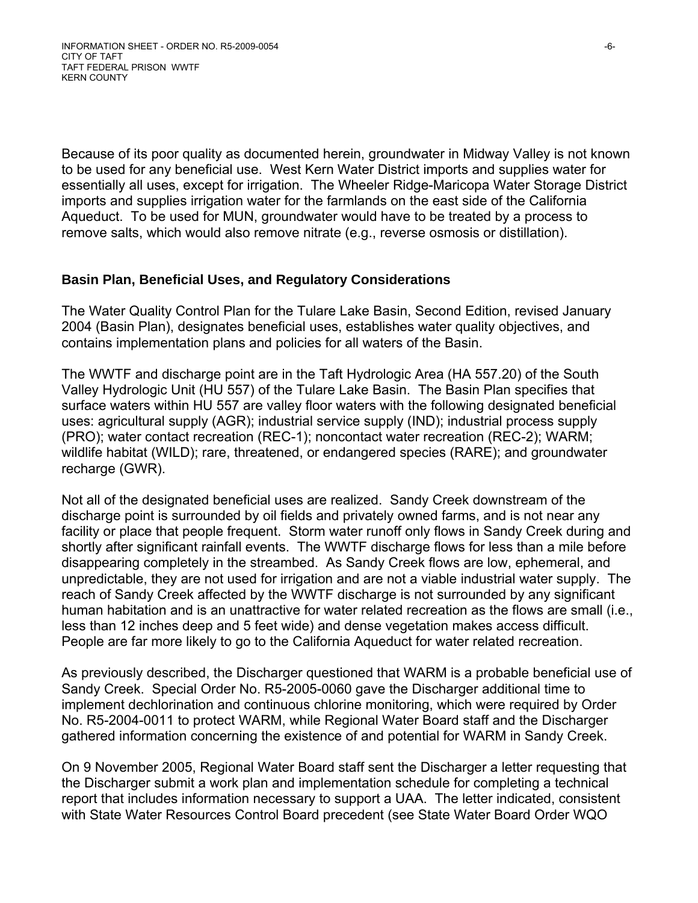Because of its poor quality as documented herein, groundwater in Midway Valley is not known to be used for any beneficial use. West Kern Water District imports and supplies water for essentially all uses, except for irrigation. The Wheeler Ridge-Maricopa Water Storage District imports and supplies irrigation water for the farmlands on the east side of the California Aqueduct. To be used for MUN, groundwater would have to be treated by a process to remove salts, which would also remove nitrate (e.g., reverse osmosis or distillation).

**Basin Plan, Beneficial Uses, and Regulatory Considerations**

The Water Quality Control Plan for the Tulare Lake Basin, Second Edition, revised January 2004 (Basin Plan), designates beneficial uses, establishes water quality objectives, and contains implementation plans and policies for all waters of the Basin.

The WWTF and discharge point are in the Taft Hydrologic Area (HA 557.20) of the South Valley Hydrologic Unit (HU 557) of the Tulare Lake Basin. The Basin Plan specifies that surface waters within HU 557 are valley floor waters with the following designated beneficial uses: agricultural supply (AGR); industrial service supply (IND); industrial process supply (PRO); water contact recreation (REC-1); noncontact water recreation (REC-2); WARM; wildlife habitat (WILD); rare, threatened, or endangered species (RARE); and groundwater recharge (GWR).

Not all of the designated beneficial uses are realized. Sandy Creek downstream of the discharge point is surrounded by oil fields and privately owned farms, and is not near any facility or place that people frequent. Storm water runoff only flows in Sandy Creek during and shortly after significant rainfall events. The WWTF discharge flows for less than a mile before disappearing completely in the streambed. As Sandy Creek flows are low, ephemeral, and unpredictable, they are not used for irrigation and are not a viable industrial water supply. The reach of Sandy Creek affected by the WWTF discharge is not surrounded by any significant human habitation and is an unattractive for water related recreation as the flows are small (i.e., less than 12 inches deep and 5 feet wide) and dense vegetation makes access difficult. People are far more likely to go to the California Aqueduct for water related recreation.

As previously described, the Discharger questioned that WARM is a probable beneficial use of Sandy Creek. Special Order No. R5-2005-0060 gave the Discharger additional time to implement dechlorination and continuous chlorine monitoring, which were required by Order No. R5-2004-0011 to protect WARM, while Regional Water Board staff and the Discharger gathered information concerning the existence of and potential for WARM in Sandy Creek.

On 9 November 2005, Regional Water Board staff sent the Discharger a letter requesting that the Discharger submit a work plan and implementation schedule for completing a technical report that includes information necessary to support a UAA. The letter indicated, consistent with State Water Resources Control Board precedent (see State Water Board Order WQO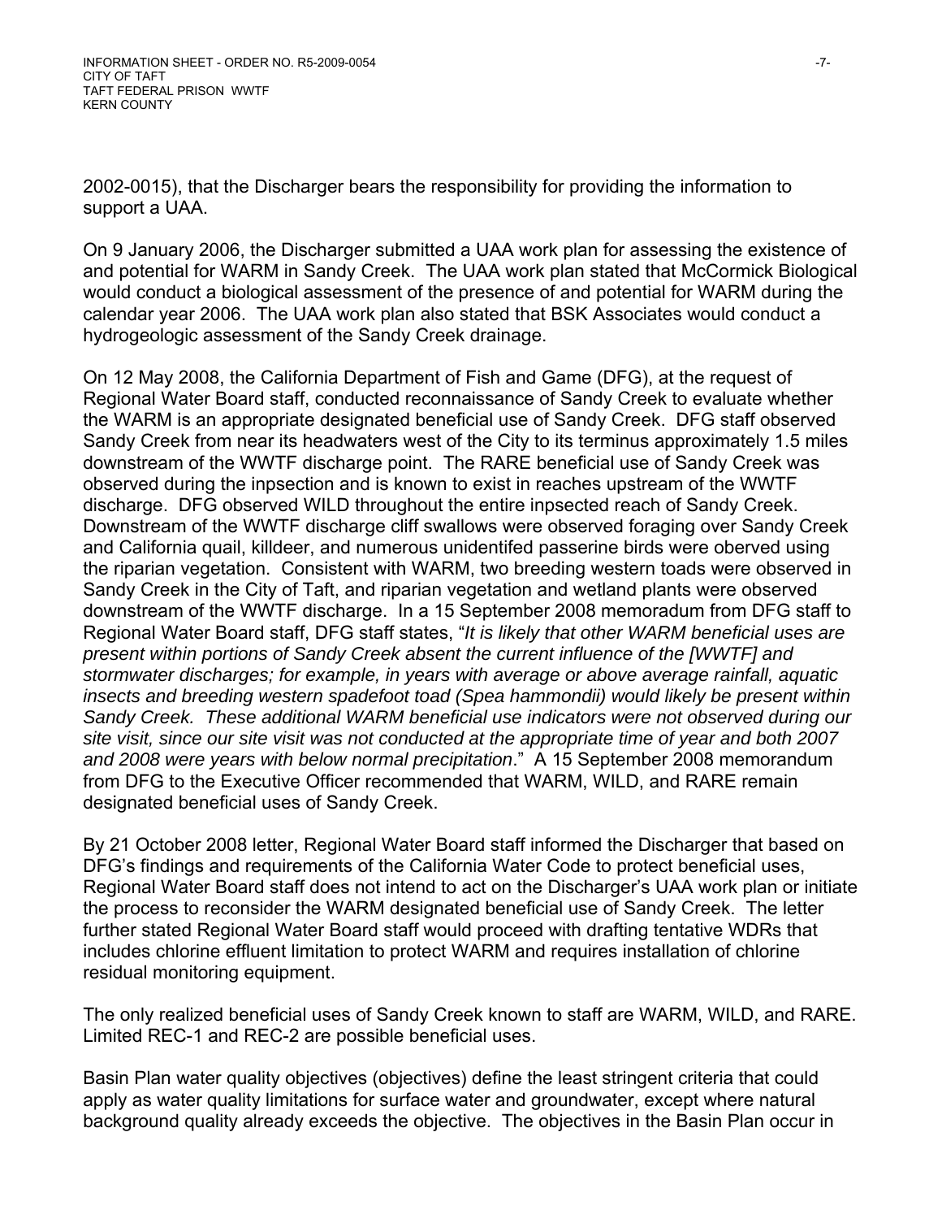2002-0015), that the Discharger bears the responsibility for providing the information to support a UAA.

On 9 January 2006, the Discharger submitted a UAA work plan for assessing the existence of and potential for WARM in Sandy Creek. The UAA work plan stated that McCormick Biological would conduct a biological assessment of the presence of and potential for WARM during the calendar year 2006. The UAA work plan also stated that BSK Associates would conduct a hydrogeologic assessment of the Sandy Creek drainage.

On 12 May 2008, the California Department of Fish and Game (DFG), at the request of Regional Water Board staff, conducted reconnaissance of Sandy Creek to evaluate whether the WARM is an appropriate designated beneficial use of Sandy Creek. DFG staff observed Sandy Creek from near its headwaters west of the City to its terminus approximately 1.5 miles downstream of the WWTF discharge point. The RARE beneficial use of Sandy Creek was observed during the inpsection and is known to exist in reaches upstream of the WWTF discharge. DFG observed WILD throughout the entire inpsected reach of Sandy Creek. Downstream of the WWTF discharge cliff swallows were observed foraging over Sandy Creek and California quail, killdeer, and numerous unidentifed passerine birds were oberved using the riparian vegetation. Consistent with WARM, two breeding western toads were observed in Sandy Creek in the City of Taft, and riparian vegetation and wetland plants were observed downstream of the WWTF discharge. In a 15 September 2008 memoradum from DFG staff to Regional Water Board staff, DFG staff states, "*It is likely that other WARM beneficial uses are present within portions of Sandy Creek absent the current influence of the [WWTF] and stormwater discharges; for example, in years with average or above average rainfall, aquatic insects and breeding western spadefoot toad (Spea hammondii) would likely be present within Sandy Creek. These additional WARM beneficial use indicators were not observed during our site visit, since our site visit was not conducted at the appropriate time of year and both 2007 and 2008 were years with below normal precipitation*." A 15 September 2008 memorandum from DFG to the Executive Officer recommended that WARM, WILD, and RARE remain designated beneficial uses of Sandy Creek.

By 21 October 2008 letter, Regional Water Board staff informed the Discharger that based on DFG's findings and requirements of the California Water Code to protect beneficial uses, Regional Water Board staff does not intend to act on the Discharger's UAA work plan or initiate the process to reconsider the WARM designated beneficial use of Sandy Creek. The letter further stated Regional Water Board staff would proceed with drafting tentative WDRs that includes chlorine effluent limitation to protect WARM and requires installation of chlorine residual monitoring equipment.

The only realized beneficial uses of Sandy Creek known to staff are WARM, WILD, and RARE. Limited REC-1 and REC-2 are possible beneficial uses.

Basin Plan water quality objectives (objectives) define the least stringent criteria that could apply as water quality limitations for surface water and groundwater, except where natural background quality already exceeds the objective. The objectives in the Basin Plan occur in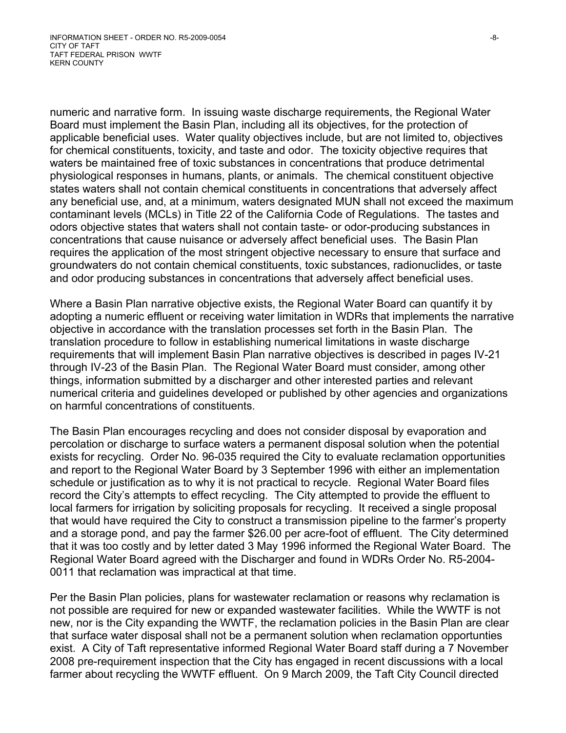numeric and narrative form. In issuing waste discharge requirements, the Regional Water Board must implement the Basin Plan, including all its objectives, for the protection of applicable beneficial uses. Water quality objectives include, but are not limited to, objectives for chemical constituents, toxicity, and taste and odor. The toxicity objective requires that waters be maintained free of toxic substances in concentrations that produce detrimental physiological responses in humans, plants, or animals. The chemical constituent objective states waters shall not contain chemical constituents in concentrations that adversely affect any beneficial use, and, at a minimum, waters designated MUN shall not exceed the maximum contaminant levels (MCLs) in Title 22 of the California Code of Regulations. The tastes and odors objective states that waters shall not contain taste- or odor-producing substances in concentrations that cause nuisance or adversely affect beneficial uses. The Basin Plan requires the application of the most stringent objective necessary to ensure that surface and groundwaters do not contain chemical constituents, toxic substances, radionuclides, or taste and odor producing substances in concentrations that adversely affect beneficial uses.

Where a Basin Plan narrative objective exists, the Regional Water Board can quantify it by adopting a numeric effluent or receiving water limitation in WDRs that implements the narrative objective in accordance with the translation processes set forth in the Basin Plan. The translation procedure to follow in establishing numerical limitations in waste discharge requirements that will implement Basin Plan narrative objectives is described in pages IV-21 through IV-23 of the Basin Plan. The Regional Water Board must consider, among other things, information submitted by a discharger and other interested parties and relevant numerical criteria and guidelines developed or published by other agencies and organizations on harmful concentrations of constituents.

The Basin Plan encourages recycling and does not consider disposal by evaporation and percolation or discharge to surface waters a permanent disposal solution when the potential exists for recycling. Order No. 96-035 required the City to evaluate reclamation opportunities and report to the Regional Water Board by 3 September 1996 with either an implementation schedule or justification as to why it is not practical to recycle. Regional Water Board files record the City's attempts to effect recycling. The City attempted to provide the effluent to local farmers for irrigation by soliciting proposals for recycling. It received a single proposal that would have required the City to construct a transmission pipeline to the farmer's property and a storage pond, and pay the farmer $26.00 per acre-foot of effluent. The City determined that it was too costly and by letter dated 3 May 1996 informed the Regional Water Board. The Regional Water Board agreed with the Discharger and found in WDRs Order No. R5-2004-0011 that reclamation was impractical at that time.

Per the Basin Plan policies, plans for wastewater reclamation or reasons why reclamation is not possible are required for new or expanded wastewater facilities. While the WWTF is not new, nor is the City expanding the WWTF, the reclamation policies in the Basin Plan are clear that surface water disposal shall not be a permanent solution when reclamation opportunties exist. A City of Taft representative informed Regional Water Board staff during a 7 November 2008 pre-requirement inspection that the City has engaged in recent discussions with a local farmer about recycling the WWTF effluent. On 9 March 2009, the Taft City Council directed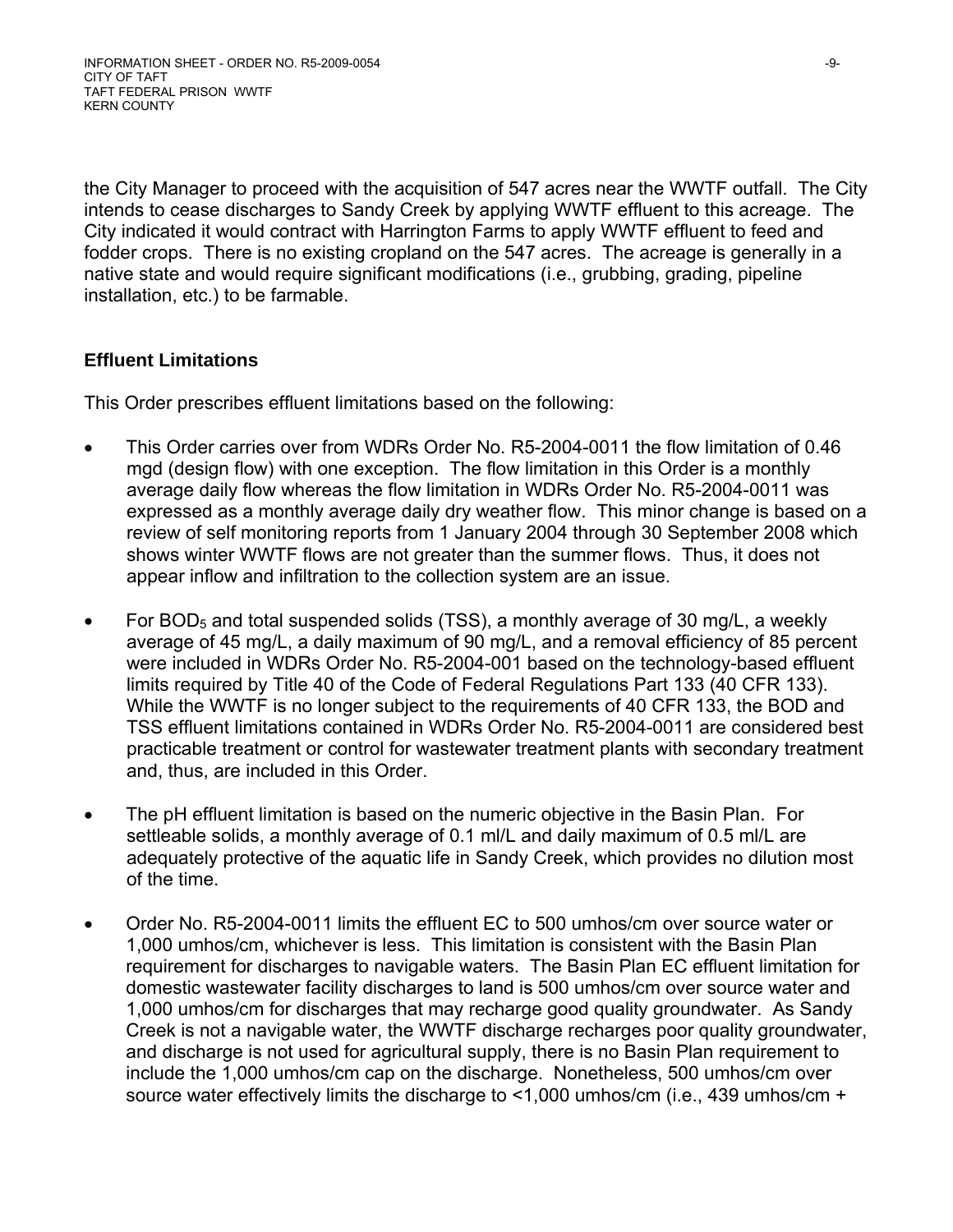the City Manager to proceed with the acquisition of 547 acres near the WWTF outfall. The City intends to cease discharges to Sandy Creek by applying WWTF effluent to this acreage. The City indicated it would contract with Harrington Farms to apply WWTF effluent to feed and fodder crops. There is no existing cropland on the 547 acres. The acreage is generally in a native state and would require significant modifications (i.e., grubbing, grading, pipeline installation, etc.) to be farmable.

## Effluent Limitations

This Order prescribes effluent limitations based on the following:

- This Order carries over from WDRs Order No. R5-2004-0011 the flow limitation of 0.46 mgd (design flow) with one exception. The flow limitation in this Order is a monthly average daily flow whereas the flow limitation in WDRs Order No. R5-2004-0011 was expressed as a monthly average daily dry weather flow. This minor change is based on a review of self monitoring reports from 1 January 2004 through 30 September 2008 which shows winter WWTF flows are not greater than the summer flows. Thus, it does not appear inflow and infiltration to the collection system are an issue.

- For $BOD_5$ and total suspended solids (TSS), a monthly average of 30 mg/L, a weekly average of 45 mg/L, a daily maximum of 90 mg/L, and a removal efficiency of 85 percent were included in WDRs Order No. R5-2004-001 based on the technology-based effluent limits required by Title 40 of the Code of Federal Regulations Part 133 (40 CFR 133). While the WWTF is no longer subject to the requirements of 40 CFR 133, the BOD and TSS effluent limitations contained in WDRs Order No. R5-2004-0011 are considered best practicable treatment or control for wastewater treatment plants with secondary treatment and, thus, are included in this Order.

- The pH effluent limitation is based on the numeric objective in the Basin Plan. For settleable solids, a monthly average of 0.1 ml/L and daily maximum of 0.5 ml/L are adequately protective of the aquatic life in Sandy Creek, which provides no dilution most of the time.

- Order No. R5-2004-0011 limits the effluent EC to 500 umhos/cm over source water or 1,000 umhos/cm, whichever is less. This limitation is consistent with the Basin Plan requirement for discharges to navigable waters. The Basin Plan EC effluent limitation for domestic wastewater facility discharges to land is 500 umhos/cm over source water and 1,000 umhos/cm for discharges that may recharge good quality groundwater. As Sandy Creek is not a navigable water, the WWTF discharge recharges poor quality groundwater, and discharge is not used for agricultural supply, there is no Basin Plan requirement to include the 1,000 umhos/cm cap on the discharge. Nonetheless, 500 umhos/cm over source water effectively limits the discharge to <1,000 umhos/cm (i.e., 439 umhos/cm +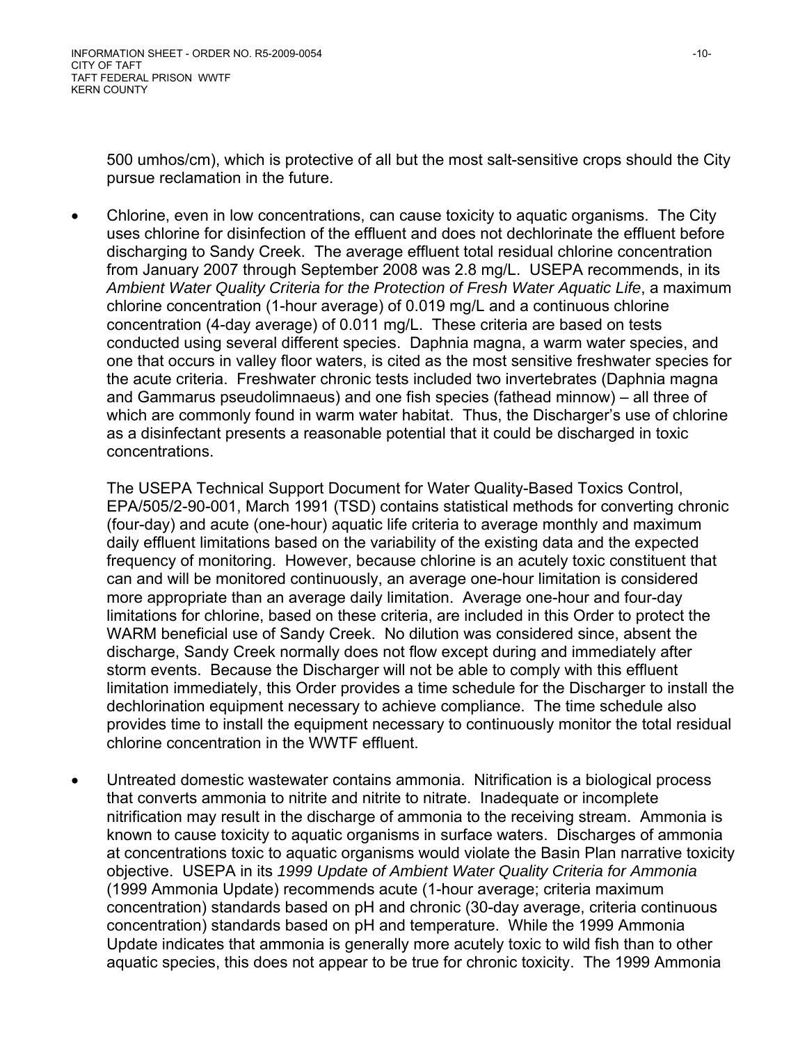500 umhos/cm), which is protective of all but the most salt-sensitive crops should the City pursue reclamation in the future.

- Chlorine, even in low concentrations, can cause toxicity to aquatic organisms. The City uses chlorine for disinfection of the effluent and does not dechlorinate the effluent before discharging to Sandy Creek. The average effluent total residual chlorine concentration from January 2007 through September 2008 was 2.8 mg/L. USEPA recommends, in its *Ambient Water Quality Criteria for the Protection of Fresh Water Aquatic Life*, a maximum chlorine concentration (1-hour average) of 0.019 mg/L and a continuous chlorine concentration (4-day average) of 0.011 mg/L. These criteria are based on tests conducted using several different species. Daphnia magna, a warm water species, and one that occurs in valley floor waters, is cited as the most sensitive freshwater species for the acute criteria. Freshwater chronic tests included two invertebrates (Daphnia magna and Gammarus pseudolimnaeus) and one fish species (fathead minnow) – all three of which are commonly found in warm water habitat. Thus, the Discharger's use of chlorine as a disinfectant presents a reasonable potential that it could be discharged in toxic concentrations.

  The USEPA Technical Support Document for Water Quality-Based Toxics Control, EPA/505/2-90-001, March 1991 (TSD) contains statistical methods for converting chronic (four-day) and acute (one-hour) aquatic life criteria to average monthly and maximum daily effluent limitations based on the variability of the existing data and the expected frequency of monitoring. However, because chlorine is an acutely toxic constituent that can and will be monitored continuously, an average one-hour limitation is considered more appropriate than an average daily limitation. Average one-hour and four-day limitations for chlorine, based on these criteria, are included in this Order to protect the WARM beneficial use of Sandy Creek. No dilution was considered since, absent the discharge, Sandy Creek normally does not flow except during and immediately after storm events. Because the Discharger will not be able to comply with this effluent limitation immediately, this Order provides a time schedule for the Discharger to install the dechlorination equipment necessary to achieve compliance. The time schedule also provides time to install the equipment necessary to continuously monitor the total residual chlorine concentration in the WWTF effluent.

- Untreated domestic wastewater contains ammonia. Nitrification is a biological process that converts ammonia to nitrite and nitrite to nitrate. Inadequate or incomplete nitrification may result in the discharge of ammonia to the receiving stream. Ammonia is known to cause toxicity to aquatic organisms in surface waters. Discharges of ammonia at concentrations toxic to aquatic organisms would violate the Basin Plan narrative toxicity objective. USEPA in its *1999 Update of Ambient Water Quality Criteria for Ammonia* (1999 Ammonia Update) recommends acute (1-hour average; criteria maximum concentration) standards based on pH and chronic (30-day average, criteria continuous concentration) standards based on pH and temperature. While the 1999 Ammonia Update indicates that ammonia is generally more acutely toxic to wild fish than to other aquatic species, this does not appear to be true for chronic toxicity. The 1999 Ammonia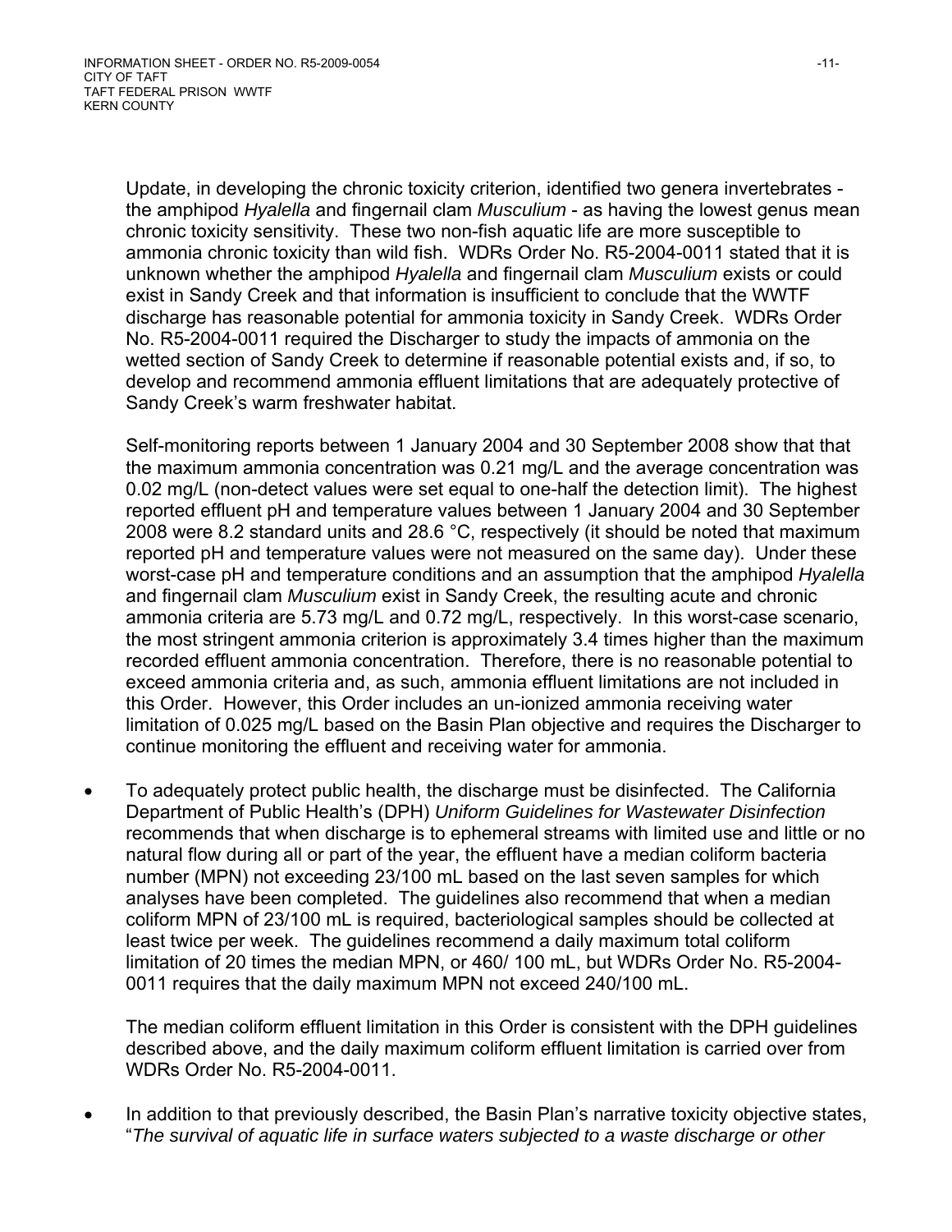Update, in developing the chronic toxicity criterion, identified two genera invertebrates - the amphipod *Hyalella* and fingernail clam *Musculium* - as having the lowest genus mean chronic toxicity sensitivity. These two non-fish aquatic life are more susceptible to ammonia chronic toxicity than wild fish. WDRs Order No. R5-2004-0011 stated that it is unknown whether the amphipod *Hyalella* and fingernail clam *Musculium* exists or could exist in Sandy Creek and that information is insufficient to conclude that the WWTF discharge has reasonable potential for ammonia toxicity in Sandy Creek. WDRs Order No. R5-2004-0011 required the Discharger to study the impacts of ammonia on the wetted section of Sandy Creek to determine if reasonable potential exists and, if so, to develop and recommend ammonia effluent limitations that are adequately protective of Sandy Creek's warm freshwater habitat.

Self-monitoring reports between 1 January 2004 and 30 September 2008 show that that the maximum ammonia concentration was 0.21 mg/L and the average concentration was 0.02 mg/L (non-detect values were set equal to one-half the detection limit). The highest reported effluent pH and temperature values between 1 January 2004 and 30 September 2008 were 8.2 standard units and 28.6 °C, respectively (it should be noted that maximum reported pH and temperature values were not measured on the same day). Under these worst-case pH and temperature conditions and an assumption that the amphipod *Hyalella* and fingernail clam *Musculium* exist in Sandy Creek, the resulting acute and chronic ammonia criteria are 5.73 mg/L and 0.72 mg/L, respectively. In this worst-case scenario, the most stringent ammonia criterion is approximately 3.4 times higher than the maximum recorded effluent ammonia concentration. Therefore, there is no reasonable potential to exceed ammonia criteria and, as such, ammonia effluent limitations are not included in this Order. However, this Order includes an un-ionized ammonia receiving water limitation of 0.025 mg/L based on the Basin Plan objective and requires the Discharger to continue monitoring the effluent and receiving water for ammonia.

- To adequately protect public health, the discharge must be disinfected. The California Department of Public Health's (DPH) *Uniform Guidelines for Wastewater Disinfection* recommends that when discharge is to ephemeral streams with limited use and little or no natural flow during all or part of the year, the effluent have a median coliform bacteria number (MPN) not exceeding 23/100 mL based on the last seven samples for which analyses have been completed. The guidelines also recommend that when a median coliform MPN of 23/100 mL is required, bacteriological samples should be collected at least twice per week. The guidelines recommend a daily maximum total coliform limitation of 20 times the median MPN, or 460/ 100 mL, but WDRs Order No. R5-2004-0011 requires that the daily maximum MPN not exceed 240/100 mL.

  The median coliform effluent limitation in this Order is consistent with the DPH guidelines described above, and the daily maximum coliform effluent limitation is carried over from WDRs Order No. R5-2004-0011.

- In addition to that previously described, the Basin Plan's narrative toxicity objective states, "*The survival of aquatic life in surface waters subjected to a waste discharge or other*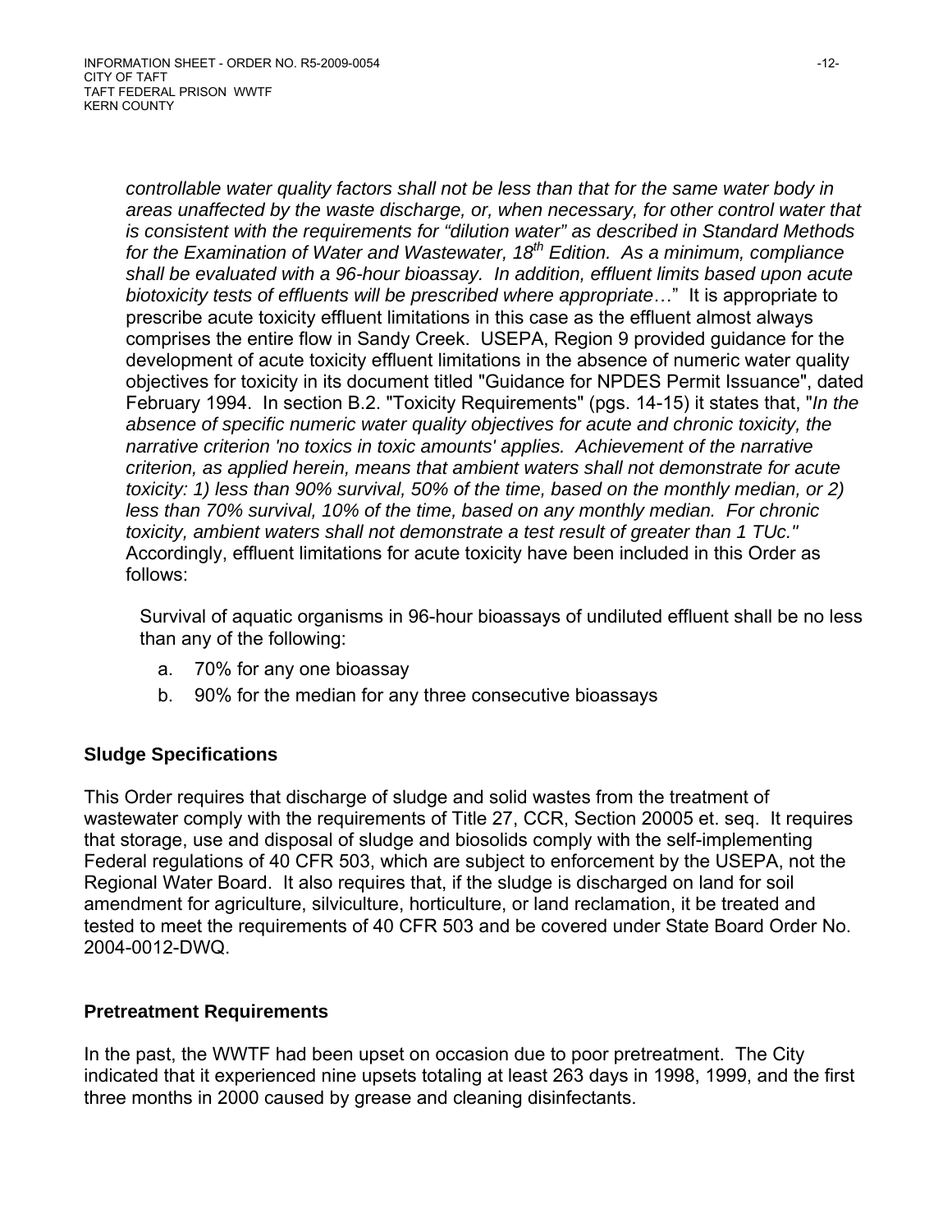*controllable water quality factors shall not be less than that for the same water body in areas unaffected by the waste discharge, or, when necessary, for other control water that is consistent with the requirements for "dilution water" as described in Standard Methods for the Examination of Water and Wastewater, 18th Edition. As a minimum, compliance shall be evaluated with a 96-hour bioassay. In addition, effluent limits based upon acute biotoxicity tests of effluents will be prescribed where appropriate*…" It is appropriate to prescribe acute toxicity effluent limitations in this case as the effluent almost always comprises the entire flow in Sandy Creek. USEPA, Region 9 provided guidance for the development of acute toxicity effluent limitations in the absence of numeric water quality objectives for toxicity in its document titled "Guidance for NPDES Permit Issuance", dated February 1994. In section B.2. "Toxicity Requirements" (pgs. 14-15) it states that, "*In the absence of specific numeric water quality objectives for acute and chronic toxicity, the narrative criterion 'no toxics in toxic amounts' applies. Achievement of the narrative criterion, as applied herein, means that ambient waters shall not demonstrate for acute toxicity: 1) less than 90% survival, 50% of the time, based on the monthly median, or 2) less than 70% survival, 10% of the time, based on any monthly median. For chronic toxicity, ambient waters shall not demonstrate a test result of greater than 1 TUc."* Accordingly, effluent limitations for acute toxicity have been included in this Order as follows:

Survival of aquatic organisms in 96-hour bioassays of undiluted effluent shall be no less than any of the following:

a. 70% for any one bioassay
b. 90% for the median for any three consecutive bioassays

## Sludge Specifications

This Order requires that discharge of sludge and solid wastes from the treatment of wastewater comply with the requirements of Title 27, CCR, Section 20005 et. seq. It requires that storage, use and disposal of sludge and biosolids comply with the self-implementing Federal regulations of 40 CFR 503, which are subject to enforcement by the USEPA, not the Regional Water Board. It also requires that, if the sludge is discharged on land for soil amendment for agriculture, silviculture, horticulture, or land reclamation, it be treated and tested to meet the requirements of 40 CFR 503 and be covered under State Board Order No. 2004-0012-DWQ.

## Pretreatment Requirements

In the past, the WWTF had been upset on occasion due to poor pretreatment. The City indicated that it experienced nine upsets totaling at least 263 days in 1998, 1999, and the first three months in 2000 caused by grease and cleaning disinfectants.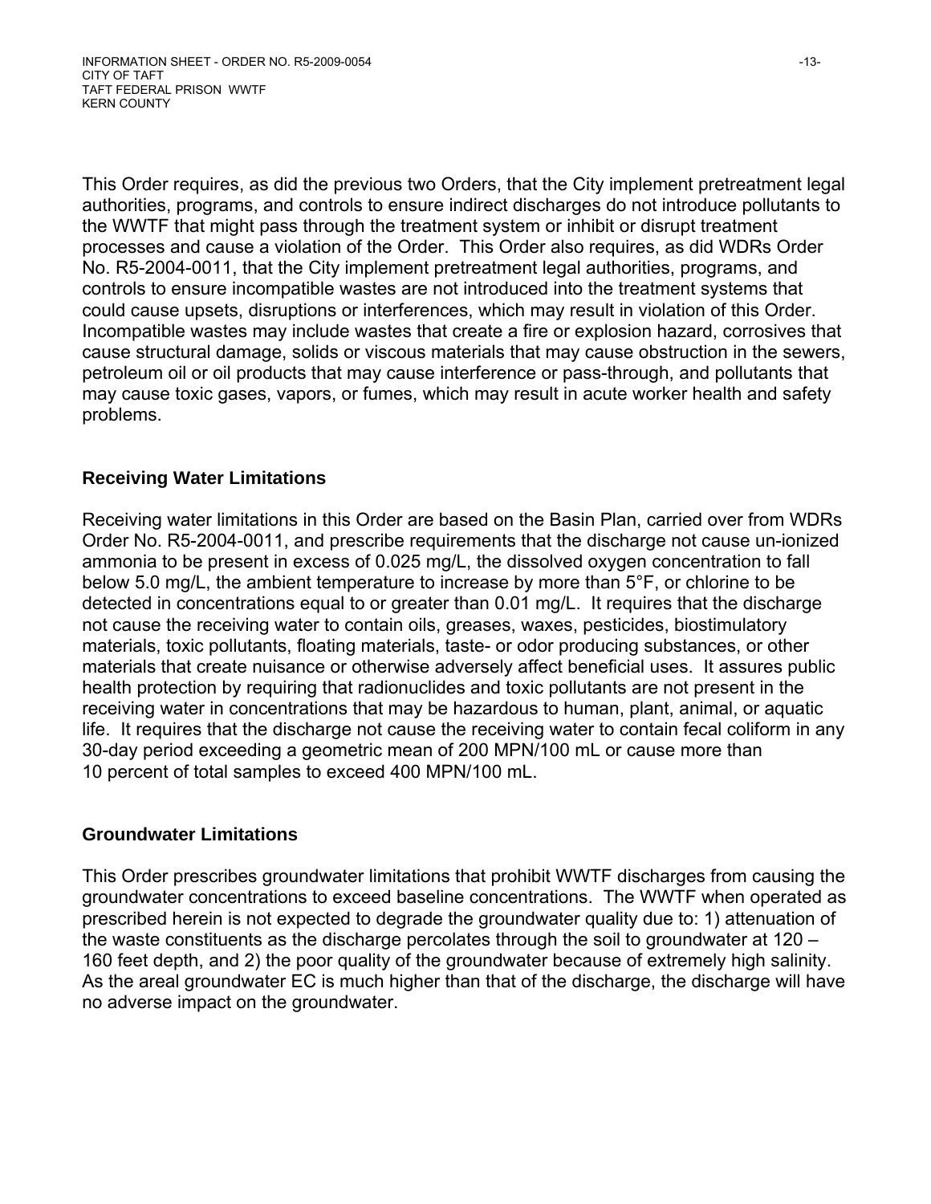This Order requires, as did the previous two Orders, that the City implement pretreatment legal authorities, programs, and controls to ensure indirect discharges do not introduce pollutants to the WWTF that might pass through the treatment system or inhibit or disrupt treatment processes and cause a violation of the Order. This Order also requires, as did WDRs Order No. R5-2004-0011, that the City implement pretreatment legal authorities, programs, and controls to ensure incompatible wastes are not introduced into the treatment systems that could cause upsets, disruptions or interferences, which may result in violation of this Order. Incompatible wastes may include wastes that create a fire or explosion hazard, corrosives that cause structural damage, solids or viscous materials that may cause obstruction in the sewers, petroleum oil or oil products that may cause interference or pass-through, and pollutants that may cause toxic gases, vapors, or fumes, which may result in acute worker health and safety problems.

**Receiving Water Limitations**

Receiving water limitations in this Order are based on the Basin Plan, carried over from WDRs Order No. R5-2004-0011, and prescribe requirements that the discharge not cause un-ionized ammonia to be present in excess of 0.025 mg/L, the dissolved oxygen concentration to fall below 5.0 mg/L, the ambient temperature to increase by more than 5°F, or chlorine to be detected in concentrations equal to or greater than 0.01 mg/L. It requires that the discharge not cause the receiving water to contain oils, greases, waxes, pesticides, biostimulatory materials, toxic pollutants, floating materials, taste- or odor producing substances, or other materials that create nuisance or otherwise adversely affect beneficial uses. It assures public health protection by requiring that radionuclides and toxic pollutants are not present in the receiving water in concentrations that may be hazardous to human, plant, animal, or aquatic life. It requires that the discharge not cause the receiving water to contain fecal coliform in any 30-day period exceeding a geometric mean of 200 MPN/100 mL or cause more than 10 percent of total samples to exceed 400 MPN/100 mL.

**Groundwater Limitations**

This Order prescribes groundwater limitations that prohibit WWTF discharges from causing the groundwater concentrations to exceed baseline concentrations. The WWTF when operated as prescribed herein is not expected to degrade the groundwater quality due to: 1) attenuation of the waste constituents as the discharge percolates through the soil to groundwater at 120 – 160 feet depth, and 2) the poor quality of the groundwater because of extremely high salinity. As the areal groundwater EC is much higher than that of the discharge, the discharge will have no adverse impact on the groundwater.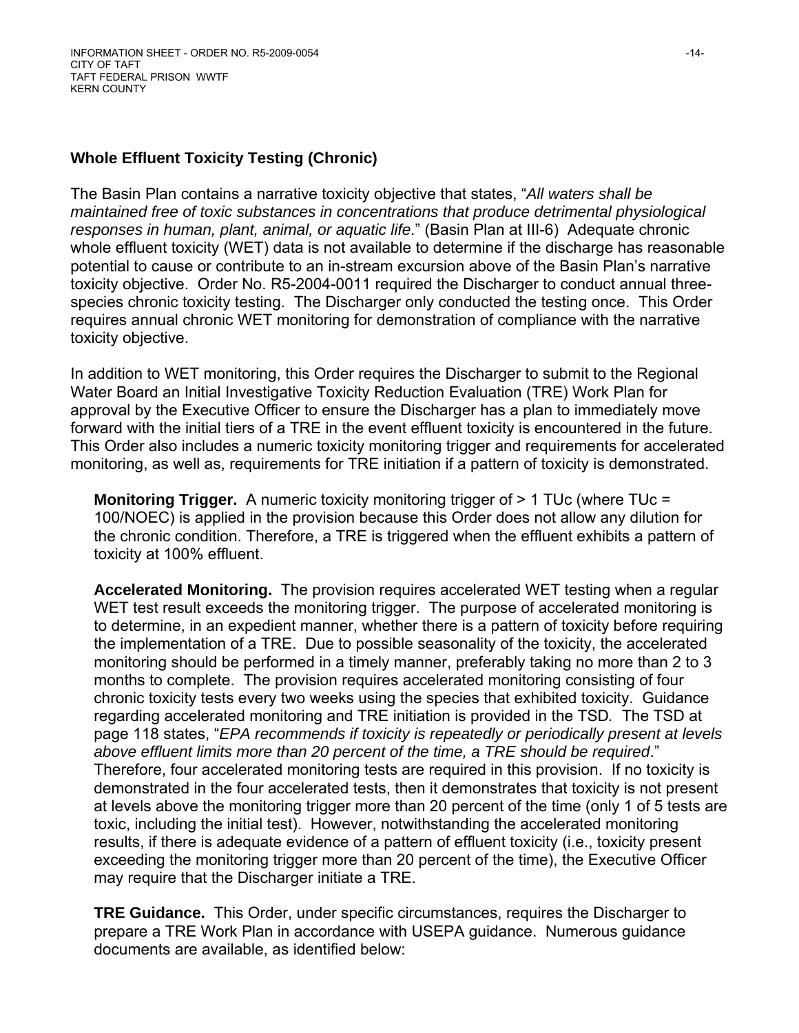### Whole Effluent Toxicity Testing (Chronic)

The Basin Plan contains a narrative toxicity objective that states, "*All waters shall be maintained free of toxic substances in concentrations that produce detrimental physiological responses in human, plant, animal, or aquatic life*." (Basin Plan at III-6) Adequate chronic whole effluent toxicity (WET) data is not available to determine if the discharge has reasonable potential to cause or contribute to an in-stream excursion above of the Basin Plan's narrative toxicity objective. Order No. R5-2004-0011 required the Discharger to conduct annual three-species chronic toxicity testing. The Discharger only conducted the testing once. This Order requires annual chronic WET monitoring for demonstration of compliance with the narrative toxicity objective.

In addition to WET monitoring, this Order requires the Discharger to submit to the Regional Water Board an Initial Investigative Toxicity Reduction Evaluation (TRE) Work Plan for approval by the Executive Officer to ensure the Discharger has a plan to immediately move forward with the initial tiers of a TRE in the event effluent toxicity is encountered in the future. This Order also includes a numeric toxicity monitoring trigger and requirements for accelerated monitoring, as well as, requirements for TRE initiation if a pattern of toxicity is demonstrated.

**Monitoring Trigger.** A numeric toxicity monitoring trigger of > 1 TUc (where TUc = 100/NOEC) is applied in the provision because this Order does not allow any dilution for the chronic condition. Therefore, a TRE is triggered when the effluent exhibits a pattern of toxicity at 100% effluent.

**Accelerated Monitoring.** The provision requires accelerated WET testing when a regular WET test result exceeds the monitoring trigger. The purpose of accelerated monitoring is to determine, in an expedient manner, whether there is a pattern of toxicity before requiring the implementation of a TRE. Due to possible seasonality of the toxicity, the accelerated monitoring should be performed in a timely manner, preferably taking no more than 2 to 3 months to complete. The provision requires accelerated monitoring consisting of four chronic toxicity tests every two weeks using the species that exhibited toxicity. Guidance regarding accelerated monitoring and TRE initiation is provided in the TSD. The TSD at page 118 states, "*EPA recommends if toxicity is repeatedly or periodically present at levels above effluent limits more than 20 percent of the time, a TRE should be required*." Therefore, four accelerated monitoring tests are required in this provision. If no toxicity is demonstrated in the four accelerated tests, then it demonstrates that toxicity is not present at levels above the monitoring trigger more than 20 percent of the time (only 1 of 5 tests are toxic, including the initial test). However, notwithstanding the accelerated monitoring results, if there is adequate evidence of a pattern of effluent toxicity (i.e., toxicity present exceeding the monitoring trigger more than 20 percent of the time), the Executive Officer may require that the Discharger initiate a TRE.

**TRE Guidance.** This Order, under specific circumstances, requires the Discharger to prepare a TRE Work Plan in accordance with USEPA guidance. Numerous guidance documents are available, as identified below: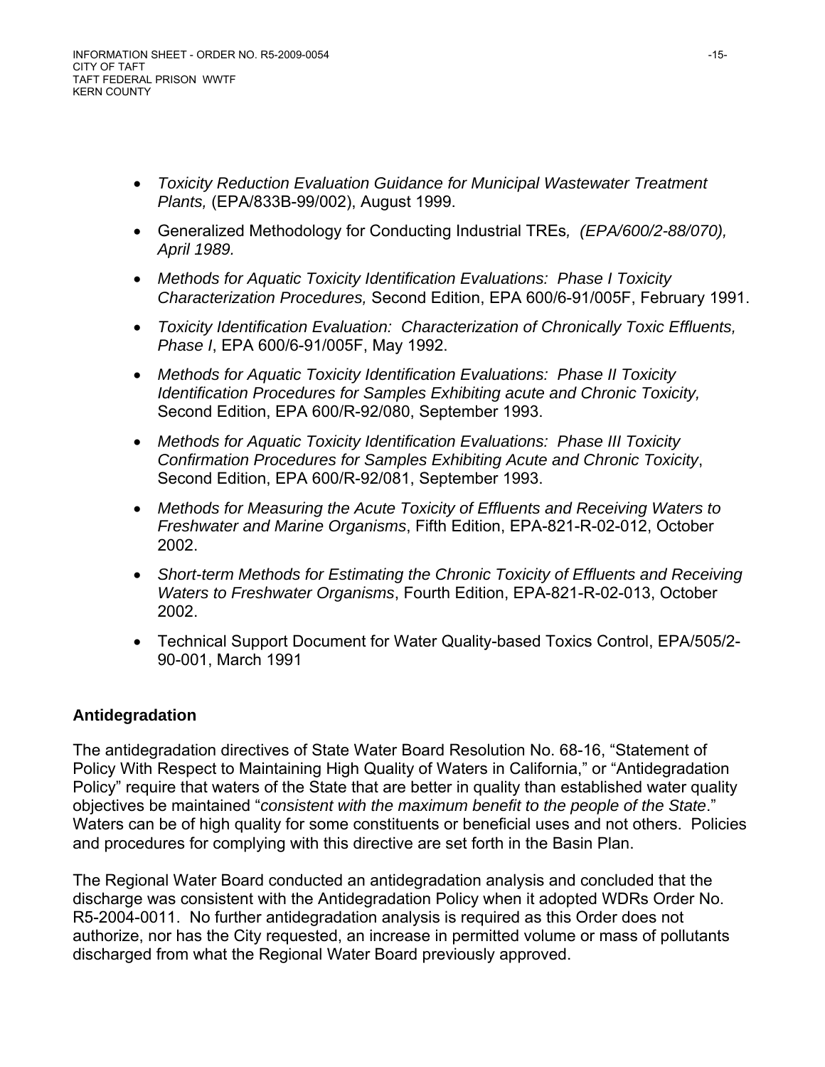- *Toxicity Reduction Evaluation Guidance for Municipal Wastewater Treatment Plants,* (EPA/833B-99/002), August 1999.
- Generalized Methodology for Conducting Industrial TREs*, (EPA/600/2-88/070), April 1989.*
- *Methods for Aquatic Toxicity Identification Evaluations: Phase I Toxicity Characterization Procedures,* Second Edition, EPA 600/6-91/005F, February 1991.
- *Toxicity Identification Evaluation: Characterization of Chronically Toxic Effluents, Phase I*, EPA 600/6-91/005F, May 1992.
- *Methods for Aquatic Toxicity Identification Evaluations: Phase II Toxicity Identification Procedures for Samples Exhibiting acute and Chronic Toxicity,* Second Edition, EPA 600/R-92/080, September 1993.
- *Methods for Aquatic Toxicity Identification Evaluations: Phase III Toxicity Confirmation Procedures for Samples Exhibiting Acute and Chronic Toxicity*, Second Edition, EPA 600/R-92/081, September 1993.
- *Methods for Measuring the Acute Toxicity of Effluents and Receiving Waters to Freshwater and Marine Organisms*, Fifth Edition, EPA-821-R-02-012, October 2002.
- *Short-term Methods for Estimating the Chronic Toxicity of Effluents and Receiving Waters to Freshwater Organisms*, Fourth Edition, EPA-821-R-02-013, October 2002.
- Technical Support Document for Water Quality-based Toxics Control, EPA/505/2-90-001, March 1991

**Antidegradation**

The antidegradation directives of State Water Board Resolution No. 68-16, "Statement of Policy With Respect to Maintaining High Quality of Waters in California," or "Antidegradation Policy" require that waters of the State that are better in quality than established water quality objectives be maintained "*consistent with the maximum benefit to the people of the State*." Waters can be of high quality for some constituents or beneficial uses and not others. Policies and procedures for complying with this directive are set forth in the Basin Plan.

The Regional Water Board conducted an antidegradation analysis and concluded that the discharge was consistent with the Antidegradation Policy when it adopted WDRs Order No. R5-2004-0011. No further antidegradation analysis is required as this Order does not authorize, nor has the City requested, an increase in permitted volume or mass of pollutants discharged from what the Regional Water Board previously approved.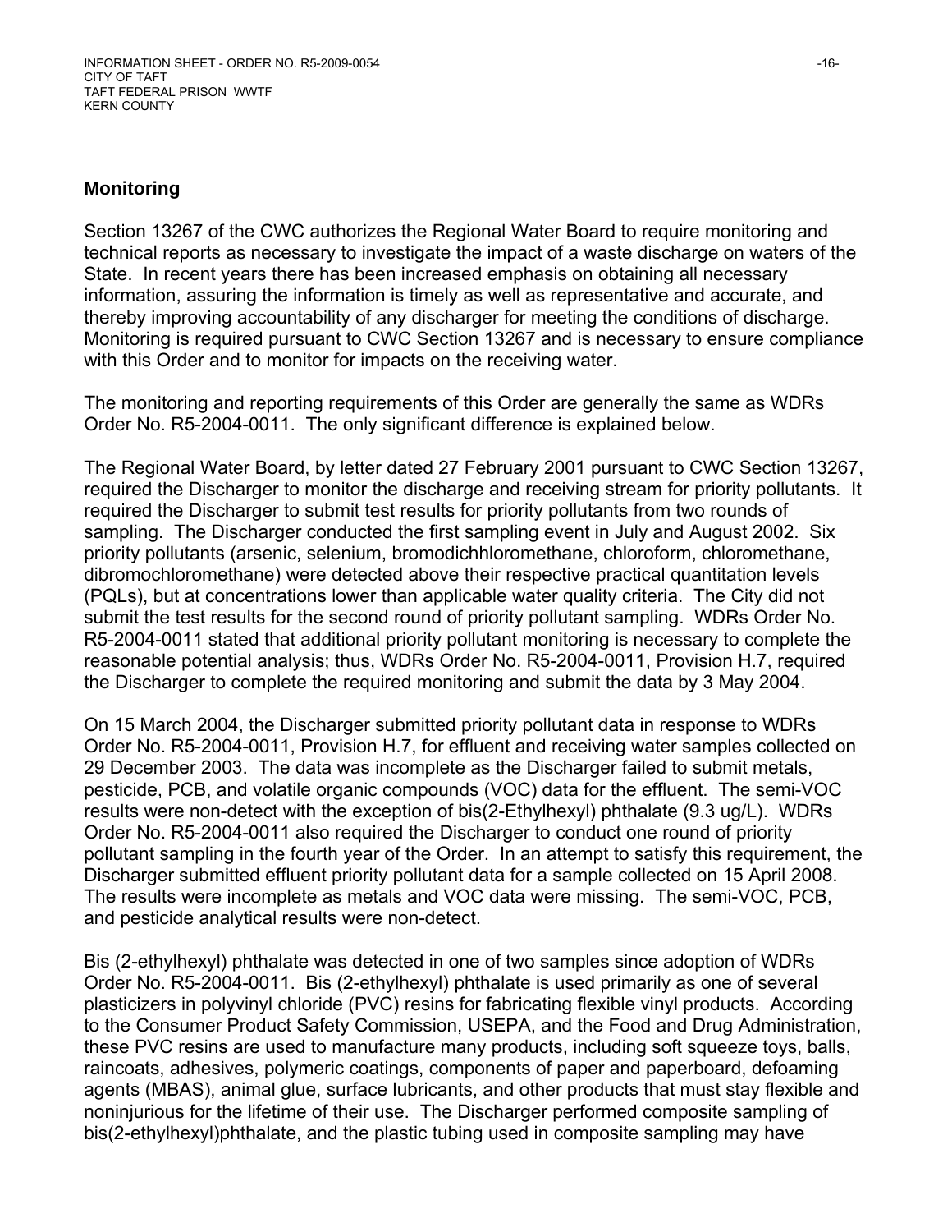## Monitoring

Section 13267 of the CWC authorizes the Regional Water Board to require monitoring and technical reports as necessary to investigate the impact of a waste discharge on waters of the State. In recent years there has been increased emphasis on obtaining all necessary information, assuring the information is timely as well as representative and accurate, and thereby improving accountability of any discharger for meeting the conditions of discharge. Monitoring is required pursuant to CWC Section 13267 and is necessary to ensure compliance with this Order and to monitor for impacts on the receiving water.

The monitoring and reporting requirements of this Order are generally the same as WDRs Order No. R5-2004-0011. The only significant difference is explained below.

The Regional Water Board, by letter dated 27 February 2001 pursuant to CWC Section 13267, required the Discharger to monitor the discharge and receiving stream for priority pollutants. It required the Discharger to submit test results for priority pollutants from two rounds of sampling. The Discharger conducted the first sampling event in July and August 2002. Six priority pollutants (arsenic, selenium, bromodichhloromethane, chloroform, chloromethane, dibromochloromethane) were detected above their respective practical quantitation levels (PQLs), but at concentrations lower than applicable water quality criteria. The City did not submit the test results for the second round of priority pollutant sampling. WDRs Order No. R5-2004-0011 stated that additional priority pollutant monitoring is necessary to complete the reasonable potential analysis; thus, WDRs Order No. R5-2004-0011, Provision H.7, required the Discharger to complete the required monitoring and submit the data by 3 May 2004.

On 15 March 2004, the Discharger submitted priority pollutant data in response to WDRs Order No. R5-2004-0011, Provision H.7, for effluent and receiving water samples collected on 29 December 2003. The data was incomplete as the Discharger failed to submit metals, pesticide, PCB, and volatile organic compounds (VOC) data for the effluent. The semi-VOC results were non-detect with the exception of bis(2-Ethylhexyl) phthalate (9.3 ug/L). WDRs Order No. R5-2004-0011 also required the Discharger to conduct one round of priority pollutant sampling in the fourth year of the Order. In an attempt to satisfy this requirement, the Discharger submitted effluent priority pollutant data for a sample collected on 15 April 2008. The results were incomplete as metals and VOC data were missing. The semi-VOC, PCB, and pesticide analytical results were non-detect.

Bis (2-ethylhexyl) phthalate was detected in one of two samples since adoption of WDRs Order No. R5-2004-0011. Bis (2-ethylhexyl) phthalate is used primarily as one of several plasticizers in polyvinyl chloride (PVC) resins for fabricating flexible vinyl products. According to the Consumer Product Safety Commission, USEPA, and the Food and Drug Administration, these PVC resins are used to manufacture many products, including soft squeeze toys, balls, raincoats, adhesives, polymeric coatings, components of paper and paperboard, defoaming agents (MBAS), animal glue, surface lubricants, and other products that must stay flexible and noninjurious for the lifetime of their use. The Discharger performed composite sampling of bis(2-ethylhexyl)phthalate, and the plastic tubing used in composite sampling may have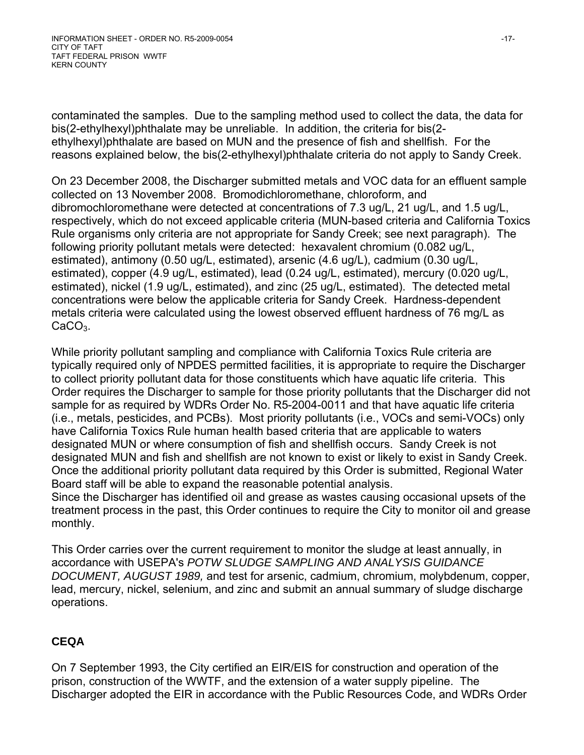contaminated the samples. Due to the sampling method used to collect the data, the data for bis(2-ethylhexyl)phthalate may be unreliable. In addition, the criteria for bis(2-ethylhexyl)phthalate are based on MUN and the presence of fish and shellfish. For the reasons explained below, the bis(2-ethylhexyl)phthalate criteria do not apply to Sandy Creek.

On 23 December 2008, the Discharger submitted metals and VOC data for an effluent sample collected on 13 November 2008. Bromodichloromethane, chloroform, and dibromochloromethane were detected at concentrations of 7.3 ug/L, 21 ug/L, and 1.5 ug/L, respectively, which do not exceed applicable criteria (MUN-based criteria and California Toxics Rule organisms only criteria are not appropriate for Sandy Creek; see next paragraph). The following priority pollutant metals were detected: hexavalent chromium (0.082 ug/L, estimated), antimony (0.50 ug/L, estimated), arsenic (4.6 ug/L), cadmium (0.30 ug/L, estimated), copper (4.9 ug/L, estimated), lead (0.24 ug/L, estimated), mercury (0.020 ug/L, estimated), nickel (1.9 ug/L, estimated), and zinc (25 ug/L, estimated). The detected metal concentrations were below the applicable criteria for Sandy Creek. Hardness-dependent metals criteria were calculated using the lowest observed effluent hardness of 76 mg/L as $CaCO_3$.

While priority pollutant sampling and compliance with California Toxics Rule criteria are typically required only of NPDES permitted facilities, it is appropriate to require the Discharger to collect priority pollutant data for those constituents which have aquatic life criteria. This Order requires the Discharger to sample for those priority pollutants that the Discharger did not sample for as required by WDRs Order No. R5-2004-0011 and that have aquatic life criteria (i.e., metals, pesticides, and PCBs). Most priority pollutants (i.e., VOCs and semi-VOCs) only have California Toxics Rule human health based criteria that are applicable to waters designated MUN or where consumption of fish and shellfish occurs. Sandy Creek is not designated MUN and fish and shellfish are not known to exist or likely to exist in Sandy Creek. Once the additional priority pollutant data required by this Order is submitted, Regional Water Board staff will be able to expand the reasonable potential analysis.
Since the Discharger has identified oil and grease as wastes causing occasional upsets of the treatment process in the past, this Order continues to require the City to monitor oil and grease monthly.

This Order carries over the current requirement to monitor the sludge at least annually, in accordance with USEPA's *POTW SLUDGE SAMPLING AND ANALYSIS GUIDANCE DOCUMENT, AUGUST 1989,* and test for arsenic, cadmium, chromium, molybdenum, copper, lead, mercury, nickel, selenium, and zinc and submit an annual summary of sludge discharge operations.

## CEQA

On 7 September 1993, the City certified an EIR/EIS for construction and operation of the prison, construction of the WWTF, and the extension of a water supply pipeline. The Discharger adopted the EIR in accordance with the Public Resources Code, and WDRs Order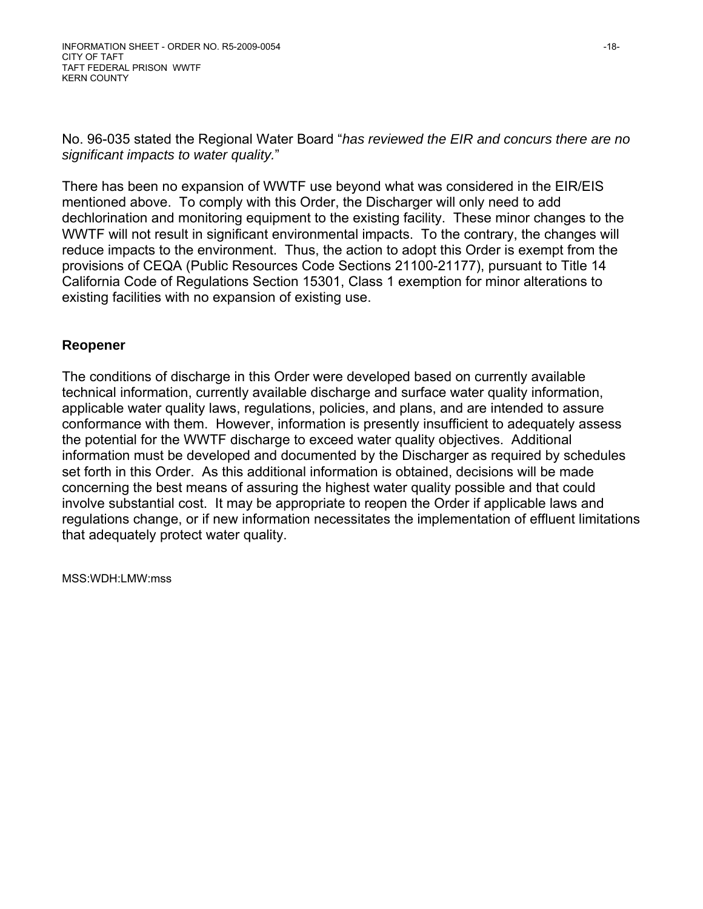No. 96-035 stated the Regional Water Board "*has reviewed the EIR and concurs there are no significant impacts to water quality.*"

There has been no expansion of WWTF use beyond what was considered in the EIR/EIS mentioned above. To comply with this Order, the Discharger will only need to add dechlorination and monitoring equipment to the existing facility. These minor changes to the WWTF will not result in significant environmental impacts. To the contrary, the changes will reduce impacts to the environment. Thus, the action to adopt this Order is exempt from the provisions of CEQA (Public Resources Code Sections 21100-21177), pursuant to Title 14 California Code of Regulations Section 15301, Class 1 exemption for minor alterations to existing facilities with no expansion of existing use.

## Reopener

The conditions of discharge in this Order were developed based on currently available technical information, currently available discharge and surface water quality information, applicable water quality laws, regulations, policies, and plans, and are intended to assure conformance with them. However, information is presently insufficient to adequately assess the potential for the WWTF discharge to exceed water quality objectives. Additional information must be developed and documented by the Discharger as required by schedules set forth in this Order. As this additional information is obtained, decisions will be made concerning the best means of assuring the highest water quality possible and that could involve substantial cost. It may be appropriate to reopen the Order if applicable laws and regulations change, or if new information necessitates the implementation of effluent limitations that adequately protect water quality.

MSS:WDH:LMW:mss